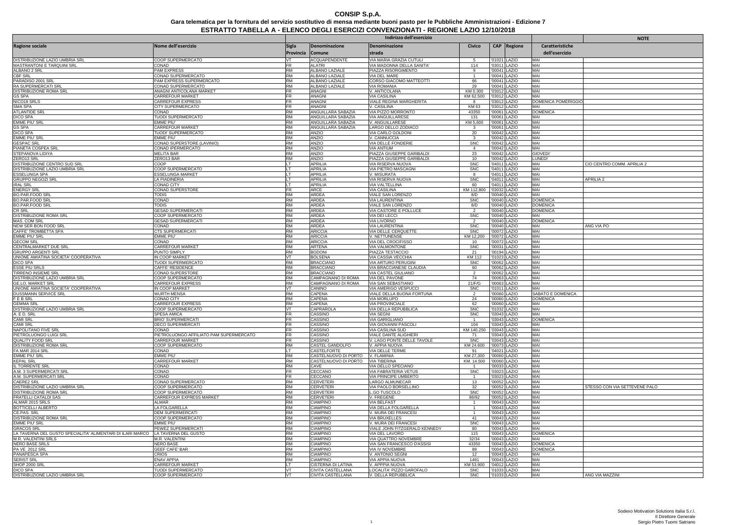# CONSIP S.p.A.

## Gara telematica per la fornitura del servizio sostitutivo di mensa mediante buoni pasto per le Pubbliche Amministrazioni - Edizione 7

## ESTRATTO TABELLA A - ELENCO DEGLI ESERCIZI CONVENZIONATI - REGIONE LAZIO 12/10/2018

| Ragione sociale | Nome dell'esercizio | Indirizzo dell'esercizio | | | | | | Caratteristiche dell'esercizio | NOTE |
|---|---|---|---|---|---|---|---|---|---|
| | | Sigla Provincia | Denominazione Comune | Denominazione strada | Civico | CAP | Regione | | |
| DISTRIBUZIONE LAZIO UMBRIA SRL | COOP SUPERMERCATO | VT | ACQUAPENDENTE | VIA MARIA GRAZIA CUTULI | 5 | '01021 | LAZIO | MAI | |
| MASTRANTONI E TARQUINI SRL | CONAD | FR | ALATRI | VIA MADONNA DELLA SANITA' | 114 | '03011 | LAZIO | MAI | |
| ALBANO 2 SRL | PAM EXPRESS | RM | ALBANO LAZIALE | PIAZZA RISORGIMENTO | 9 | '00041 | LAZIO | MAI | |
| CBF SRL | CONAD SUPERMERCATO | RM | ALBANO LAZIALE | VIA DEL MARE | 1 | '00041 | LAZIO | MAI | |
| PARADISO 2001 SRL | PAM EXPRESS SUPERMERCATO | RM | ALBANO LAZIALE | CORSO GIACOMO MATTEOTTI | 66 | '00041 | LAZIO | MAI | |
| RA SUPERMERCATI SRL | CONAD SUPERMERCATO | RM | ALBANO LAZIALE | VIA ROMANIA | 29 | '00041 | LAZIO | MAI | |
| DISTRIBUZIONE ROMA SRL | ANAGNI ANTICOLANA MARKET | FR | ANAGNI | V. ANTICOLANA | KM 0.300 | '03012 | LAZIO | MAI | |
| GS SPA | CARREFOUR MARKET | FR | ANAGNI | VIA CASILINA | KM 62.500 | '03012 | LAZIO | MAI | |
| NICO18 SRLS | CARREFOUR EXPRESS | FR | ANAGNI | VIALE REGINA MARGHERITA | 8 | '03012 | LAZIO | DOMENICA POMERIGGIO | |
| SMA SPA | CITY SUPERMERCATO | FR | ANAGNI | V. CASILINA | KM 63 | '03012 | LAZIO | MAI | |
| ATLANTIDE SRL | CONAD | RM | ANGUILLARA SABAZIA | VIA PIZZO MORRONTO | 43350 | '00061 | LAZIO | DOMENICA | |
| DICO SPA | TUODI SUPERMERCATO | RM | ANGUILLARA SABAZIA | VIA ANGUILLARESE | 131 | '00061 | LAZIO | MAI | |
| EMME PIU' SRL | EMME PIU' | RM | ANGUILLARA SABAZIA | V. ANGUILLARESE | KM 5,600 | '00061 | LAZIO | MAI | |
| GS SPA | CARREFOUR MARKET | RM | ANGUILLARA SABAZIA | LARGO DELLO ZODIACO | 3 | '00061 | LAZIO | MAI | |
| DICO SPA | TUODI' SUPERMERCATO | RM | ANZIO | VIA CARLO GOLDONI | 20 | '00042 | LAZIO | MAI | |
| EMME PIU' SRL | EMME PIU' | RM | ANZIO | V. CANNUCCIA | 3 | '00042 | LAZIO | MAI | |
| GESPAC SRL | CONAD SUPERSTORE (LAVINIO) | RM | ANZIO | VIA DELLE FONDERIE | SNC | '00042 | LAZIO | MAI | |
| PIANETA COSPEA SRL | CONAD IPERMERCATO | RM | ANZIO | VIA ANTIUM | 4 | '00042 | LAZIO | MAI | |
| STEPANOVA LIDIYA | MELITA BAR | RM | ANZIO | PIAZZA GIUSEPPE GARIBALDI | 23 | '00042 | LAZIO | GIOVEDI' | |
| ZERO13 SRL | ZERO13 BAR | RM | ANZIO | PIAZZA GIUSEPPE GARIBALDI | 10 | '00042 | LAZIO | LUNEDI' | |
| DISTRIBUZIONE CENTRO SUD SRL | COOP | LT | APRILIA | VIA RISERVA NUOVA | SNC | '04011 | LAZIO | MAI | C/O CENTRO COMM. APRILIA 2 |
| DISTRIBUZIONE LAZIO UMBRIA SRL | COOP SUPERMERCATO | LT | APRILIA | VIA PIETRO MASCAGNI | SNC | '04011 | LAZIO | MAI | |
| ESSELUNGA SPA | ESSELUNGA MARKET | LT | APRILIA | V. MISURATA | 8 | '04011 | LAZIO | MAI | |
| GRUPPO NEGOZI SRL | LA PIADINERIA | LT | APRILIA | VIA RISERVA NUOVA | SNC | '04011 | LAZIO | MAI | APRILIA 2 |
| IRAL SRL | CONAD CITY | LT | APRILIA | VIA VALTELLINA | 60 | '04011 | LAZIO | MAI | |
| ENERGY SRL | CONAD SUPERSTORE | FR | ARCE | VIA CASILINA | KM 112,800 | '03032 | LAZIO | MAI | |
| BO.PAR.FOOD SRL | TODIS | RM | ARDEA | VIALE SAN LORENZO | 8/D | '00040 | LAZIO | MAI | |
| BO.PAR.FOOD SRL | CONAD | RM | ARDEA | VIA LAURENTINA | SNC | '00040 | LAZIO | DOMENICA | |
| BO.PAR.FOOD SRL | TODIS | RM | ARDEA | VIALE SAN LORENZO | 8/D | '00040 | LAZIO | DOMENICA | |
| CR SRL | GESAD SUPERMERCATI | RM | ARDEA | VIA CASTORE E POLLUCE | 2 | '00040 | LAZIO | DOMENICA | |
| DISTRIBUZIONE ROMA SRL | COOP SUPERMERCATO | RM | ARDEA | VIA DEI LECCI | SNC | '00040 | LAZIO | MAI | |
| MAS. COM SRL | GESAD SUPERMERCATI | RM | ARDEA | VIA LIVORNO | 2 | '00040 | LAZIO | DOMENICA | |
| NEW SER BON FOOD SRL | CONAD | RM | ARDEA | VIA LAURENTINA | SNC | '00040 | LAZIO | MAI | ANG VIA PO |
| CAFFE' TROMBETTA SPA | CTS SUPERMERCATI | RM | ARICCIA | VIA DELLE CERQUETTE | SNC | '00072 | LAZIO | MAI | |
| EMME PIU' SRL | EMME PIU' | RM | ARICCIA | V. NETTUNENSE | KM 12,200 | '00072 | LAZIO | MAI | |
| GECOM SRL | CONAD | RM | ARICCIA | VIA DEL CROCIFISSO | 10 | '00072 | LAZIO | MAI | |
| CENTRALMARKET DUE SRL | CARREFOUR MARKET | RM | ARTENA | VIA VALMONTONE | SNC | '00031 | LAZIO | MAI | |
| GRUPPO ARGENTI SRL | PUNTO SIMPLY | RM | BODONI | PIAZZA TESTACCIO | 21 | '00194 | LAZIO | MAI | |
| UNIONE AMIATINA SOCIETA' COOPERATIVA | IN COOP MARKET | VT | BOLSENA | VIA CASSIA VECCHIA | KM 112 | '01023 | LAZIO | MAI | |
| DICO SPA | TUODI SUPERMERCATO | RM | BRACCIANO | VIA ARTURO PERUGINI | SNC | '00062 | LAZIO | MAI | |
| ESSE PIU SRLS | CAFFE' RESIDENCE | RM | BRACCIANO | VIA BRACCIANESE CLAUDIA | 60 | '00062 | LAZIO | MAI | |
| TIRRENO INSIEME SRL | CONAD SUPERSTORE | RM | BRACCIANO | VIA CASTEL GIULIANO | 2 | '00062 | LAZIO | MAI | |
| DISTRIBUZIONE LAZIO UMBRIA SRL | COOP SUPERMERCATO | RM | CAMPAGNANO DI ROMA | VIA DEL PAVONE | 74 | '00063 | LAZIO | MAI | |
| GE.LO. MARKET SRL | CARREFOUR EXPRESS | RM | CAMPAGNANO DI ROMA | VIA SAN SEBASTIANO | 21/F/G | '00063 | LAZIO | MAI | |
| UNIONE AMIATINA SOCIETA' COOPERATIVA | IN COOP MARKET | VT | CANINO | VIA AMERIGO VESPUCCI | SNC | '01011 | LAZIO | MAI | |
| DUSSMANN SERVICE SRL | WURTH MENSA | RM | CAPENA | VIALE DELLA BUONA FORTUNA | 2 | '00060 | LAZIO | SABATO E DOMENICA | |
| F E B SRL | CONAD CITY | RM | CAPENA | VIA MORLUPO | 24 | '00060 | LAZIO | DOMENICA | |
| GEMMA SRL | CARREFOUR EXPRESS | RM | CAPENA | VIA PROVINCIALE | 62 | '00060 | LAZIO | MAI | |
| DISTRIBUZIONE LAZIO UMBRIA SRL | COOP SUPERMERCATO | VT | CAPRAROLA | VIA DELLA REPUBBLICA | SNC | '01032 | LAZIO | MAI | |
| A. E D. SRL | SPESA AMICA | FR | CASSINO | VIA SEGNI | SNC | '03043 | LAZIO | MAI | |
| CAMI SRL | BRIO' SUPERMERCATI | FR | CASSINO | VIA GARIGLIANO | 1 | '03043 | LAZIO | DOMENICA | |
| CAMI SRL | DECO SUPERMERCATI | FR | CASSINO | VIA GIOVANNI PASCOLI | 104 | '03043 | LAZIO | MAI | |
| NAPOLITANO FIVE SRL | CONAD | FR | CASSINO | VIA CASILINA SUD | KM 140.250 | '03043 | LAZIO | MAI | |
| PIETROLUONGO LUIGI SRL | PIETROLUONGO AFFILIATO PAM SUPERMERCATO | FR | CASSINO | VIALE DANTE ALIGHIERI | 71 | '03043 | LAZIO | MAI | |
| QUALITY FOOD SRL | CARREFOUR MARKET | FR | CASSINO | V. LAGO PONTE DELLE TAVOLE | SNC | '03043 | LAZIO | MAI | |
| DISTRIBUZIONE ROMA SRL | COOP SUPERMERCATO | RM | CASTEL GANDOLFO | V. APPIA NUOVA | KM 24.600 | '00073 | LAZIO | MAI | |
| FA MAR 2014 SRL | CONAD | LT | CASTELFORTE | VIA DELLE TERME | 91 | '04021 | LAZIO | MAI | |
| EMME PIU' SRL | EMME PIU' | RM | CASTELNUOVO DI PORTO | V. FLAMINIA | KM 27,300 | '00060 | LAZIO | MAI | |
| KEPAL SRL | CARREFOUR MARKET | RM | CASTELNUOVO DI PORTO | VIA TIBERINA | KM. 14.500 | '00060 | LAZIO | MAI | |
| IL TORRENTE SRL | CONAD | RM | CAVE | VIA DELLO SPECIANO | 1 | '00033 | LAZIO | MAI | |
| A.M. 3 SUPERMERCATI SRL | CONAD | FR | CECCANO | VIA FABRATERIA VETUS | SNC | '03023 | LAZIO | MAI | |
| A.M. SUPERMERCATI SRL | CONAD | FR | CECCANO | VIA PRINCIPE UMBERTO | 1 | '03023 | LAZIO | MAI | |
| CAERE2 SRL | CONAD SUPERMERCATO | RM | CERVETERI | LARGO ALMUNECAR | 13 | '00052 | LAZIO | MAI | |
| DISTRIBUZIONE LAZIO UMBRIA SRL | COOP SUPERMERCATO | RM | CERVETERI | VIA PAOLO BORSELLINO | 32 | '00052 | LAZIO | MAI | STESSO CON VIA SETTEVENE PALO |
| DISTRIBUZIONE ROMA SRL | COOP SUPERMERCATO | RM | CERVETERI | L.GO TUSCOLO | SNC | '00052 | LAZIO | MAI | |
| FRATELLI CATALDI SAS | CARREFOUR EXPRESS MARKET | RM | CERVETERI | V. FREGENE | 86/92 | '00052 | LAZIO | MAI | |
| ALMAR 2015 SRLS | ALMAR | RM | CIAMPINO | VIA BELFAST | 1 | '00043 | LAZIO | MAI | |
| BOTTICELLI ALBERTO | LA FOLGARELLA | RM | CIAMPINO | VIA DELLA FOLGARELLA | 1 | '00043 | LAZIO | MAI | |
| CE.PAS. SRL | DEM SUPERMERCATI | RM | CIAMPINO | V. MURA DEI FRANCESI | 1 | '00043 | LAZIO | MAI | |
| DISTRIBUZIONE ROMA SRL | COOP SUPERMERCATO | RM | CIAMPINO | VIA BRUXELLES | 41 | '00043 | LAZIO | MAI | |
| EMME PIU' SRL | EMME PIU' | RM | CIAMPINO | V. MURA DEI FRANCESI | SNC | '00043 | LAZIO | MAI | |
| GRACOS SRL | PEWEZ SUPERMERCATI | RM | CIAMPINO | VIALE JOHN FITZGERALD KENNEDY | 80 | '00043 | LAZIO | MAI | |
| LA TAVERNA DEL GUSTO SPECIALITA' ALIMENTARI DI ILARI MARCO | LA TAVERNA DEL GUSTO | RM | CIAMPINO | VIA DEL LAVORO | 115 | '00043 | LAZIO | DOMENICA | |
| M.R. VALENTINI SRLS | M.R. VALENTINI | RM | CIAMPINO | VIA QUATTRO NOVEMBRE | 32/34 | '00043 | LAZIO | MAI | |
| NERO BASE SRLS | NERO BASE | RM | CIAMPINO | VIA SAN FRANCESCO D'ASSISI | 43350 | '00043 | LAZIO | DOMENICA | |
| PA.VE. 2012 SRL | GEEF CAFE' BAR | RM | CIAMPINO | VIA IV NOVEMBRE | 88 | '00043 | LAZIO | DOMENICA | |
| PANAPESCA SPA | CRIOS | RM | CIAMPINO | V. ANTONIO SEGNI | 12 | '00043 | LAZIO | MAI | |
| SERIST SRL | ENAV APPIA | RM | CIAMPINO | VIA APPIA NUOVA | 1491 | '00043 | LAZIO | MAI | |
| SHOP 2000 SRL | CARREFOUR MARKET | LT | CISTERNA DI LATINA | V. APPPIA NUOVA | KM 53.900 | '04012 | LAZIO | MAI | |
| DICO SPA | TUODI SUPERMERCATO | VT | CIVITA CASTELLANA | LOCALITA' PIZZO GAROFALO | SNC | '01033 | LAZIO | MAI | |
| DISTRIBUZIONE LAZIO UMBRIA SRL | COOP SUPERMERCATO | VT | CIVITA CASTELLANA | V. DELLA REPUBBLICA | SNC | '01033 | LAZIO | MAI | ANG VIA MAZZINI |

Sodexo Motivation Solutions Italia S.r.l.
Il Direttore Generale
Sergio Pietro Tuomi Satriano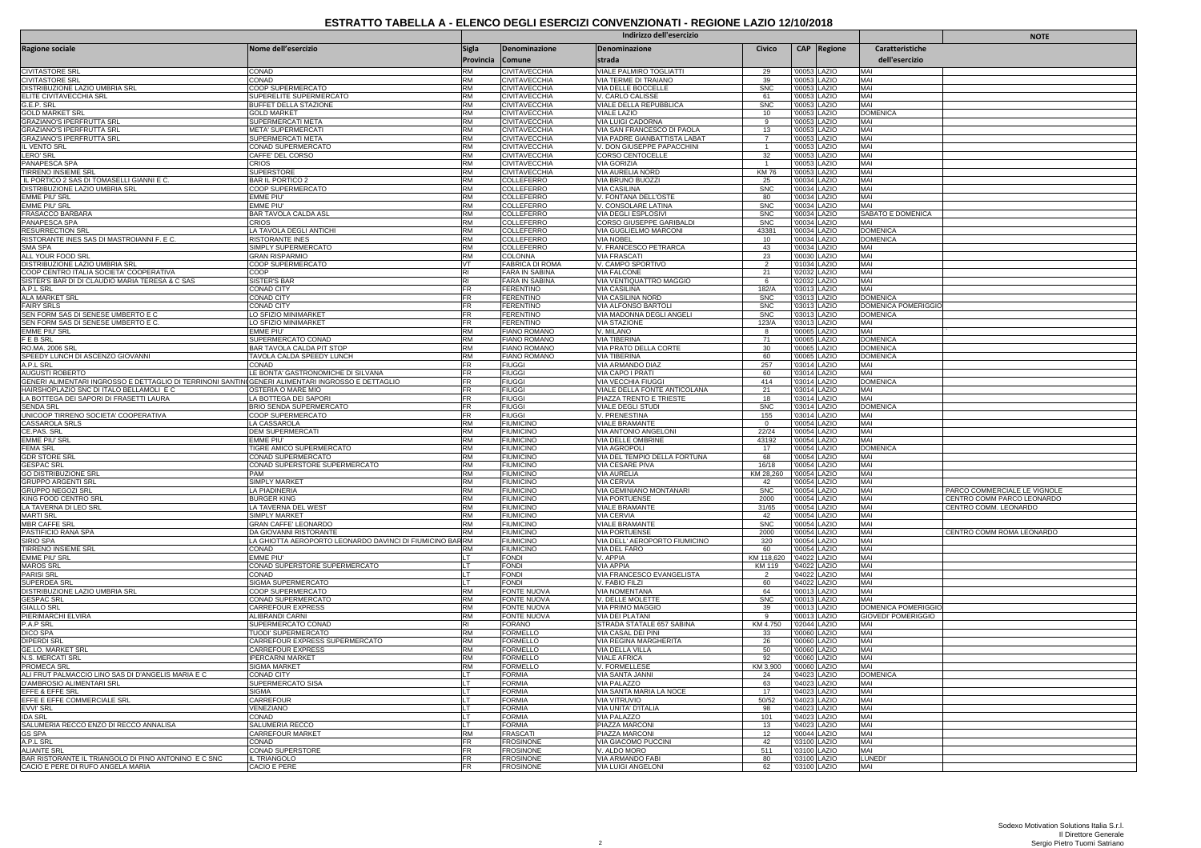# ESTRATTO TABELLA A - ELENCO DEGLI ESERCIZI CONVENZIONATI - REGIONE LAZIO 12/10/2018

| Ragione sociale | Nome dell'esercizio | Indirizzo dell'esercizio | | | | | | Caratteristiche dell'esercizio | NOTE |
|---|---|---|---|---|---|---|---|---|---|
| | | Sigla Provincia | Denominazione Comune | Denominazione strada | Civico | CAP | Regione | | |
| CIVITASTORE SRL | CONAD | RM | CIVITAVECCHIA | VIALE PALMIRO TOGLIATTI | 29 | '00053 | LAZIO | MAI | |
| CIVITASTORE SRL | CONAD | RM | CIVITAVECCHIA | VIA TERME DI TRAIANO | 39 | '00053 | LAZIO | MAI | |
| DISTRIBUZIONE LAZIO UMBRIA SRL | COOP SUPERMERCATO | RM | CIVITAVECCHIA | VIA DELLE BOCCELLE | SNC | '00053 | LAZIO | MAI | |
| ELITE CIVITAVECCHIA SRL | SUPERELITE SUPERMERCATO | RM | CIVITAVECCHIA | V. CARLO CALISSE | 61 | '00053 | LAZIO | MAI | |
| G.E.P. SRL | BUFFET DELLA STAZIONE | RM | CIVITAVECCHIA | VIALE DELLA REPUBBLICA | SNC | '00053 | LAZIO | MAI | |
| GOLD MARKET SRL | GOLD MARKET | RM | CIVITAVECCHIA | VIALE LAZIO | 10 | '00053 | LAZIO | DOMENICA | |
| GRAZIANO'S IPERFRUTTA SRL | SUPERMERCATI META | RM | CIVITAVECCHIA | VIA LUIGI CADORNA | 9 | '00053 | LAZIO | MAI | |
| GRAZIANO'S IPERFRUTTA SRL | META' SUPERMERCATI | RM | CIVITAVECCHIA | VIA SAN FRANCESCO DI PAOLA | 13 | '00053 | LAZIO | MAI | |
| GRAZIANO'S IPERFRUTTA SRL | SUPERMERCATI META | RM | CIVITAVECCHIA | VIA PADRE GIANBATTISTA LABAT | 7 | '00053 | LAZIO | MAI | |
| IL VENTO SRL | CONAD SUPERMERCATO | RM | CIVITAVECCHIA | V. DON GIUSEPPE PAPACCHINI | 1 | '00053 | LAZIO | MAI | |
| LERO' SRL | CAFFE' DEL CORSO | RM | CIVITAVECCHIA | CORSO CENTOCELLE | 32 | '00053 | LAZIO | MAI | |
| PANAPESCA SPA | CRIOS | RM | CIVITAVECCHIA | VIA GORIZIA | 1 | '00053 | LAZIO | MAI | |
| TIRRENO INSIEME SRL | SUPERSTORE | RM | CIVITAVECCHIA | VIA AURELIA NORD | KM 76 | '00053 | LAZIO | MAI | |
| IL PORTICO 2 SAS DI TOMASELLI GIANNI E C. | BAR IL PORTICO 2 | RM | COLLEFERRO | VIA BRUNO BUOZZI | 25 | '00034 | LAZIO | MAI | |
| DISTRIBUZIONE LAZIO UMBRIA SRL | COOP SUPERMERCATO | RM | COLLEFERRO | VIA CASILINA | SNC | '00034 | LAZIO | MAI | |
| EMME PIU' SRL | EMME PIU' | RM | COLLEFERRO | V. FONTANA DELL'OSTE | 80 | '00034 | LAZIO | MAI | |
| EMME PIU' SRL | EMME PIU' | RM | COLLEFERRO | V. CONSOLARE LATINA | SNC | '00034 | LAZIO | MAI | |
| FRASACCO BARBARA | BAR TAVOLA CALDA ASL | RM | COLLEFERRO | VIA DEGLI ESPLOSIVI | SNC | '00034 | LAZIO | SABATO E DOMENICA | |
| PANAPESCA SPA | CRIOS | RM | COLLEFERRO | CORSO GIUSEPPE GARIBALDI | SNC | '00034 | LAZIO | MAI | |
| RESURRECTION SRL | LA TAVOLA DEGLI ANTICHI | RM | COLLEFERRO | VIA GUGLIELMO MARCONI | 43381 | '00034 | LAZIO | DOMENICA | |
| RISTORANTE INES SAS DI MASTROIANNI F. E C. | RISTORANTE INES | RM | COLLEFERRO | VIA NOBEL | 10 | '00034 | LAZIO | DOMENICA | |
| SMA SPA | SIMPLY SUPERMERCATO | RM | COLLEFERRO | V. FRANCESCO PETRARCA | 43 | '00034 | LAZIO | MAI | |
| ALL YOUR FOOD SRL | GRAN RISPARMIO | RM | COLONNA | VIA FRASCATI | 23 | '00030 | LAZIO | MAI | |
| DISTRIBUZIONE LAZIO UMBRIA SRL | COOP SUPERMERCATO | VT | FABRICA DI ROMA | V. CAMPO SPORTIVO | 2 | '01034 | LAZIO | MAI | |
| COOP CENTRO ITALIA SOCIETA' COOPERATIVA | COOP | RI | FARA IN SABINA | VIA FALCONE | 21 | '02032 | LAZIO | MAI | |
| SISTER'S BAR DI DI CLAUDIO MARIA TERESA & C SAS | SISTER'S BAR | RI | FARA IN SABINA | VIA VENTIQUATTRO MAGGIO | 6 | '02032 | LAZIO | MAI | |
| A.P.L SRL | CONAD CITY | FR | FERENTINO | VIA CASILINA | 182/A | '03013 | LAZIO | MAI | |
| ALA MARKET SRL | CONAD CITY | FR | FERENTINO | VIA CASILINA NORD | SNC | '03013 | LAZIO | DOMENICA | |
| FAIRY SRLS | CONAD CITY | FR | FERENTINO | VIA ALFONSO BARTOLI | SNC | '03013 | LAZIO | DOMENICA POMERIGGIO | |
| SEN FORM SAS DI SENESE UMBERTO E C | LO SFIZIO MINIMARKET | FR | FERENTINO | VIA MADONNA DEGLI ANGELI | SNC | '03013 | LAZIO | DOMENICA | |
| SEN FORM SAS DI SENESE UMBERTO E C. | LO SFIZIO MINIMARKET | FR | FERENTINO | VIA STAZIONE | 123/A | '03013 | LAZIO | MAI | |
| EMME PIU' SRL | EMME PIU' | RM | FIANO ROMANO | V. MILANO | 8 | '00065 | LAZIO | MAI | |
| F E B SRL | SUPERMERCATO CONAD | RM | FIANO ROMANO | VIA TIBERINA | 71 | '00065 | LAZIO | DOMENICA | |
| RO.MA. 2006 SRL | BAR TAVOLA CALDA PIT STOP | RM | FIANO ROMANO | VIA PRATO DELLA CORTE | 30 | '00065 | LAZIO | DOMENICA | |
| SPEEDY LUNCH DI ASCENZO GIOVANNI | TAVOLA CALDA SPEEDY LUNCH | RM | FIANO ROMANO | VIA TIBERINA | 60 | '00065 | LAZIO | DOMENICA | |
| A.P.L SRL | CONAD | FR | FIUGGI | VIA ARMANDO DIAZ | 257 | '03014 | LAZIO | MAI | |
| AUGUSTI ROBERTO | LE BONTA' GASTRONOMICHE DI SILVANA | FR | FIUGGI | VIA CAPO I PRATI | 60 | '03014 | LAZIO | MAI | |
| GENERI ALIMENTARI INGROSSO E DETTAGLIO DI TERRINONI SANTINO | GENERI ALIMENTARI INGROSSO E DETTAGLIO | FR | FIUGGI | VIA VECCHIA FIUGGI | 414 | '03014 | LAZIO | DOMENICA | |
| HAIRSHOPLAZIO SNC DI ITALO BELLAMOLI E C | OSTERIA O MARE MIO | FR | FIUGGI | VIALE DELLA FONTE ANTICOLANA | 21 | '03014 | LAZIO | MAI | |
| LA BOTTEGA DEI SAPORI DI FRASETTI LAURA | LA BOTTEGA DEI SAPORI | FR | FIUGGI | PIAZZA TRENTO E TRIESTE | 18 | '03014 | LAZIO | MAI | |
| SENDA SRL | BRIO SENDA SUPERMERCATO | FR | FIUGGI | VIALE DEGLI STUDI | SNC | '03014 | LAZIO | DOMENICA | |
| UNICOOP TIRRENO SOCIETA' COOPERATIVA | COOP SUPERMERCATO | FR | FIUGGI | V. PRENESTINA | 155 | '03014 | LAZIO | MAI | |
| CASSAROLA SRLS | LA CASSAROLA | RM | FIUMICINO | VIALE BRAMANTE | 0 | '00054 | LAZIO | MAI | |
| CE.PAS. SRL | DEM SUPERMERCATI | RM | FIUMICINO | VIA ANTONIO ANGELONI | 22/24 | '00054 | LAZIO | MAI | |
| EMME PIU' SRL | EMME PIU' | RM | FIUMICINO | VIA DELLE OMBRINE | 43192 | '00054 | LAZIO | MAI | |
| FEMA SRL | TIGRE AMICO SUPERMERCATO | RM | FIUMICINO | VIA AGROPOLI | 17 | '00054 | LAZIO | DOMENICA | |
| GDR STORE SRL | CONAD SUPERMERCATO | RM | FIUMICINO | VIA DEL TEMPIO DELLA FORTUNA | 68 | '00054 | LAZIO | MAI | |
| GESPAC SRL | CONAD SUPERSTORE SUPERMERCATO | RM | FIUMICINO | VIA CESARE PIVA | 16/18 | '00054 | LAZIO | MAI | |
| GO DISTRIBUZIONE SRL | PAM | RM | FIUMICINO | VIA AURELIA | KM 28,260 | '00054 | LAZIO | MAI | |
| GRUPPO ARGENTI SRL | SIMPLY MARKET | RM | FIUMICINO | VIA CERVIA | 42 | '00054 | LAZIO | MAI | |
| GRUPPO NEGOZI SRL | LA PIADINERIA | RM | FIUMICINO | VIA GEMINIANO MONTANARI | SNC | '00054 | LAZIO | MAI | PARCO COMMERCIALE LE VIGNOLE |
| KING FOOD CENTRO SRL | BURGER KING | RM | FIUMICINO | VIA PORTUENSE | 2000 | '00054 | LAZIO | MAI | CENTRO COMM PARCO LEONARDO |
| LA TAVERNA DI LEO SRL | LA TAVERNA DEL WEST | RM | FIUMICINO | VIALE BRAMANTE | 31/65 | '00054 | LAZIO | MAI | CENTRO COMM. LEONARDO |
| MARTI SRL | SIMPLY MARKET | RM | FIUMICINO | VIA CERVIA | 42 | '00054 | LAZIO | MAI | |
| MBR CAFFE SRL | GRAN CAFFE' LEONARDO | RM | FIUMICINO | VIALE BRAMANTE | SNC | '00054 | LAZIO | MAI | |
| PASTIFICIO RANA SPA | DA GIOVANNI RISTORANTE | RM | FIUMICINO | VIA PORTUENSE | 2000 | '00054 | LAZIO | MAI | CENTRO COMM ROMA LEONARDO |
| SIRIO SPA | LA GHIOTTA AEROPORTO LEONARDO DAVINCI DI FIUMICINO BAR | RM | FIUMICINO | VIA DELL' AEROPORTO FIUMICINO | 320 | '00054 | LAZIO | MAI | |
| TIRRENO INSIEME SRL | CONAD | RM | FIUMICINO | VIA DEL FARO | 60 | '00054 | LAZIO | MAI | |
| EMME PIU' SRL | EMME PIU' | LT | FONDI | V. APPIA | KM 118,620 | '04022 | LAZIO | MAI | |
| MAROS SRL | CONAD SUPERSTORE SUPERMERCATO | LT | FONDI | VIA APPIA | KM 119 | '04022 | LAZIO | MAI | |
| PARISI SRL | CONAD | LT | FONDI | VIA FRANCESCO EVANGELISTA | 2 | '04022 | LAZIO | MAI | |
| SUPERDEA SRL | SIGMA SUPERMERCATO | LT | FONDI | V. FABIO FILZI | 60 | '04022 | LAZIO | MAI | |
| DISTRIBUZIONE LAZIO UMBRIA SRL | COOP SUPERMERCATO | RM | FONTE NUOVA | VIA NOMENTANA | 64 | '00013 | LAZIO | MAI | |
| GESPAC SRL | CONAD SUPERMERCATO | RM | FONTE NUOVA | V. DELLE MOLETTE | SNC | '00013 | LAZIO | MAI | |
| GIALLO SRL | CARREFOUR EXPRESS | RM | FONTE NUOVA | VIA PRIMO MAGGIO | 39 | '00013 | LAZIO | DOMENICA POMERIGGIO | |
| PIERMARCHI ELVIRA | ALIBRANDI CARNI | RM | FONTE NUOVA | VIA DEI PLATANI | 9 | '00013 | LAZIO | GIOVEDI' POMERIGGIO | |
| P.A.P SRL | SUPERMERCATO CONAD | RI | FORANO | STRADA STATALE 657 SABINA | KM 4.750 | '02044 | LAZIO | MAI | |
| DICO SPA | TUODI' SUPERMERCATO | RM | FORMELLO | VIA CASAL DEI PINI | 33 | '00060 | LAZIO | MAI | |
| DIPERDI SRL | CARREFOUR EXPRESS SUPERMERCATO | RM | FORMELLO | VIA REGINA MARGHERITA | 26 | '00060 | LAZIO | MAI | |
| GE.LO. MARKET SRL | CARREFOUR EXPRESS | RM | FORMELLO | VIA DELLA VILLA | 50 | '00060 | LAZIO | MAI | |
| N.S. MERCATI SRL | IPERCARNI MARKET | RM | FORMELLO | VIALE AFRICA | 92 | '00060 | LAZIO | MAI | |
| PROMECA SRL | SIGMA MARKET | RM | FORMELLO | V. FORMELLESE | KM 3,900 | '00060 | LAZIO | MAI | |
| ALI FRUT PALMACCIO LINO SAS DI D'ANGELIS MARIA E C | CONAD CITY | LT | FORMIA | VIA SANTA JANNI | 24 | '04023 | LAZIO | DOMENICA | |
| D'AMBROSIO ALIMENTARI SRL | SUPERMERCATO SISA | LT | FORMIA | VIA PALAZZO | 63 | '04023 | LAZIO | MAI | |
| EFFE & EFFE SRL | SIGMA | LT | FORMIA | VIA SANTA MARIA LA NOCE | 17 | '04023 | LAZIO | MAI | |
| EFFE E EFFE COMMERCIALE SRL | CARREFOUR | LT | FORMIA | VIA VITRUVIO | 50/52 | '04023 | LAZIO | MAI | |
| EVVI' SRL | VENEZIANO | LT | FORMIA | VIA UNITA' D'ITALIA | 98 | '04023 | LAZIO | MAI | |
| IDA SRL | CONAD | LT | FORMIA | VIA PALAZZO | 101 | '04023 | LAZIO | MAI | |
| SALUMERIA RECCO ENZO DI RECCO ANNALISA | SALUMERIA RECCO | LT | FORMIA | PIAZZA MARCONI | 13 | '04023 | LAZIO | MAI | |
| GS SPA | CARREFOUR MARKET | RM | FRASCATI | PIAZZA MARCONI | 12 | '00044 | LAZIO | MAI | |
| A.P.L SRL | CONAD | FR | FROSINONE | VIA GIACOMO PUCCINI | 42 | '03100 | LAZIO | MAI | |
| ALIANTE SRL | CONAD SUPERSTORE | FR | FROSINONE | V. ALDO MORO | 511 | '03100 | LAZIO | MAI | |
| BAR RISTORANTE IL TRIANGOLO DI PINO ANTONINO E C SNC | IL TRIANGOLO | FR | FROSINONE | VIA ARMANDO FABI | 80 | '03100 | LAZIO | LUNEDI' | |
| CACIO E PERE DI RUFO ANGELA MARIA | CACIO E PERE | FR | FROSINONE | VIA LUIGI ANGELONI | 62 | '03100 | LAZIO | MAI | |

Sodexo Motivation Solutions Italia S.r.l.
Il Direttore Generale
Sergio Pietro Tuomi Satriano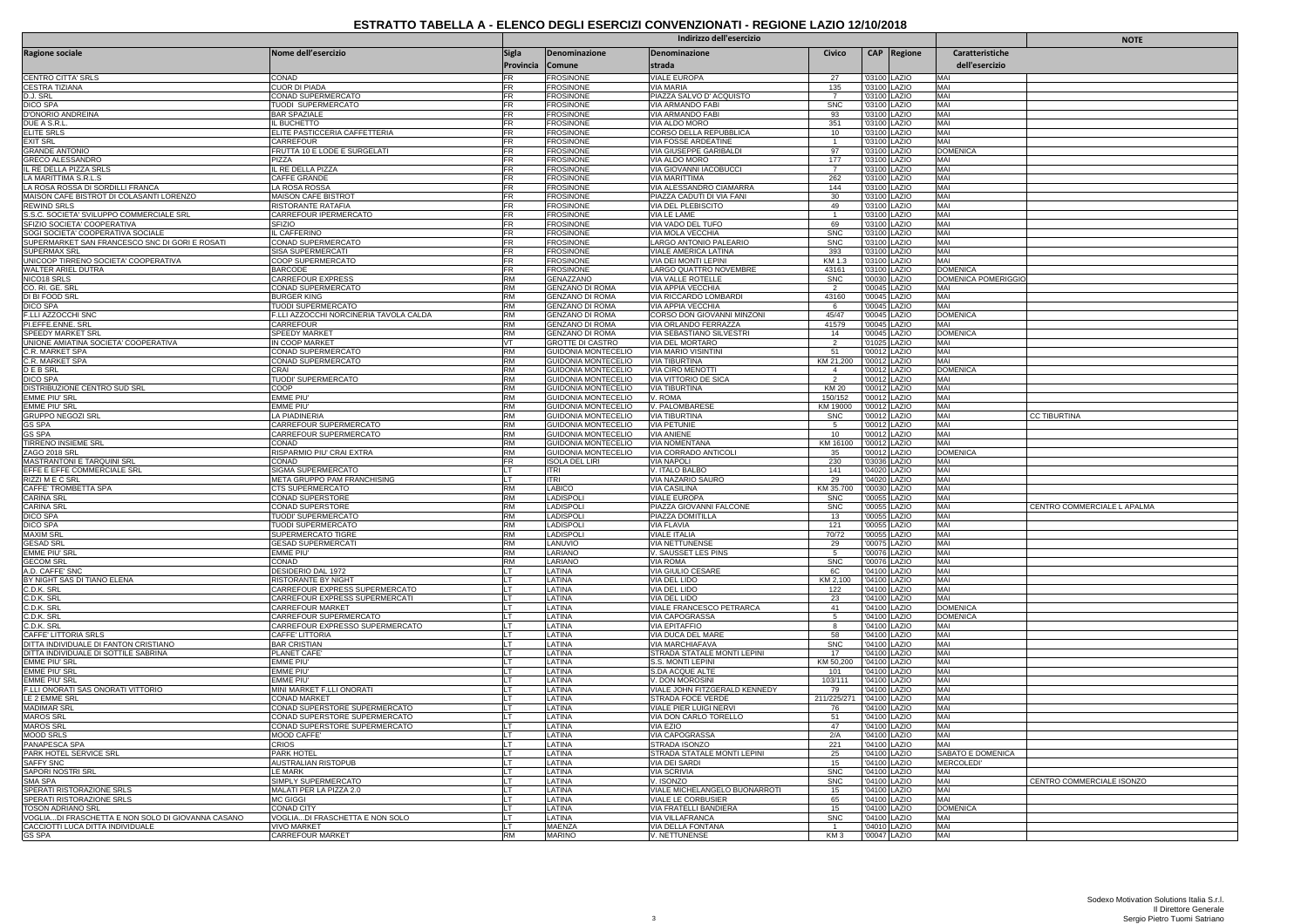# ESTRATTO TABELLA A - ELENCO DEGLI ESERCIZI CONVENZIONATI - REGIONE LAZIO 12/10/2018

| Ragione sociale | Nome dell'esercizio | Indirizzo dell'esercizio | | | | | | Caratteristiche dell'esercizio | NOTE |
|---|---|---|---|---|---|---|---|---|---|
| | | Sigla Provincia | Denominazione Comune | Denominazione strada | Civico | CAP | Regione | | |
| CENTRO CITTA' SRLS | CONAD | FR | FROSINONE | VIALE EUROPA | 27 | '03100 | LAZIO | MAI | |
| CESTRA TIZIANA | CUOR DI PIADA | FR | FROSINONE | VIA MARIA | 135 | '03100 | LAZIO | MAI | |
| D.J. SRL | CONAD SUPERMERCATO | FR | FROSINONE | PIAZZA SALVO D' ACQUISTO | 7 | '03100 | LAZIO | MAI | |
| DICO SPA | TUODI SUPERMERCATO | FR | FROSINONE | VIA ARMANDO FABI | SNC | '03100 | LAZIO | MAI | |
| D'ONORIO ANDREINA | BAR SPAZIALE | FR | FROSINONE | VIA ARMANDO FABI | 93 | '03100 | LAZIO | MAI | |
| DUE A S.R.L. | IL BUCHETTO | FR | FROSINONE | VIA ALDO MORO | 351 | '03100 | LAZIO | MAI | |
| ELITE SRLS | ELITE PASTICCERIA CAFFETTERIA | FR | FROSINONE | CORSO DELLA REPUBBLICA | 10 | '03100 | LAZIO | MAI | |
| EXIT SRL | CARREFOUR | FR | FROSINONE | VIA FOSSE ARDEATINE | 1 | '03100 | LAZIO | MAI | |
| GRANDE ANTONIO | FRUTTA 10 E LODE E SURGELATI | FR | FROSINONE | VIA GIUSEPPE GARIBALDI | 97 | '03100 | LAZIO | DOMENICA | |
| GRECO ALESSANDRO | PIZZA | FR | FROSINONE | VIA ALDO MORO | 177 | '03100 | LAZIO | MAI | |
| IL RE DELLA PIZZA SRLS | IL RE DELLA PIZZA | FR | FROSINONE | VIA GIOVANNI IACOBUCCI | 7 | '03100 | LAZIO | MAI | |
| LA MARITTIMA S.R.L.S | CAFFE GRANDE | FR | FROSINONE | VIA MARITTIMA | 262 | '03100 | LAZIO | MAI | |
| LA ROSA ROSSA DI SORDILLI FRANCA | LA ROSA ROSSA | FR | FROSINONE | VIA ALESSANDRO CIAMARRA | 144 | '03100 | LAZIO | MAI | |
| MAISON CAFE BISTROT DI COLASANTI LORENZO | MAISON CAFE BISTROT | FR | FROSINONE | PIAZZA CADUTI DI VIA FANI | 30 | '03100 | LAZIO | MAI | |
| REWIND SRLS | RISTORANTE RATAFIA | FR | FROSINONE | VIA DEL PLEBISCITO | 49 | '03100 | LAZIO | MAI | |
| S.S.C. SOCIETA' SVILUPPO COMMERCIALE SRL | CARREFOUR IPERMERCATO | FR | FROSINONE | VIA LE LAME | 1 | '03100 | LAZIO | MAI | |
| SFIZIO SOCIETA' COOPERATIVA | SFIZIO | FR | FROSINONE | VIA VADO DEL TUFO | 69 | '03100 | LAZIO | MAI | |
| SOGI SOCIETA' COOPERATIVA SOCIALE | IL CAFFERINO | FR | FROSINONE | VIA MOLA VECCHIA | SNC | '03100 | LAZIO | MAI | |
| SUPERMARKET SAN FRANCESCO SNC DI GORI E ROSATI | CONAD SUPERMERCATO | FR | FROSINONE | LARGO ANTONIO PALEARIO | SNC | '03100 | LAZIO | MAI | |
| SUPERMAX SRL | SISA SUPERMERCATI | FR | FROSINONE | VIALE AMERICA LATINA | 393 | '03100 | LAZIO | MAI | |
| UNICOOP TIRRENO SOCIETA' COOPERATIVA | COOP SUPERMERCATO | FR | FROSINONE | VIA DEI MONTI LEPINI | KM 1.3 | '03100 | LAZIO | MAI | |
| WALTER ARIEL DUTRA | BARCODE | FR | FROSINONE | LARGO QUATTRO NOVEMBRE | 43161 | '03100 | LAZIO | DOMENICA | |
| NICO18 SRLS | CARREFOUR EXPRESS | RM | GENAZZANO | VIA VALLE ROTELLE | SNC | '00030 | LAZIO | DOMENICA POMERIGGIO | |
| CO. RI. GE. SRL | CONAD SUPERMERCATO | RM | GENZANO DI ROMA | VIA APPIA VECCHIA | 2 | '00045 | LAZIO | MAI | |
| DI BI FOOD SRL | BURGER KING | RM | GENZANO DI ROMA | VIA RICCARDO LOMBARDI | 43160 | '00045 | LAZIO | MAI | |
| DICO SPA | TUODI SUPERMERCATO | RM | GENZANO DI ROMA | VIA APPIA VECCHIA | 6 | '00045 | LAZIO | MAI | |
| F.LLI AZZOCCHI SNC | F.LLI AZZOCCHI NORCINERIA TAVOLA CALDA | RM | GENZANO DI ROMA | CORSO DON GIOVANNI MINZONI | 45/47 | '00045 | LAZIO | DOMENICA | |
| PI.EFFE.ENNE. SRL | CARREFOUR | RM | GENZANO DI ROMA | VIA ORLANDO FERRAZZA | 41579 | '00045 | LAZIO | MAI | |
| SPEEDY MARKET SRL | SPEEDY MARKET | RM | GENZANO DI ROMA | VIA SEBASTIANO SILVESTRI | 14 | '00045 | LAZIO | DOMENICA | |
| UNIONE AMIATINA SOCIETA' COOPERATIVA | IN COOP MARKET | VT | GROTTE DI CASTRO | VIA DEL MORTARO | 2 | '01025 | LAZIO | MAI | |
| C.R. MARKET SPA | CONAD SUPERMERCATO | RM | GUIDONIA MONTECELIO | VIA MARIO VISINTINI | 51 | '00012 | LAZIO | MAI | |
| C.R. MARKET SPA | CONAD SUPERMERCATO | RM | GUIDONIA MONTECELIO | VIA TIBURTINA | KM 21,200 | '00012 | LAZIO | MAI | |
| D E B SRL | CRAI | RM | GUIDONIA MONTECELIO | VIA CIRO MENOTTI | 4 | '00012 | LAZIO | DOMENICA | |
| DICO SPA | TUODI' SUPERMERCATO | RM | GUIDONIA MONTECELIO | VIA VITTORIO DE SICA | 2 | '00012 | LAZIO | MAI | |
| DISTRIBUZIONE CENTRO SUD SRL | COOP | RM | GUIDONIA MONTECELIO | VIA TIBURTINA | KM 20 | '00012 | LAZIO | MAI | |
| EMME PIU' SRL | EMME PIU' | RM | GUIDONIA MONTECELIO | V. ROMA | 150/152 | '00012 | LAZIO | MAI | |
| EMME PIU' SRL | EMME PIU' | RM | GUIDONIA MONTECELIO | V. PALOMBARESE | KM 19000 | '00012 | LAZIO | MAI | |
| GRUPPO NEGOZI SRL | LA PIADINERIA | RM | GUIDONIA MONTECELIO | VIA TIBURTINA | SNC | '00012 | LAZIO | MAI | CC TIBURTINA |
| GS SPA | CARREFOUR SUPERMERCATO | RM | GUIDONIA MONTECELIO | VIA PETUNIE | 5 | '00012 | LAZIO | MAI | |
| GS SPA | CARREFOUR SUPERMERCATO | RM | GUIDONIA MONTECELIO | VIA ANIENE | 10 | '00012 | LAZIO | MAI | |
| TIRRENO INSIEME SRL | CONAD | RM | GUIDONIA MONTECELIO | VIA NOMENTANA | KM 16100 | '00012 | LAZIO | MAI | |
| ZAGO 2018 SRL | RISPARMIO PIU' CRAI EXTRA | RM | GUIDONIA MONTECELIO | VIA CORRADO ANTICOLI | 35 | '00012 | LAZIO | DOMENICA | |
| MASTRANTONI E TARQUINI SRL | CONAD | FR | ISOLA DEL LIRI | VIA NAPOLI | 230 | '03036 | LAZIO | MAI | |
| EFFE E EFFE COMMERCIALE SRL | SIGMA SUPERMERCATO | LT | ITRI | V. ITALO BALBO | 141 | '04020 | LAZIO | MAI | |
| RIZZI M E C SRL | META GRUPPO PAM FRANCHISING | LT | ITRI | VIA NAZARIO SAURO | 29 | '04020 | LAZIO | MAI | |
| CAFFE' TROMBETTA SPA | CTS SUPERMERCATO | RM | LABICO | VIA CASILINA | KM 35.700 | '00030 | LAZIO | MAI | |
| CARINA SRL | CONAD SUPERSTORE | RM | LADISPOLI | VIALE EUROPA | SNC | '00055 | LAZIO | MAI | |
| CARINA SRL | CONAD SUPERSTORE | RM | LADISPOLI | PIAZZA GIOVANNI FALCONE | SNC | '00055 | LAZIO | MAI | CENTRO COMMERCIALE L APALMA |
| DICO SPA | TUODI' SUPERMERCATO | RM | LADISPOLI | PIAZZA DOMITILLA | 13 | '00055 | LAZIO | MAI | |
| DICO SPA | TUODI SUPERMERCATO | RM | LADISPOLI | VIA FLAVIA | 121 | '00055 | LAZIO | MAI | |
| MAXIM SRL | SUPERMERCATO TIGRE | RM | LADISPOLI | VIALE ITALIA | 70/72 | '00055 | LAZIO | MAI | |
| GESAD SRL | GESAD SUPERMERCATI | RM | LANUVIO | VIA NETTUNENSE | 29 | '00075 | LAZIO | MAI | |
| EMME PIU' SRL | EMME PIU' | RM | LARIANO | V. SAUSSET LES PINS | 5 | '00076 | LAZIO | MAI | |
| GECOM SRL | CONAD | RM | LARIANO | VIA ROMA | SNC | '00076 | LAZIO | MAI | |
| A.D. CAFFE' SNC | DESIDERIO DAL 1972 | LT | LATINA | VIA GIULIO CESARE | 6C | '04100 | LAZIO | MAI | |
| BY NIGHT SAS DI TIANO ELENA | RISTORANTE BY NIGHT | LT | LATINA | VIA DEL LIDO | KM 2,100 | '04100 | LAZIO | MAI | |
| C.D.K. SRL | CARREFOUR EXPRESS SUPERMERCATO | LT | LATINA | VIA DEL LIDO | 122 | '04100 | LAZIO | MAI | |
| C.D.K. SRL | CARREFOUR EXPRESS SUPERMERCATI | LT | LATINA | VIA DEL LIDO | 23 | '04100 | LAZIO | MAI | |
| C.D.K. SRL | CARREFOUR MARKET | LT | LATINA | VIALE FRANCESCO PETRARCA | 41 | '04100 | LAZIO | DOMENICA | |
| C.D.K. SRL | CARREFOUR SUPERMERCATO | LT | LATINA | VIA CAPOGRASSA | 5 | '04100 | LAZIO | DOMENICA | |
| C.D.K. SRL | CARREFOUR EXPRESSO SUPERMERCATO | LT | LATINA | VIA EPITAFFIO | 8 | '04100 | LAZIO | MAI | |
| CAFFE' LITTORIA SRLS | CAFFE' LITTORIA | LT | LATINA | VIA DUCA DEL MARE | 58 | '04100 | LAZIO | MAI | |
| DITTA INDIVIDUALE DI FANTON CRISTIANO | BAR CRISTIAN | LT | LATINA | VIA MARCHIAFAVA | SNC | '04100 | LAZIO | MAI | |
| DITTA INDIVIDUALE DI SOTTILE SABRINA | PLANET CAFE' | LT | LATINA | STRADA STATALE MONTI LEPINI | 17 | '04100 | LAZIO | MAI | |
| EMME PIU' SRL | EMME PIU' | LT | LATINA | S.S. MONTI LEPINI | KM 50,200 | '04100 | LAZIO | MAI | |
| EMME PIU' SRL | EMME PIU' | LT | LATINA | S.DA ACQUE ALTE | 101 | '04100 | LAZIO | MAI | |
| EMME PIU' SRL | EMME PIU' | LT | LATINA | V. DON MOROSINI | 103/111 | '04100 | LAZIO | MAI | |
| F.LLI ONORATI SAS ONORATI VITTORIO | MINI MARKET F.LLI ONORATI | LT | LATINA | VIALE JOHN FITZGERALD KENNEDY | 79 | '04100 | LAZIO | MAI | |
| LE 2 EMME SRL | CONAD MARKET | LT | LATINA | STRADA FOCE VERDE | 211/225/271 | '04100 | LAZIO | MAI | |
| MADIMAR SRL | CONAD SUPERSTORE SUPERMERCATO | LT | LATINA | VIALE PIER LUIGI NERVI | 76 | '04100 | LAZIO | MAI | |
| MAROS SRL | CONAD SUPERSTORE SUPERMERCATO | LT | LATINA | VIA DON CARLO TORELLO | 51 | '04100 | LAZIO | MAI | |
| MAROS SRL | CONAD SUPERSTORE SUPERMERCATO | LT | LATINA | VIA EZIO | 47 | '04100 | LAZIO | MAI | |
| MOOD SRLS | MOOD CAFFE' | LT | LATINA | VIA CAPOGRASSA | 2/A | '04100 | LAZIO | MAI | |
| PANAPESCA SPA | CRIOS | LT | LATINA | STRADA ISONZO | 221 | '04100 | LAZIO | MAI | |
| PARK HOTEL SERVICE SRL | PARK HOTEL | LT | LATINA | STRADA STATALE MONTI LEPINI | 25 | '04100 | LAZIO | SABATO E DOMENICA | |
| SAFFY SNC | AUSTRALIAN RISTOPUB | LT | LATINA | VIA DEI SARDI | 15 | '04100 | LAZIO | MERCOLEDI' | |
| SAPORI NOSTRI SRL | LE MARK | LT | LATINA | VIA SCRIVIA | SNC | '04100 | LAZIO | MAI | |
| SMA SPA | SIMPLY SUPERMERCATO | LT | LATINA | V. ISONZO | SNC | '04100 | LAZIO | MAI | CENTRO COMMERCIALE ISONZO |
| SPERATI RISTORAZIONE SRLS | MALATI PER LA PIZZA 2.0 | LT | LATINA | VIALE MICHELANGELO BUONARROTI | 15 | '04100 | LAZIO | MAI | |
| SPERATI RISTORAZIONE SRLS | MC GIGGI | LT | LATINA | VIALE LE CORBUSIER | 65 | '04100 | LAZIO | MAI | |
| TOSON ADRIANO SRL | CONAD CITY | LT | LATINA | VIA FRATELLI BANDIERA | 15 | '04100 | LAZIO | DOMENICA | |
| VOGLIA...DI FRASCHETTA E NON SOLO DI GIOVANNA CASANO | VOGLIA...DI FRASCHETTA E NON SOLO | LT | LATINA | VIA VILLAFRANCA | SNC | '04100 | LAZIO | MAI | |
| CACCIOTTI LUCA DITTA INDIVIDUALE | VIVO MARKET | LT | MAENZA | VIA DELLA FONTANA | 1 | '04010 | LAZIO | MAI | |
| GS SPA | CARREFOUR MARKET | RM | MARINO | V. NETTUNENSE | KM 3 | '00047 | LAZIO | MAI | |

Sodexo Motivation Solutions Italia S.r.l.
Il Direttore Generale
Sergio Pietro Tuomi Satriano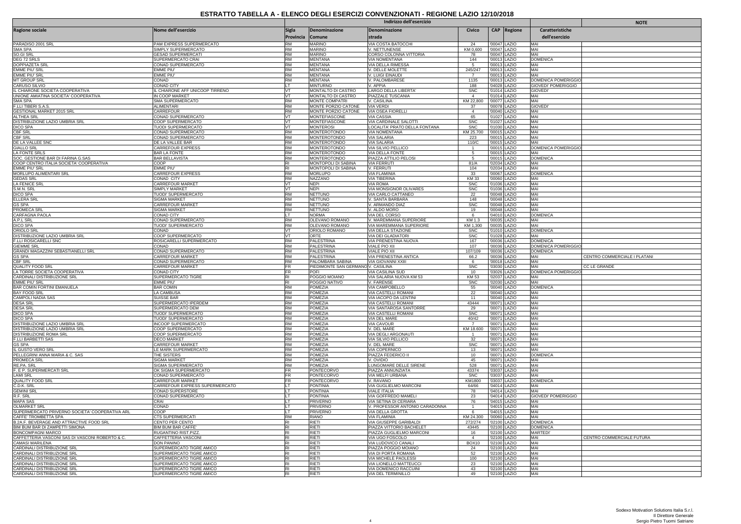# ESTRATTO TABELLA A - ELENCO DEGLI ESERCIZI CONVENZIONATI - REGIONE LAZIO 12/10/2018

| Ragione sociale | Nome dell'esercizio | Indirizzo dell'esercizio | | | | | | Caratteristiche dell'esercizio | NOTE |
|---|---|---|---|---|---|---|---|---|---|
| | | Sigla Provincia | Denominazione Comune | Denominazione strada | Civico | CAP | Regione | | |
| PARADISO 2001 SRL | PAM EXPRESS SUPERMERCATO | RM | MARINO | VIA COSTA BATOCCHI | 24 | '00047 | LAZIO | MAI | |
| SMA SPA | SIMPLY SUPERMERCATO | RM | MARINO | V. NETTUNENSE | KM 0,600 | '00047 | LAZIO | MAI | |
| SO.GI SRL | GESAD SUPERMERCATI | RM | MARINO | CORSO COLONNA VITTORIA | 78 | '00047 | LAZIO | MAI | |
| DEG 72 SRLS | SUPERMERCATO CRAI | RM | MENTANA | VIA NOMENTANA | 144 | '00013 | LAZIO | DOMENICA | |
| DOPPIAZETA SRL | CONAD SUPERMERCATO | RM | MENTANA | VIA DELLA RIMESSA | 5 | '00013 | LAZIO | MAI | |
| EMME PIU' SRL | EMME PIU' | RM | MENTANA | V. DELLE MOLETTE | 245/247 | '00013 | LAZIO | MAI | |
| EMME PIU' SRL | EMME PIU' | RM | MENTANA | V. LUIGI EINAUDI | 7 | '00013 | LAZIO | MAI | |
| MT GROUP SRL | CONAD | RM | MENTANA | V. PALOMBARESE | 1135 | '00013 | LAZIO | DOMENICA POMERIGGIO | |
| CARUSO SILVIO | CONAD CITY | LT | MINTURNO | V. APPIA | 188 | '04028 | LAZIO | GIOVEDI' POMERIGGIO | |
| IL CHIARONE SOCIETA COOPERATIVA | IL CHIARONE AFF UNICOOP TIRRENO | VT | MONTALTO DI CASTRO | LARGO DELLA LIBERTA' | SNC | '01014 | LAZIO | GIOVEDI' | |
| UNIONE AMIATINA SOCIETA' COOPERATIVA | IN COOP MARKET | VT | MONTALTO DI CASTRO | PIAZZALE TUSCANIA | 4 | '01014 | LAZIO | MAI | |
| SMA SPA | SMA SUPERMERCATO | RM | MONTE COMPATRI | V. CASILINA | KM 22,800 | '00077 | LAZIO | MAI | |
| F.LLI TIBERI S.A.S. | ALIMENTARI | RM | MONTE PORZIO CATONE | VIA VERDI | 37 | '00078 | LAZIO | GIOVEDI' | |
| GESTIONAL MARKET 2015 SRL | CARREFOUR | RM | MONTE PORZIO CATONE | VIA OSEA FIORELLI | 4 | '00040 | LAZIO | MAI | |
| ALTHEA SRL | CONAD SUPERMERCATO | VT | MONTEFIASCONE | VIA CASSIA | 65 | '01027 | LAZIO | MAI | |
| DISTRIBUZIONE LAZIO UMBRIA SRL | COOP SUPERMERCATO | VT | MONTEFIASCONE | VIA CARDINALE SALOTTI | SNC | '01027 | LAZIO | MAI | |
| DICO SPA | TUODI SUPERMERCATO | VT | MONTEROSI | LOCALITA' PRATO DELLA FONTANA | SNC | '01030 | LAZIO | MAI | |
| CBF SRL | CONAD SUPERMERCATO | RM | MONTEROTONDO | VIA NOMENTANA | KM 25.700 | '00015 | LAZIO | MAI | |
| CBF SRL | CONAD SUPERMERCATO | RM | MONTEROTONDO | VIA SALARIA | 223 | '00015 | LAZIO | MAI | |
| DE LA VALLEE SNC | DE LA VALLEE BAR | RM | MONTEROTONDO | VIA SALARIA | 110/C | '00015 | LAZIO | MAI | |
| GIALLO SRL | CARREFOUR EXPRESS | RM | MONTEROTONDO | VIA SILVIO PELLICO | 1 | '00015 | LAZIO | DOMENICA POMERIGGIO | |
| LA FONTE SRLS | BAR LA FONTE | RM | MONTEROTONDO | VIA DELLA FONTE | 5 | '00015 | LAZIO | MAI | |
| SOC. GESTIONE BAR DI FARINA G.SAS | BAR BELLAVISTA | RM | MONTEROTONDO | PIAZZA ATTILIO PELOSI | 5 | '00015 | LAZIO | DOMENICA | |
| COOP CENTRO ITALIA SOCIETA' COOPERATIVA | COOP | RI | MONTOPOLI DI SABINA | VIA FERRUTI | 81/A | '02034 | LAZIO | MAI | |
| EMME PIU' SRL | EMME PIU' | RI | MONTOPOLI DI SABINA | V. FERRUTI | 104 | '02034 | LAZIO | MAI | |
| MORLUPO ALIMENTARI SRL | CARREFOUR EXPRESS | RM | MORLUPO | VIA FLAMINIA | 33 | '00067 | LAZIO | DOMENICA | |
| GEDAS SRL | CONAD CITY | RM | NAZZANO | VIA TIBERINA | KM 33 | '00060 | LAZIO | MAI | |
| LA FENICE SRL | CARREFOUR MARKET | VT | NEPI | VIA ROMA | SNC | '01036 | LAZIO | MAI | |
| S.M.N. SRL | SIMPLY MARKET | VT | NEPI | VIA MONSIGNOR OLIVARES | SNC | '01036 | LAZIO | MAI | |
| DICO SPA | TUODI' SUPERMERCATO | RM | NETTUNO | VIA CARLO CATTANEO | 22 | '00048 | LAZIO | MAI | |
| ELLERA SRL | SIGMA MARKET | RM | NETTUNO | V. SANTA BARBARA | 148 | '00048 | LAZIO | MAI | |
| GS SPA | CARREFOUR MARKET | RM | NETTUNO | V. ARMANDO DIAZ | SNC | '00048 | LAZIO | MAI | |
| PROMECA SRL | SIGMA MARKET | RM | NETTUNO | V. ALDO MORO | 19 | '00048 | LAZIO | MAI | |
| CARFAGNA PAOLA | CONAD CITY | LT | NORMA | VIA DEL CORSO | 6 | '04010 | LAZIO | DOMENICA | |
| A.P.L SRL | CONAD SUPERMERCATO | RM | OLEVANO ROMANO | V. MAREMMANA SUPERIORE | KM 1.3 | '00035 | LAZIO | MAI | |
| DICO SPA | TUODI' SUPERMERCATO | RM | OLEVANO ROMANO | VIA MAREMMANA SUPERIORE | KM 1,300 | '00035 | LAZIO | MAI | |
| ORIOLO SRL | CONAD | VT | ORIOLO ROMANO | VIA DELLA STAZIONE | SNC | '01010 | LAZIO | DOMENICA | |
| DISTRIBUZIONE LAZIO UMBRIA SRL | COOP SUPERMERCATO | VT | ORTE | VIA DEI GLADIATORI | SNC | '01028 | LAZIO | MAI | |
| F.LLI ROSICARELLI SNC | ROSICARELLI SUPERMERCATO | RM | PALESTRINA | VIA PRENESTINA NUOVA | 167 | '00036 | LAZIO | DOMENICA | |
| GIEMME SRL | CONAD | RM | PALESTRINA | VIALE PIO XII | 107 | '00036 | LAZIO | DOMENICA POMERIGGIO | |
| GRANDI MAGAZZINI SEBASTIANELLI SRL | CONAD SUPERMERCATO | RM | PALESTRINA | VIALE PIO XII | 107/109 | '00036 | LAZIO | DOMENICA | |
| GS SPA | CARREFOUR MARKET | RM | PALESTRINA | VIA PRENESTINA ANTICA | 66.2 | '00036 | LAZIO | MAI | CENTRO COMMERCIALE I PLATANI |
| CBF SRL | CONAD SUPERMERCATO | RM | PALOMBARA SABINA | VIA GIOVANNI XXIII | 6 | '00018 | LAZIO | MAI | |
| QUALITY FOOD SRL | CARREFOUR MARKET | FR | PIEDIMONTE SAN GERMANO | V. CASILINA | SNC | '03030 | LAZIO | MAI | CC LE GRANDE |
| LA TORRE SOCIETA COOPERATIVA | CONAD CITY | FR | POFI | VIA CASILINA SUD | 10 | '03026 | LAZIO | DOMENICA POMERIGGIO | |
| CARDINALI DISTRIBUZIONE SRL | SUPERMERCATO TIGRE | RI | POGGIO MOIANO | VIA SALARIA NUOVA KM 53 | KM 53 | '02037 | LAZIO | MAI | |
| EMME PIU' SRL | EMME PIU' | RI | POGGIO NATIVO | V. FARENSE | SNC | '02030 | LAZIO | MAI | |
| BAR COMIN FORTINI EMANUELA | BAR COMIN | RM | POMEZIA | VIA CAMPOBELLO | 55 | '00040 | LAZIO | DOMENICA | |
| BAY FOOD SRL | LA CAMBUSA | RM | POMEZIA | VIA CASTELLI ROMANI | 22 | '00040 | LAZIO | MAI | |
| CAMPOLI NADIA SAS | SUISSE BAR | RM | POMEZIA | VIA IACOPO DA LENTINI | 11 | '00040 | LAZIO | MAI | |
| DESA SRL | SUPERMERCATO IPERDEM | RM | POMEZIA | VIA CASTELLI ROMANI | 43444 | '00071 | LAZIO | MAI | |
| DESA SRL | SUPERMERCATO DEM | RM | POMEZIA | VIA SANTAROSA SANTORRE | 29 | '00071 | LAZIO | MAI | |
| DICO SPA | TUODI' SUPERMERCATO | RM | POMEZIA | VIA CASTELLI ROMANI | SNC | '00071 | LAZIO | MAI | |
| DICO SPA | TUODI' SUPERMERCATO | RM | POMEZIA | VIA DEL MARE | 40/42 | '00071 | LAZIO | MAI | |
| DISTRIBUZIONE LAZIO UMBRIA SRL | INCOOP SUPERMERCATO | RM | POMEZIA | VIA CAVOUR | 7 | '00071 | LAZIO | MAI | |
| DISTRIBUZIONE LAZIO UMBRIA SRL | COOP SUPERMERCATO | RM | POMEZIA | V. DEL MARE | KM 18.600 | '00071 | LAZIO | MAI | |
| DISTRIBUZIONE ROMA SRL | COOP SUPERMERCATO | RM | POMEZIA | VIA DEGLI ARGONAUTI | 1 | '00071 | LAZIO | MAI | |
| F.LLI BARBETTI SAS | DECO MARKET | RM | POMEZIA | VIA SILVIO PELLICO | 32 | '00071 | LAZIO | MAI | |
| GS SPA | CARREFOUR MARKET | RM | POMEZIA | V. DEL MARE | SNC | '00071 | LAZIO | MAI | |
| IL GUSTO VERO SRL | LE MARK SUPERMERCATO | RM | POMEZIA | VIA COPERNICO | 13 | '00071 | LAZIO | MAI | |
| PELLEGRINI ANNA MARIA & C. SAS | THE SISTERS | RM | POMEZIA | PIAZZA FEDERICO II | 10 | '00071 | LAZIO | DOMENICA | |
| PROMECA SRL | SIGMA MARKET | RM | POMEZIA | V. OVIDIO | 45 | '00071 | LAZIO | MAI | |
| RE.PA. SRL | SIGMA SUPERMERCATO | RM | POMEZIA | LUNGOMARE DELLE SIRENE | 528 | '00071 | LAZIO | MAI | |
| F. E P. SUPERMERCATI SRL | OK SIGMA SUPERMERCATO | FR | PONTECORVO | PIAZZA ANNUNZIATA | 43374 | '03037 | LAZIO | MAI | |
| LAMI SRL | CONAD SUPERMERCATO | FR | PONTECORVO | VIA MELFI URBANA | SNC | '03037 | LAZIO | MAI | |
| QUALITY FOOD SRL | CARREFOUR MARKET | FR | PONTECORVO | V. RAVANO | KM1800 | '03037 | LAZIO | DOMENICA | |
| C.D.K. SRL | CARREFOUR EXPRESS SUPERMERCATO | LT | PONTINIA | VIA GUGLIELMO MARCONI | 64/66 | '04014 | LAZIO | MAI | |
| GEMINI SRL | CONAD SUPERSTORE | LT | PONTINIA | VIALE ITALIA | 78 | '04014 | LAZIO | MAI | |
| R.F. SRL | CONAD SUPERMERCATO | LT | PONTINIA | VIA GOFFREDO MAMELI | 23 | '04014 | LAZIO | GIOVEDI' POMERIGGIO | |
| MAPA SAS | CRAI | LT | PRIVERNO | VIA SETINA DI CERIARA | 76 | '04015 | LAZIO | MAI | |
| OLMARKET SRL | CONAD | LT | PRIVERNO | V. PROFESSOR ANTONIO CARADONNA | 1 | '04015 | LAZIO | MAI | |
| SUPERMERCATO PRIVERNO SOCIETA' COOPERATIVA ARL | COOP | LT | PRIVERNO | VIA DELLA GROTTA | 6 | '04015 | LAZIO | MAI | |
| CAFFE' TROMBETTA SPA | CTS SUPERMERCATI | RM | RIANO | VIA FLAMINIA | KM 24.300 | '00060 | LAZIO | MAI | |
| B.2A.F. BEVERAGE AND ATTRACTIVE FOOD SRL | CENTO PER CENTO | RI | RIETI | VIA GIUSEPPE GARIBALDI | 272/274 | '02100 | LAZIO | DOMENICA | |
| BIM BUM BAR DI ZAMPETTI SIMONA | BIM BUM BAR CAFFE' | RI | RIETI | PIAZZA VITTORIO BACHELET | 43445 | '02100 | LAZIO | DOMENICA | |
| BONCOMPAGNI MARCO | RUGANTINO RIST.PIZZ. | RI | RIETI | PIAZZA GUGLIELMO MARCONI | 16 | '02100 | LAZIO | MARTEDI' | |
| CAFFETTERIA VASCONI SAS DI VASCONI ROBERTO & C. | CAFFETTERIA VASCONI | RI | RIETI | VIA UGO FOSCOLO | 4 | '02100 | LAZIO | MAI | CENTRO COMMERCIALE FUTURA |
| CAMASI MARILENA | DON PANINO | RI | RIETI | VIA LUDOVICO CANALI | BOX10 | '02100 | LAZIO | MAI | |
| CARDINALI DISTRIBUZIONE SRL | SUPERMERCATO TIGRE AMICO | RI | RIETI | PIAZZA POGGIO MOIANO | 24 | '02100 | LAZIO | MAI | |
| CARDINALI DISTRIBUZIONE SRL | SUPERMERCATO TIGRE AMICO | RI | RIETI | VIA DI PORTA ROMANA | 52 | '02100 | LAZIO | MAI | |
| CARDINALI DISTRIBUZIONE SRL | SUPERMERCATO TIGRE AMICO | RI | RIETI | VIA MICHELE PAOLESSI | 100 | '02100 | LAZIO | MAI | |
| CARDINALI DISTRIBUZIONE SRL | SUPERMERCATO TIGRE AMICO | RI | RIETI | VIA LIONELLO MATTEUCCI | 23 | '02100 | LAZIO | MAI | |
| CARDINALI DISTRIBUZIONE SRL | SUPERMERCATO TIGRE AMICO | RI | RIETI | VIA DOMENICO RACCUINI | 43 | '02100 | LAZIO | MAI | |
| CARDINALI DISTRIBUZIONE SRL | SUPERMERCATO TIGRE AMICO | RI | RIETI | VIA DEL TERMINILLO | 49 | '02100 | LAZIO | MAI | |

Sodexo Motivation Solutions Italia S.r.l.
Il Direttore Generale
Sergio Pietro Tuomi Satriano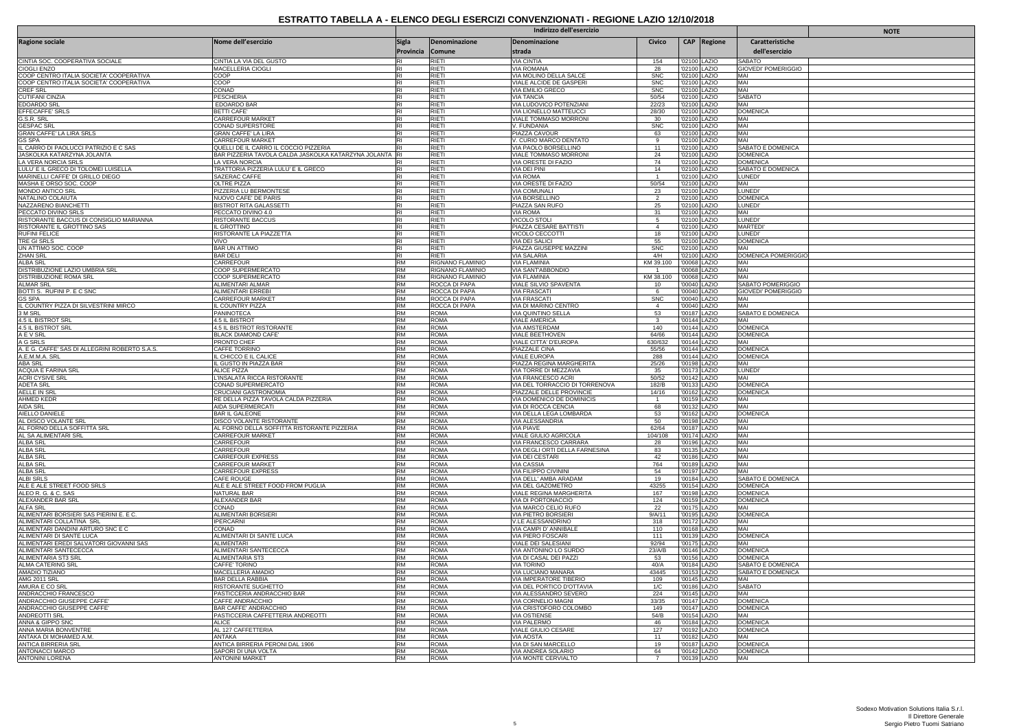# ESTRATTO TABELLA A - ELENCO DEGLI ESERCIZI CONVENZIONATI - REGIONE LAZIO 12/10/2018

| Ragione sociale | Nome dell'esercizio | Indirizzo dell'esercizio | | | | | | Caratteristiche dell'esercizio | NOTE |
|---|---|---|---|---|---|---|---|---|---|
| | | Sigla Provincia | Denominazione Comune | Denominazione strada | Civico | CAP | Regione | | |
| CINTIA SOC. COOPERATIVA SOCIALE | CINTIA LA VIA DEL GUSTO | RI | RIETI | VIA CINTIA | 154 | '02100 | LAZIO | SABATO | |
| CIOGLI ENZO | MACELLERIA CIOGLI | RI | RIETI | VIA ROMANA | 28 | '02100 | LAZIO | GIOVEDI' POMERIGGIO | |
| COOP CENTRO ITALIA SOCIETA' COOPERATIVA | COOP | RI | RIETI | VIA MOLINO DELLA SALCE | SNC | '02100 | LAZIO | MAI | |
| COOP CENTRO ITALIA SOCIETA' COOPERATIVA | COOP | RI | RIETI | VIALE ALCIDE DE GASPERI | SNC | '02100 | LAZIO | MAI | |
| CREF SRL | CONAD | RI | RIETI | VIA EMILIO GRECO | SNC | '02100 | LAZIO | MAI | |
| CUTIFANI CINZIA | PESCHERIA | RI | RIETI | VIA TANCIA | 50/54 | '02100 | LAZIO | SABATO | |
| EDOARDO SRL | EDOARDO BAR | RI | RIETI | VIA LUDOVICO POTENZIANI | 22/23 | '02100 | LAZIO | MAI | |
| EFFECAFFE' SRLS | BETTI CAFE' | RI | RIETI | VIA LIONELLO MATTEUCCI | 28/30 | '02100 | LAZIO | DOMENICA | |
| G.S.R. SRL | CARREFOUR MARKET | RI | RIETI | VIALE TOMMASO MORRONI | 30 | '02100 | LAZIO | MAI | |
| GESPAC SRL | CONAD SUPERSTORE | RI | RIETI | V. FUNDANIA | SNC | '02100 | LAZIO | MAI | |
| GRAN CAFFE' LA LIRA SRLS | GRAN CAFFE' LA LIRA | RI | RIETI | PIAZZA CAVOUR | 63 | '02100 | LAZIO | MAI | |
| GS SPA | CARREFOUR MARKET | RI | RIETI | V. CURIO MARCO DENTATO | 9 | '02100 | LAZIO | MAI | |
| IL CARRO DI PAOLUCCI PATRIZIO E C SAS | QUELLI DE IL CARRO IL COCCIO PIZZERIA | RI | RIETI | VIA PAOLO BORSELLINO | 11 | '02100 | LAZIO | SABATO E DOMENICA | |
| JASKOLKA KATARZYNA JOLANTA | BAR PIZZERIA TAVOLA CALDA JASKOLKA KATARZYNA JOLANTA | RI | RIETI | VIALE TOMMASO MORRONI | 24 | '02100 | LAZIO | DOMENICA | |
| LA VERA NORCIA SRLS | LA VERA NORCIA | RI | RIETI | VIA ORESTE DI FAZIO | 74 | '02100 | LAZIO | DOMENICA | |
| LULU' E IL GRECO DI TOLOMEI LUISELLA | TRATTORIA PIZZERIA LULU' E IL GRECO | RI | RIETI | VIA DEI PINI | 14 | '02100 | LAZIO | SABATO E DOMENICA | |
| MARINELLI CAFFE' DI GRILLO DIEGO | SAZERAC CAFFE | RI | RIETI | VIA ROMA | 1 | '02100 | LAZIO | LUNEDI' | |
| MASHA E ORSO SOC. COOP | OLTRE PIZZA | RI | RIETI | VIA ORESTE DI FAZIO | 50/54 | '02100 | LAZIO | MAI | |
| MONDO ANTICO SRL | PIZZERIA LU BERMONTESE | RI | RIETI | VIA COMUNALI | 23 | '02100 | LAZIO | LUNEDI' | |
| NATALINO COLAIUTA | NUOVO CAFE' DE PARIS | RI | RIETI | VIA BORSELLINO | 2 | '02100 | LAZIO | DOMENICA | |
| NAZZARENO BIANCHETTI | BISTROT RITA GALASSETTI | RI | RIETI | PIAZZA SAN RUFO | 25 | '02100 | LAZIO | LUNEDI' | |
| PECCATO DIVINO SRLS | PECCATO DIVINO 4.0 | RI | RIETI | VIA ROMA | 31 | '02100 | LAZIO | MAI | |
| RISTORANTE BACCUS DI CONSIGLIO MARIANNA | RISTORANTE BACCUS | RI | RIETI | VICOLO STOLI | 5 | '02100 | LAZIO | LUNEDI' | |
| RISTORANTE IL GROTTINO SAS | IL GROTTINO | RI | RIETI | PIAZZA CESARE BATTISTI | 4 | '02100 | LAZIO | MARTEDI' | |
| RUFINI FELICE | RISTORANTE LA PIAZZETTA | RI | RIETI | VICOLO CECCOTTI | 18 | '02100 | LAZIO | LUNEDI' | |
| TRE GI SRLS | VIVO | RI | RIETI | VIA DEI SALICI | 55 | '02100 | LAZIO | DOMENICA | |
| UN ATTIMO SOC. COOP | BAR UN ATTIMO | RI | RIETI | PIAZZA GIUSEPPE MAZZINI | SNC | '02100 | LAZIO | MAI | |
| ZHAN SRL | BAR DELI | RI | RIETI | VIA SALARIA | 4/H | '02100 | LAZIO | DOMENICA POMERIGGIO | |
| ALBA SRL | CARREFOUR | RM | RIGNANO FLAMINIO | VIA FLAMINIA | KM 39.100 | '00068 | LAZIO | MAI | |
| DISTRIBUZIONE LAZIO UMBRIA SRL | COOP SUPERMERCATO | RM | RIGNANO FLAMINIO | VIA SANT'ABBONDIO | 1 | '00068 | LAZIO | MAI | |
| DISTRIBUZIONE ROMA SRL | COOP SUPERMERCATO | RM | RIGNANO FLAMINIO | VIA FLAMINIA | KM 38.100 | '00068 | LAZIO | MAI | |
| ALMAR SRL | ALIMENTARI ALMAR | RM | ROCCA DI PAPA | VIALE SILVIO SPAVENTA | 10 | '00040 | LAZIO | SABATO POMERIGGIO | |
| BOTTI S. RUFINI P. E C SNC | ALIMENTARI ERREBI | RM | ROCCA DI PAPA | VIA FRASCATI | 6 | '00040 | LAZIO | GIOVEDI' POMERIGGIO | |
| GS SPA | CARREFOUR MARKET | RM | ROCCA DI PAPA | VIA FRASCATI | SNC | '00040 | LAZIO | MAI | |
| IL COUNTRY PIZZA DI SILVESTRINI MIRCO | IL COUNTRY PIZZA | RM | ROCCA DI PAPA | VIA DI MARINO CENTRO | 4 | '00040 | LAZIO | MAI | |
| 3 M SRL | PANINOTECA | RM | ROMA | VIA QUINTINO SELLA | 53 | '00187 | LAZIO | SABATO E DOMENICA | |
| 4.5 IL BISTROT SRL | 4.5 IL BISTROT | RM | ROMA | VIALE AMERICA | 3 | '00144 | LAZIO | MAI | |
| 4.5 IL BISTROT SRL | 4.5 IL BISTROT RISTORANTE | RM | ROMA | VIA AMSTERDAM | 140 | '00144 | LAZIO | DOMENICA | |
| A E V SRL | BLACK DIAMOND CAFE' | RM | ROMA | VIALE BEETHOVEN | 64/66 | '00144 | LAZIO | DOMENICA | |
| A G SRLS | PRONTO CHEF | RM | ROMA | VIALE CITTA' D'EUROPA | 630/632 | '00144 | LAZIO | MAI | |
| A. E G. CAFFE' SAS DI ALLEGRINI ROBERTO S.A.S. | CAFFE TORRINO | RM | ROMA | PIAZZALE CINA | 55/56 | '00144 | LAZIO | DOMENICA | |
| A.E.M.M.A. SRL | IL CHICCO E IL CALICE | RM | ROMA | VIALE EUROPA | 288 | '00144 | LAZIO | DOMENICA | |
| ABA SRL | IL GUSTO IN PIAZZA BAR | RM | ROMA | PIAZZA REGINA MARGHERITA | 25/26 | '00198 | LAZIO | MAI | |
| ACQUA E FARINA SRL | ALICE PIZZA | RM | ROMA | VIA TORRE DI MEZZAVIA | 35 | '00173 | LAZIO | LUNEDI' | |
| ACRI CYSIVE SRL | L'INSALATA RICCA RISTORANTE | RM | ROMA | VIA FRANCESCO ACRI | 50/52 | '00142 | LAZIO | MAI | |
| ADETA SRL | CONAD SUPERMERCATO | RM | ROMA | VIA DEL TORRACCIO DI TORRENOVA | 162/B | '00133 | LAZIO | DOMENICA | |
| AELLE IN SRL | CRUCIANI GASTRONOMIA | RM | ROMA | PIAZZALE DELLE PROVINCIE | 14/16 | '00162 | LAZIO | DOMENICA | |
| AHMED KEDR | RE DELLA PIZZA TAVOLA CALDA PIZZERIA | RM | ROMA | VIA DOMENICO DE DOMINICIS | 1 | '00159 | LAZIO | MAI | |
| AIDA SRL | AIDA SUPERMERCATI | RM | ROMA | VIA DI ROCCA CENCIA | 68 | '00132 | LAZIO | MAI | |
| AIELLO DANIELE | BAR IL GALEONE | RM | ROMA | VIA DELLA LEGA LOMBARDA | 53 | '00162 | LAZIO | DOMENICA | |
| AL DISCO VOLANTE SRL | DISCO VOLANTE RISTORANTE | RM | ROMA | VIA ALESSANDRIA | 50 | '00198 | LAZIO | MAI | |
| AL FORNO DELLA SOFFITTA SRL | AL FORNO DELLA SOFFITTA RISTORANTE PIZZERIA | RM | ROMA | VIA PIAVE | 62/64 | '00187 | LAZIO | MAI | |
| AL SA ALIMENTARI SRL | CARREFOUR MARKET | RM | ROMA | VIALE GIULIO AGRICOLA | 104/108 | '00174 | LAZIO | MAI | |
| ALBA SRL | CARREFOUR | RM | ROMA | VIA FRANCESCO CARRARA | 28 | '00196 | LAZIO | MAI | |
| ALBA SRL | CARREFOUR | RM | ROMA | VIA DEGLI ORTI DELLA FARNESINA | 83 | '00135 | LAZIO | MAI | |
| ALBA SRL | CARREFOUR EXPRESS | RM | ROMA | VIA DEI CESTARI | 42 | '00186 | LAZIO | MAI | |
| ALBA SRL | CARREFOUR MARKET | RM | ROMA | VIA CASSIA | 764 | '00189 | LAZIO | MAI | |
| ALBA SRL | CARREFOUR EXPRESS | RM | ROMA | VIA FILIPPO CIVININI | 54 | '00197 | LAZIO | MAI | |
| ALBI SRLS | CAFE ROUGE | RM | ROMA | VIA DELL' AMBA ARADAM | 19 | '00184 | LAZIO | SABATO E DOMENICA | |
| ALE E ALE STREET FOOD SRLS | ALE E ALE STREET FOOD FROM PUGLIA | RM | ROMA | VIA DEL GAZOMETRO | 43255 | '00154 | LAZIO | DOMENICA | |
| ALEO R. G. & C. SAS | NATURAL BAR | RM | ROMA | VIALE REGINA MARGHERITA | 167 | '00198 | LAZIO | DOMENICA | |
| ALEXANDER BAR SRL | ALEXANDER BAR | RM | ROMA | VIA DI PORTONACCIO | 124 | '00159 | LAZIO | DOMENICA | |
| ALFA SRL | CONAD | RM | ROMA | VIA MARCO CELIO RUFO | 22 | '00175 | LAZIO | MAI | |
| ALIMENTARI BORSIERI SAS PIERINI E. E C. | ALIMENTARI BORSIERI | RM | ROMA | VIA PIETRO BORSIERI | 9/A/11 | '00195 | LAZIO | DOMENICA | |
| ALIMENTARI COLLATINA SRL | IPERCARNI | RM | ROMA | V.LE ALESSANDRINO | 318 | '00172 | LAZIO | MAI | |
| ALIMENTARI DANDINI ARTURO SNC E C | CONAD | RM | ROMA | VIA CAMPI D' ANNIBALE | 110 | '00168 | LAZIO | MAI | |
| ALIMENTARI DI SANTE LUCA | ALIMENTARI DI SANTE LUCA | RM | ROMA | VIA PIERO FOSCARI | 111 | '00139 | LAZIO | DOMENICA | |
| ALIMENTARI EREDI SALVATORI GIOVANNI SAS | ALIMENTARI | RM | ROMA | VIALE DEI SALESIANI | 92/94 | '00175 | LAZIO | MAI | |
| ALIMENTARI SANTECECCA | ALIMENTARI SANTECECCA | RM | ROMA | VIA ANTONINO LO SURDO | 23/A/B | '00146 | LAZIO | DOMENICA | |
| ALIMENTARIA ST3 SRL | ALIMENTARIA ST3 | RM | ROMA | VIA DI CASAL DEI PAZZI | 53 | '00156 | LAZIO | DOMENICA | |
| ALMA CATERING SRL | CAFFE' TORINO | RM | ROMA | VIA TORINO | 40/A | '00184 | LAZIO | SABATO E DOMENICA | |
| AMADIO TIZIANO | MACELLERIA AMADIO | RM | ROMA | VIA LUCIANO MANARA | 43445 | '00153 | LAZIO | SABATO E DOMENICA | |
| AMG 2011 SRL | BAR DELLA RABBIA | RM | ROMA | VIA IMPERATORE TIBERIO | 109 | '00145 | LAZIO | MAI | |
| AMURA E CO SRL | RISTORANTE SUGHETTO | RM | ROMA | VIA DEL PORTICO D'OTTAVIA | 1/C | '00186 | LAZIO | SABATO | |
| ANDRACCHIO FRANCESCO | PASTICCERIA ANDRACCHIO BAR | RM | ROMA | VIA ALESSANDRO SEVERO | 224 | '00145 | LAZIO | MAI | |
| ANDRACCHIO GIUSEPPE CAFFE' | CAFFE ANDRACCHIO | RM | ROMA | VIA CORNELIO MAGNI | 33/35 | '00147 | LAZIO | DOMENICA | |
| ANDRACCHIO GIUSEPPE CAFFE' | BAR CAFFE' ANDRACCHIO | RM | ROMA | VIA CRISTOFORO COLOMBO | 149 | '00147 | LAZIO | DOMENICA | |
| ANDREOTTI SRL | PASTICCERIA CAFFETTERIA ANDREOTTI | RM | ROMA | VIA OSTIENSE | 54/B | '00154 | LAZIO | MAI | |
| ANNA & GIPPO SNC | ALICE | RM | ROMA | VIA PALERMO | 46 | '00184 | LAZIO | DOMENICA | |
| ANNA MARIA BONVENTRE | AL 127 CAFFETTERIA | RM | ROMA | VIALE GIULIO CESARE | 127 | '00192 | LAZIO | DOMENICA | |
| ANTAKA DI MOHAMED A.M. | ANTAKA | RM | ROMA | VIA AOSTA | 11 | '00182 | LAZIO | MAI | |
| ANTICA BIRRERIA SRL | ANTICA BIRRERIA PERONI DAL 1906 | RM | ROMA | VIA DI SAN MARCELLO | 19 | '00187 | LAZIO | DOMENICA | |
| ANTONACCI MARCO | SAPORI DI UNA VOLTA | RM | ROMA | VIA ANDREA SOLARIO | 64 | '00142 | LAZIO | DOMENICA | |
| ANTONINI LORENA | ANTONINI MARKET | RM | ROMA | VIA MONTE CERVIALTO | 7 | '00139 | LAZIO | MAI | |

Sodexo Motivation Solutions Italia S.r.l.
Il Direttore Generale
Sergio Pietro Tuomi Satriano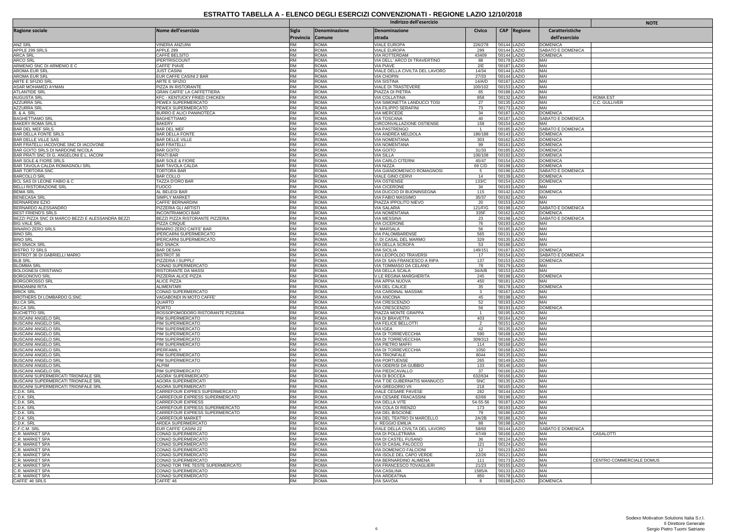# ESTRATTO TABELLA A - ELENCO DEGLI ESERCIZI CONVENZIONATI - REGIONE LAZIO 12/10/2018

| Ragione sociale | Nome dell'esercizio | Indirizzo dell'esercizio | | | | | | Caratteristiche dell'esercizio | NOTE |
|---|---|---|---|---|---|---|---|---|---|
| | | Sigla Provincia | Denominazione Comune | Denominazione strada | Civico | CAP | Regione | | |
| ANZ SRL | VINERIA ANZUINI | RM | ROMA | VIALE EUROPA | 226/278 | '00144 | LAZIO | DOMENICA | |
| APPLE 299 SRLS | APPLE 299 | RM | ROMA | VIALE EUROPA | 299 | '00144 | LAZIO | SABATO E DOMENICA | |
| ARCA SRL | CAFFE' BELSITO | RM | ROMA | VIA ROTTERDAM | 43409 | '00144 | LAZIO | DOMENICA | |
| ARCO SRL | IPERTRISCOUNT | RM | ROMA | VIA DELL' ARCO DI TRAVERTINO | 88 | '00178 | LAZIO | MAI | |
| ARMENIO SNC DI ARMENIO E C | CAFFE' PIAVE | RM | ROMA | VIA PIAVE | 2/E | '00187 | LAZIO | MAI | |
| AROMA EUR SRL | JUST CASINI | RM | ROMA | VIALE DELLA CIVILTA DEL LAVORO | 14/34 | '00144 | LAZIO | MAI | |
| AROMA EUR SRL | EUR CAFFE' CASINI 2 BAR | RM | ROMA | VIA CHOPIN | 27/33 | '00144 | LAZIO | MAI | |
| ARTE E SFIZIO SRL | ARTE E SFIZIO | RM | ROMA | VIA SISTINA | 14/A/D | '00187 | LAZIO | MAI | |
| ASAR MOHAMED AYMAN | PIZZA IN RISTORANTE | RM | ROMA | VIALE DI TRASTEVERE | 100/102 | '00153 | LAZIO | MAI | |
| ATLANTIDE SRL | GRAN CAFFE' LA CAFFETTIERA | RM | ROMA | PIAZZA DI PIETRA | 65 | '00186 | LAZIO | MAI | |
| AUGUSTA SRL | KFC - KENTUCKY FRIED CHICKEN | RM | ROMA | VIA COLLATINA | 858 | '00132 | LAZIO | MAI | ROMA EST |
| AZZURRA SRL | PEWEX SUPERMERCATO | RM | ROMA | VIA SIMONETTA LANDUCCI TOSI | 27 | '00135 | LAZIO | MAI | C.C. GULLIVER |
| AZZURRA SRL | PEWEX SUPERMERCATO | RM | ROMA | VIA FILIPPO SERAFINI | 73 | '00173 | LAZIO | MAI | |
| B. & A. SRL | BURRO E ALICI PANINOTECA | RM | ROMA | VIA MERCEDE | 34 | '00187 | LAZIO | DOMENICA | |
| BAGHETTIAMO SRL | BAGHETTIAMO | RM | ROMA | VIA TOSCANA | 40 | '00187 | LAZIO | SABATO E DOMENICA | |
| BAKERY ROMA SRLS | BAKERY | RM | ROMA | CIRCONVALLAZIONE OSTIENSE | 158 | '00154 | LAZIO | MAI | |
| BAR DEL MEF SRLS | BAR DEL MEF | RM | ROMA | VIA PASTRENGO | 1 | '00185 | LAZIO | SABATO E DOMENICA | |
| BAR DELLA FONTE SRLS | BAR DELLA FONTE | RM | ROMA | VIA ANDREA MELDOLA | 186/188 | '00143 | LAZIO | DOMENICA | |
| BAR DELLE VILLE SAS | BAR DELLE VILLE | RM | ROMA | VIA NOMENTANA | 303 | '00162 | LAZIO | DOMENICA | |
| BAR FRATELLI IACOVONE SNC DI IACOVONE | BAR FRATELLI | RM | ROMA | VIA NOMENTANA | 99 | '00161 | LAZIO | DOMENICA | |
| BAR GOITO SRLS DI NARDONE NICOLA | BAR GOITO | RM | ROMA | VIA GOITO | 31/33 | '00185 | LAZIO | DOMENICA | |
| BAR PRATI SNC DI G. ANGELONI E L. IACONI | PRATI BAR | RM | ROMA | VIA SILLA | 106/108 | '00192 | LAZIO | DOMENICA | |
| BAR SOLE & FIORE SRLS | BAR SOLE & FIORE | RM | ROMA | VIA CARLO CITERNI | 45/47 | '00154 | LAZIO | DOMENICA | |
| BAR TAVOLA CALDA ROMAGNOLI SRL | BAR TAVOLA CALDA | RM | ROMA | VIA NIZZA | 69 C/D | '00198 | LAZIO | DOMENICA | |
| BAR TORTORA SNC | TORTORA BAR | RM | ROMA | VIA GIANDOMENICO ROMAGNOSI | 5 | '00196 | LAZIO | SABATO E DOMENICA | |
| BARCOLLO SRL | BAR COLLO | RM | ROMA | VIALE GINO CERVI | 14 | '00139 | LAZIO | DOMENICA | |
| BCL SAS DI LEONE FABIO & C | TAZZA D'ORO BAR | RM | ROMA | VIA OSTIENSE | 133/C | '00154 | LAZIO | DOMENICA | |
| BELLI RISTORAZIONE SRL | FUOCO | RM | ROMA | VIA CICERONE | 34 | '00193 | LAZIO | MAI | |
| BEMA SRL | AL BELEGI BAR | RM | ROMA | VIA DUCCIO DI BUONINSEGNA | 115 | '00142 | LAZIO | DOMENICA | |
| BENECASA SRL | SIMPLY MARKET | RM | ROMA | VIA FABIO MASSIMO | 35/37 | '00192 | LAZIO | MAI | |
| BERNARDINI EZIO | CAFFE' BERNARDINI | RM | ROMA | PIAZZA IPPOLITO NIEVO | 20 | '00153 | LAZIO | MAI | |
| BERNARDO ALESSANDRO | PIZZERIA GLI ARTISTI | RM | ROMA | VIA SALARIA | 121/F/G | '00198 | LAZIO | SABATO E DOMENICA | |
| BEST FRIEND'S SRLS | INCONTRIAMOCI BAR | RM | ROMA | VIA NOMENTANA | 335F | '00162 | LAZIO | DOMENICA | |
| BEZZI PIZZA SNC DI MARCO BEZZI E ALESSANDRA BEZZI | BEZZI PIZZA RISTORANTE PIZZERIA | RM | ROMA | VIA MESSINA | 23 | '00198 | LAZIO | SABATO E DOMENICA | |
| BIG VALE SRL | PIZZA CINQUE | RM | ROMA | VIA CICERONE | 76 | '00193 | LAZIO | MAI | |
| BINARIO ZERO SRLS | BINARIO ZERO CAFFE' BAR | RM | ROMA | V. MARSALA | 56 | '00185 | LAZIO | MAI | |
| BINO SRL | IPERCARNI SUPERMERCATO | RM | ROMA | VIA PALOMBARENSE | 565 | '00131 | LAZIO | MAI | |
| BINO SRL | IPERCARNI SUPERMERCATO | RM | ROMA | V. DI CASAL DEL MARMO | 329 | '00135 | LAZIO | MAI | |
| BIO SNACK SRL | BIO SNACK | RM | ROMA | VIA DELLA SCROFA | 53 | '00186 | LAZIO | MAI | |
| BISTRO 72 SRLS | BAR DESAN | RM | ROMA | VIA SICILIA | 149/151 | '00187 | LAZIO | DOMENICA | |
| BISTROT 36 DI GABRIELLI MARIO | BISTROT 36 | RM | ROMA | VIA LEOPOLDO TRAVERSI | 17 | '00154 | LAZIO | SABATO E DOMENICA | |
| BLB SRL | PIZZERIA I SUPPLI' | RM | ROMA | VIA DI SAN FRANCESCO A RIPA | 137 | '00153 | LAZIO | DOMENICA | |
| BLOMMA SRL | CONAD SUPERMERCATO | RM | ROMA | VIA TOMMASO DA CELANO | 78 | '00179 | LAZIO | MAI | |
| BOLOGNESI CRISTIANO | RISTORANTE DA MASSI | RM | ROMA | VIA DELLA SCALA | 34/A/B | '00153 | LAZIO | MAI | |
| BORGONOVO SRL | PIZZERIA ALICE PIZZA | RM | ROMA | V.LE REGINA MARGHERITA | 245 | '00198 | LAZIO | DOMENICA | |
| BORGOROSSO SRL | ALICE PIZZA | RM | ROMA | VIA APPIA NUOVA | 450 | '00181 | LAZIO | MAI | |
| BRADANINI RITA | ALIMENTARI | RM | ROMA | VIA DEL CALICE | 35 | '00178 | LAZIO | DOMENICA | |
| BRICK SRL | CONAD SUPERMERCATO | RM | ROMA | VIA CARDINAL MASSIMI | 3 | '00167 | LAZIO | MAI | |
| BROTHERS DI LOMBARDO G.SNC | VAGABONDI IN MOTO CAFFE' | RM | ROMA | VIA ANCONA | 45 | '00198 | LAZIO | MAI | |
| BU.CA SRL | QUARTO | RM | ROMA | VIA CRESCENZIO | 52 | '00193 | LAZIO | MAI | |
| BU.CA SRL | PORTO | RM | ROMA | VIA CRESCENZIO | 56 | '00193 | LAZIO | DOMENICA | |
| BUCHETTO SRL | ROSSOPOMODORO RISTORANTE PIZZERIA | RM | ROMA | PIAZZA MONTE GRAPPA | 1 | '00195 | LAZIO | MAI | |
| BUSCAINI ANGELO SRL | PIM SUPERMERCATO | RM | ROMA | VIA DI BRAVETTA | 403 | '00164 | LAZIO | MAI | |
| BUSCAINI ANGELO SRL | PIM SUPERMERCATO | RM | ROMA | VIA FELICE BELLOTTI | 2 | '00151 | LAZIO | MAI | |
| BUSCAINI ANGELO SRL | PIM SUPERMERCATO | RM | ROMA | VIA IGEA | 42 | '00135 | LAZIO | MAI | |
| BUSCAINI ANGELO SRL | PIM SUPERMERCATO | RM | ROMA | VIA DI TORREVECCHIA | 590 | '00168 | LAZIO | MAI | |
| BUSCAINI ANGELO SRL | PIM SUPERMERCATO | RM | ROMA | VIA DI TORREVECCHIA | 309/313 | '00168 | LAZIO | MAI | |
| BUSCAINI ANGELO SRL | PIM SUPERMERCATO | RM | ROMA | VIA PIETRO MAFFI | 114 | '00168 | LAZIO | MAI | |
| BUSCAINI ANGELO SRL | IPERFAMILY | RM | ROMA | VIA DI TORREVECCHIA | 1050 | '00168 | LAZIO | MAI | |
| BUSCAINI ANGELO SRL | PIM SUPERMERCATO | RM | ROMA | VIA TRIONFALE | 8044 | '00135 | LAZIO | MAI | |
| BUSCAINI ANGELO SRL | PIM SUPERMERCATO | RM | ROMA | VIA PORTUENSE | 265 | '00149 | LAZIO | MAI | |
| BUSCAINI ANGELO SRL | ALPIM | RM | ROMA | VIA ODERISI DA GUBBIO | 133 | '00146 | LAZIO | MAI | |
| BUSCAINI ANGELO SRL | PIM SUPERMERCATO | RM | ROMA | VIA PIEDICAVALLO | 37 | '00166 | LAZIO | MAI | |
| BUSCAINI SUPERMERCATI TRIONFALE SRL | AGORA' SUPERMERCATO | RM | ROMA | VIA DI BOCCEA | 632/634 | '00166 | LAZIO | MAI | |
| BUSCAINI SUPERMERCATI TRIONFALE SRL | AGORA SUPERMERCATI | RM | ROMA | VIA T DE GUBERNATIS MANNUCCI | SNC | '00135 | LAZIO | MAI | |
| BUSCAINI SUPERMERCATI TRIONFALE SRL | AGORA SUPERMERCATI | RM | ROMA | VIA GREGORIO VII | 218 | '00165 | LAZIO | MAI | |
| C.D.K. SRL | CARREFOUR EXPRES SUPERMERCATO | RM | ROMA | VIALE CESARE PAVESE | 282 | '00144 | LAZIO | MAI | |
| C.D.K. SRL | CARREFOUR EXPRESS SUPERMERCATO | RM | ROMA | VIA CESARE FRACASSINI | 62/66 | '00196 | LAZIO | MAI | |
| C.D.K. SRL | CARREFOUR EXPRESS | RM | ROMA | VIA DELLA VITE | 54-55-56 | '00187 | LAZIO | MAI | |
| C.D.K. SRL | CARREFOUR EXPRESS SUPERMERCATO | RM | ROMA | VIA COLA DI RIENZO | 173 | '00193 | LAZIO | MAI | |
| C.D.K. SRL | CARREFOUR EXPRESS SUPERMERCATO | RM | ROMA | VIA DEL BISCIONE | 79 | '00186 | LAZIO | MAI | |
| C.D.K. SRL | CARREFOUR MARKET | RM | ROMA | VIA DEL TEATRO DI MARCELLO | 2A/2B | '00186 | LAZIO | MAI | |
| C.D.K. SRL | ARDEA SUPERMERCATO | RM | ROMA | V. REGGIO EMILIA | 88 | '00198 | LAZIO | MAI | |
| C.F.C.M. SRL | EUR CAFFE' CASINI 22 | RM | ROMA | VIALE DELLA CIVILTA DEL LAVORO | 58/60 | '00144 | LAZIO | SABATO E DOMENICA | |
| C.R. MARKET SPA | CONAD SUPERMERCATO | RM | ROMA | VIA DI POLLETRARA | 47/49 | '00166 | LAZIO | MAI | CASALOTTI |
| C.R. MARKET SPA | CONAD SUPERMERCATO | RM | ROMA | VIA DI CASTEL FUSANO | 36 | '00124 | LAZIO | MAI | |
| C.R. MARKET SPA | CONAD SUPERMERCATO | RM | ROMA | VIA DI CASAL PALOCCO | 121 | '00124 | LAZIO | MAI | |
| C.R. MARKET SPA | CONAD SUPERMERCATO | RM | ROMA | VIA DOMENICO FALCIONI | 12 | '00123 | LAZIO | MAI | |
| C.R. MARKET SPA | CONAD SUPERMERCATO | RM | ROMA | VIA ISOLE DEL CAPO VERDE | 22/26 | '00121 | LAZIO | MAI | |
| C.R. MARKET SPA | CONAD SUPERMERCATO | RM | ROMA | VIA BERNARDINO ALIMENA | 111 | '00173 | LAZIO | MAI | CENTRO COMMERCIALE DOMUS |
| C.R. MARKET SPA | CONAD TOR TRE TESTE SUPERMERCATO | RM | ROMA | VIA FRANCESCO TOVAGLIERI | 21/23 | '00155 | LAZIO | MAI | |
| C.R. MARKET SPA | CONAD SUPERMERCATO | RM | ROMA | VIA CASILINA | 1585/A | '00133 | LAZIO | MAI | |
| C.R. MARKET SPA | CONAD SUPERMERCATO | RM | ROMA | VIA ARDEATINA | 850 | '00178 | LAZIO | MAI | |
| CAFFE' 46 SRLS | CAFFE' 46 | RM | ROMA | VIA SAVOIA | 8 | '00198 | LAZIO | DOMENICA | |

Sodexo Motivation Solutions Italia S.r.l.
Il Direttore Generale
Sergio Pietro Tuomi Satriano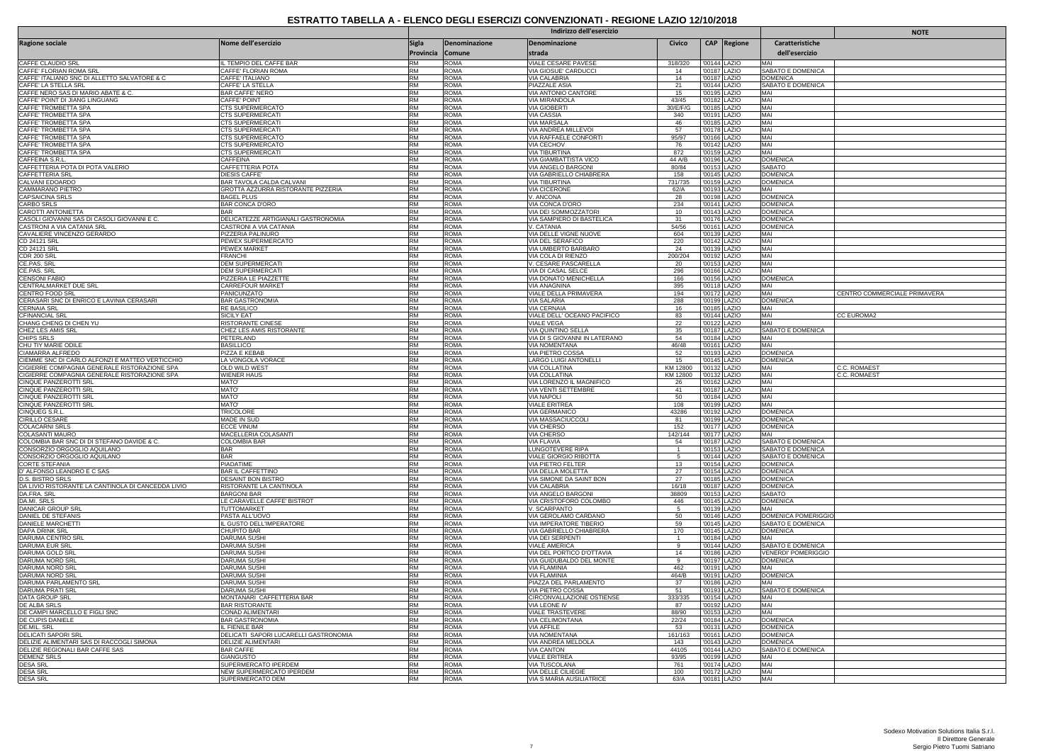# ESTRATTO TABELLA A - ELENCO DEGLI ESERCIZI CONVENZIONATI - REGIONE LAZIO 12/10/2018

| Ragione sociale | Nome dell'esercizio | Indirizzo dell'esercizio | | | | | | Caratteristiche dell'esercizio | NOTE |
|---|---|---|---|---|---|---|---|---|---|
| | | Sigla Provincia | Denominazione Comune | Denominazione strada | Civico | CAP | Regione | | |
| CAFFE CLAUDIO SRL | IL TEMPIO DEL CAFFE BAR | RM | ROMA | VIALE CESARE PAVESE | 318/320 | '00144 | LAZIO | MAI | |
| CAFFE' FLORIAN ROMA SRL | CAFFE' FLORIAN ROMA | RM | ROMA | VIA GIOSUE' CARDUCCI | 14 | '00187 | LAZIO | SABATO E DOMENICA | |
| CAFFE' ITALIANO SNC DI ALLETTO SALVATORE & C | CAFFE' ITALIANO | RM | ROMA | VIA CALABRIA | 14 | '00187 | LAZIO | DOMENICA | |
| CAFFE' LA STELLA SRL | CAFFE' LA STELLA | RM | ROMA | PIAZZALE ASIA | 21 | '00144 | LAZIO | SABATO E DOMENICA | |
| CAFFE NERO SAS DI MARIO ABATE & C. | BAR CAFFE' NERO | RM | ROMA | VIA ANTONIO CANTORE | 15 | '00195 | LAZIO | MAI | |
| CAFFE' POINT DI JIANG LINGUANG | CAFFE' POINT | RM | ROMA | VIA MIRANDOLA | 43/45 | '00182 | LAZIO | MAI | |
| CAFFE' TROMBETTA SPA | CTS SUPERMERCATO | RM | ROMA | VIA GIOBERTI | 30/E/F/G | '00185 | LAZIO | MAI | |
| CAFFE' TROMBETTA SPA | CTS SUPERMERCATI | RM | ROMA | VIA CASSIA | 340 | '00191 | LAZIO | MAI | |
| CAFFE' TROMBETTA SPA | CTS SUPERMERCATI | RM | ROMA | VIA MARSALA | 46 | '00185 | LAZIO | MAI | |
| CAFFE' TROMBETTA SPA | CTS SUPERMERCATI | RM | ROMA | VIA ANDREA MILLEVOI | 57 | '00178 | LAZIO | MAI | |
| CAFFE' TROMBETTA SPA | CTS SUPERMERCATO | RM | ROMA | VIA RAFFAELE CONFORTI | 95/97 | '00166 | LAZIO | MAI | |
| CAFFE' TROMBETTA SPA | CTS SUPERMERCATO | RM | ROMA | VIA CECHOV | 76 | '00142 | LAZIO | MAI | |
| CAFFE' TROMBETTA SPA | CTS SUPERMERCATI | RM | ROMA | VIA TIBURTINA | 872 | '00159 | LAZIO | MAI | |
| CAFFEINA S.R.L. | CAFFEINA | RM | ROMA | VIA GIAMBATTISTA VICO | 44 A/B | '00196 | LAZIO | DOMENICA | |
| CAFFETTERIA POTA DI POTA VALERIO | CAFFETTERIA POTA | RM | ROMA | VIA ANGELO BARGONI | 80/84 | '00153 | LAZIO | SABATO | |
| CAFFETTERIA SRL | DIESIS CAFFE' | RM | ROMA | VIA GABRIELLO CHIABRERA | 158 | '00145 | LAZIO | DOMENICA | |
| CALVANI EDOARDO | BAR TAVOLA CALDA CALVANI | RM | ROMA | VIA TIBURTINA | 731/735 | '00159 | LAZIO | DOMENICA | |
| CAMMARANO PIETRO | GROTTA AZZURRA RISTORANTE PIZZERIA | RM | ROMA | VIA CICERONE | 62/A | '00193 | LAZIO | MAI | |
| CAPSACINA SRLS | BAGEL PLUS | RM | ROMA | V. ANCONA | 28 | '00198 | LAZIO | DOMENICA | |
| CARBO SRLS | BAR CONCA D'ORO | RM | ROMA | VIA CONCA D'ORO | 234 | '00141 | LAZIO | DOMENICA | |
| CAROTTI ANTONIETTA | BAR | RM | ROMA | VIA DEI SOMMOZZATORI | 10 | '00143 | LAZIO | DOMENICA | |
| CASOLI GIOVANNI SAS DI CASOLI GIOVANNI E C. | DELICATEZZE ARTIGIANALI GASTRONOMIA | RM | ROMA | VIA SAMPIERO DI BASTELICA | 31 | '00176 | LAZIO | DOMENICA | |
| CASTRONI A VIA CATANIA SRL | CASTRONI A VIA CATANIA | RM | ROMA | V. CATANIA | 54/56 | '00161 | LAZIO | DOMENICA | |
| CAVALIERE VINCENZO GERARDO | PIZZERIA PALINURO | RM | ROMA | VIA DELLE VIGNE NUOVE | 604 | '00139 | LAZIO | MAI | |
| CD 24121 SRL | PEWEX SUPERMERCATO | RM | ROMA | VIA DEL SERAFICO | 220 | '00142 | LAZIO | MAI | |
| CD 24121 SRL | PEWEX MARKET | RM | ROMA | VIA UMBERTO BARBARO | 24 | '00139 | LAZIO | MAI | |
| CDR 200 SRL | FRANCHI | RM | ROMA | VIA COLA DI RIENZO | 200/204 | '00192 | LAZIO | MAI | |
| CE.PAS. SRL | DEM SUPERMERCATI | RM | ROMA | V. CESARE PASCARELLA | 20 | '00153 | LAZIO | MAI | |
| CE.PAS. SRL | DEM SUPERMERCATI | RM | ROMA | VIA DI CASAL SELCE | 296 | '00166 | LAZIO | MAI | |
| CENSONI FABIO | PIZZERIA LE PIAZZETTE | RM | ROMA | VIA DONATO MENICHELLA | 166 | '00156 | LAZIO | DOMENICA | |
| CENTRALMARKET DUE SRL | CARREFOUR MARKET | RM | ROMA | VIA ANAGNINA | 395 | '00118 | LAZIO | MAI | |
| CENTRO FOOD SRL | PANICUNZATO | RM | ROMA | VIALE DELLA PRIMAVERA | 194 | '00172 | LAZIO | MAI | CENTRO COMMERCIALE PRIMAVERA |
| CERASARI SNC DI ENRICO E LAVINIA CERASARI | BAR GASTRONOMIA | RM | ROMA | VIA SALARIA | 288 | '00199 | LAZIO | DOMENICA | |
| CERNAIA SRL | RE BASILICO | RM | ROMA | VIA CERNAIA | 16 | '00185 | LAZIO | MAI | |
| CFINANCIAL SRL | SICILY EAT | RM | ROMA | VIALE DELL' OCEANO PACIFICO | 83 | '00144 | LAZIO | MAI | CC EUROMA2 |
| CHANG CHENG DI CHEN YU | RISTORANTE CINESE | RM | ROMA | VIALE VEGA | 22 | '00122 | LAZIO | MAI | |
| CHEZ LES AMIS SRL | CHEZ LES AMIS RISTORANTE | RM | ROMA | VIA QUINTINO SELLA | 35 | '00187 | LAZIO | SABATO E DOMENICA | |
| CHIPS SRLS | PETERLAND | RM | ROMA | VIA DI S GIOVANNI IN LATERANO | 54 | '00184 | LAZIO | MAI | |
| CHU TIY MARIE ODILE | BASILLICO | RM | ROMA | VIA NOMENTANA | 46/48 | '00161 | LAZIO | MAI | |
| CIAMARRA ALFREDO | PIZZA E KEBAB | RM | ROMA | VIA PIETRO COSSA | 52 | '00193 | LAZIO | DOMENICA | |
| CIEMME SNC DI CARLO ALFONZI E MATTEO VERTICCHIO | LA VONGOLA VORACE | RM | ROMA | LARGO LUIGI ANTONELLI | 15 | '00145 | LAZIO | DOMENICA | |
| CIGIERRE COMPAGNIA GENERALE RISTORAZIONE SPA | OLD WILD WEST | RM | ROMA | VIA COLLATINA | KM 12800 | '00132 | LAZIO | MAI | C.C. ROMAEST |
| CIGIERRE COMPAGNIA GENERALE RISTORAZIONE SPA | WIENER HAUS | RM | ROMA | VIA COLLATINA | KM 12800 | '00132 | LAZIO | MAI | C.C. ROMAEST |
| CINQUE PANZEROTTI SRL | MATO' | RM | ROMA | VIA LORENZO IL MAGNIFICO | 26 | '00162 | LAZIO | MAI | |
| CINQUE PANZEROTTI SRL | MATO' | RM | ROMA | VIA VENTI SETTEMBRE | 41 | '00187 | LAZIO | MAI | |
| CINQUE PANZEROTTI SRL | MATO' | RM | ROMA | VIA NAPOLI | 50 | '00184 | LAZIO | MAI | |
| CINQUE PANZEROTTI SRL | MATO' | RM | ROMA | VIALE ERITREA | 108 | '00199 | LAZIO | MAI | |
| CINQUEG S.R.L. | TRICOLORE | RM | ROMA | VIA GERMANICO | 43286 | '00192 | LAZIO | DOMENICA | |
| CIRILLO CESARE | MADE IN SUD | RM | ROMA | VIA MASSACIUCCOLI | 81 | '00199 | LAZIO | DOMENICA | |
| COLACARNI SRLS | ECCE VINUM | RM | ROMA | VIA CHERSO | 152 | '00177 | LAZIO | DOMENICA | |
| COLASANTI MAURO | MACELLERIA COLASANTI | RM | ROMA | VIA CHERSO | 142/144 | '00177 | LAZIO | MAI | |
| COLOMBIA BAR SNC DI DI STEFANO DAVIDE & C. | COLOMBIA BAR | RM | ROMA | VIA FLAVIA | 54 | '00187 | LAZIO | SABATO E DOMENICA | |
| CONSORZIO ORGOGLIO AQUILANO | BAR | RM | ROMA | LUNGOTEVERE RIPA | 1 | '00153 | LAZIO | SABATO E DOMENICA | |
| CONSORZIO ORGOGLIO AQUILANO | BAR | RM | ROMA | VIALE GIORGIO RIBOTTA | 5 | '00144 | LAZIO | SABATO E DOMENICA | |
| CORTE STEFANIA | PIADATIME | RM | ROMA | VIA PIETRO FELTER | 13 | '00154 | LAZIO | DOMENICA | |
| D' ALFONSO LEANDRO E C SAS | BAR IL CAFFETTINO | RM | ROMA | VIA DELLA MOLETTA | 27 | '00154 | LAZIO | DOMENICA | |
| D.S. BISTRO SRLS | DESAINT BON BISTRO | RM | ROMA | VIA SIMONE DA SAINT BON | 27 | '00185 | LAZIO | DOMENICA | |
| DA LIVIO RISTORANTE LA CANTINOLA DI CANCEDDA LIVIO | RISTORANTE LA CANTINOLA | RM | ROMA | VIA CALABRIA | 16/18 | '00187 | LAZIO | DOMENICA | |
| DA.FRA. SRL | BARGONI BAR | RM | ROMA | VIA ANGELO BARGONI | 38809 | '00153 | LAZIO | SABATO | |
| DA.MI. SRLS | LE CARAVELLE CAFFE' BISTROT | RM | ROMA | VIA CRISTOFORO COLOMBO | 446 | '00145 | LAZIO | DOMENICA | |
| DANICAR GROUP SRL | TUTTOMARKET | RM | ROMA | V. SCARPANTO | 5 | '00139 | LAZIO | MAI | |
| DANIEL DE STEFANIS | PASTA ALL'UOVO | RM | ROMA | VIA GEROLAMO CARDANO | 50 | '00146 | LAZIO | DOMENICA POMERIGGIO | |
| DANIELE MARCHETTI | IL GUSTO DELL'IMPERATORE | RM | ROMA | VIA IMPERATORE TIBERIO | 59 | '00145 | LAZIO | SABATO E DOMENICA | |
| DAPA DRINK SRL | CHUPITO BAR | RM | ROMA | VIA GABRIELLO CHIABRERA | 170 | '00145 | LAZIO | DOMENICA | |
| DARUMA CENTRO SRL | DARUMA SUSHI | RM | ROMA | VIA DEI SERPENTI | 1 | '00184 | LAZIO | MAI | |
| DARUMA EUR SRL | DARUMA SUSHI | RM | ROMA | VIALE AMERICA | 9 | '00144 | LAZIO | SABATO E DOMENICA | |
| DARUMA GOLD SRL | DARUMA SUSHI | RM | ROMA | VIA DEL PORTICO D'OTTAVIA | 14 | '00186 | LAZIO | VENERDI' POMERIGGIO | |
| DARUMA NORD SRL | DARUMA SUSHI | RM | ROMA | VIA GUIDUBALDO DEL MONTE | 9 | '00197 | LAZIO | DOMENICA | |
| DARUMA NORD SRL | DARUMA SUSHI | RM | ROMA | VIA FLAMINIA | 462 | '00191 | LAZIO | MAI | |
| DARUMA NORD SRL | DARUMA SUSHI | RM | ROMA | VIA FLAMINIA | 464/B | '00191 | LAZIO | DOMENICA | |
| DARUMA PARLAMENTO SRL | DARUMA SUSHI | RM | ROMA | PIAZZA DEL PARLAMENTO | 37 | '00186 | LAZIO | MAI | |
| DARUMA PRATI SRL | DARUMA SUSHI | RM | ROMA | VIA PIETRO COSSA | 51 | '00193 | LAZIO | SABATO E DOMENICA | |
| DATA GROUP SRL | MONTANARI CAFFETTERIA BAR | RM | ROMA | CIRCONVALLAZIONE OSTIENSE | 333/335 | '00154 | LAZIO | MAI | |
| DE ALBA SRLS | BAR RISTORANTE | RM | ROMA | VIA LEONE IV | 87 | '00192 | LAZIO | MAI | |
| DE CAMPI MARCELLO E FIGLI SNC | CONAD ALIMENTARI | RM | ROMA | VIALE TRASTEVERE | 88/90 | '00153 | LAZIO | MAI | |
| DE CUPIS DANIELE | BAR GASTRONOMIA | RM | ROMA | VIA CELIMONTANA | 22/24 | '00184 | LAZIO | DOMENICA | |
| DE.MIL. SRL | IL FIENILE BAR | RM | ROMA | VIA AFFILE | 53 | '00131 | LAZIO | DOMENICA | |
| DELICATI SAPORI SRL | DELICATI SAPORI LUCARELLI GASTRONOMIA | RM | ROMA | VIA NOMENTANA | 161/163 | '00161 | LAZIO | DOMENICA | |
| DELIZIE ALIMENTARI SAS DI RACCOGLI SIMONA | DELIZIE ALIMENTARI | RM | ROMA | VIA ANDREA MELDOLA | 143 | '00143 | LAZIO | DOMENICA | |
| DELIZIE REGIONALI BAR CAFFE SAS | BAR CAFFE | RM | ROMA | VIA CANTON | 44105 | '00144 | LAZIO | SABATO E DOMENICA | |
| DEMENZ SRLS | GIANGUSTO | RM | ROMA | VIALE ERITREA | 93/95 | '00199 | LAZIO | MAI | |
| DESA SRL | SUPERMERCATO IPERDEM | RM | ROMA | VIA TUSCOLANA | 761 | '00174 | LAZIO | MAI | |
| DESA SRL | NEW SUPERMERCATO IPERDEM | RM | ROMA | VIA DELLE CILIEGIE | 100 | '00172 | LAZIO | MAI | |
| DESA SRL | SUPERMERCATO DEM | RM | ROMA | VIA S MARIA AUSILIATRICE | 63/A | '00181 | LAZIO | MAI | |

Sodexo Motivation Solutions Italia S.r.l.
Il Direttore Generale
Sergio Pietro Tuomi Satriano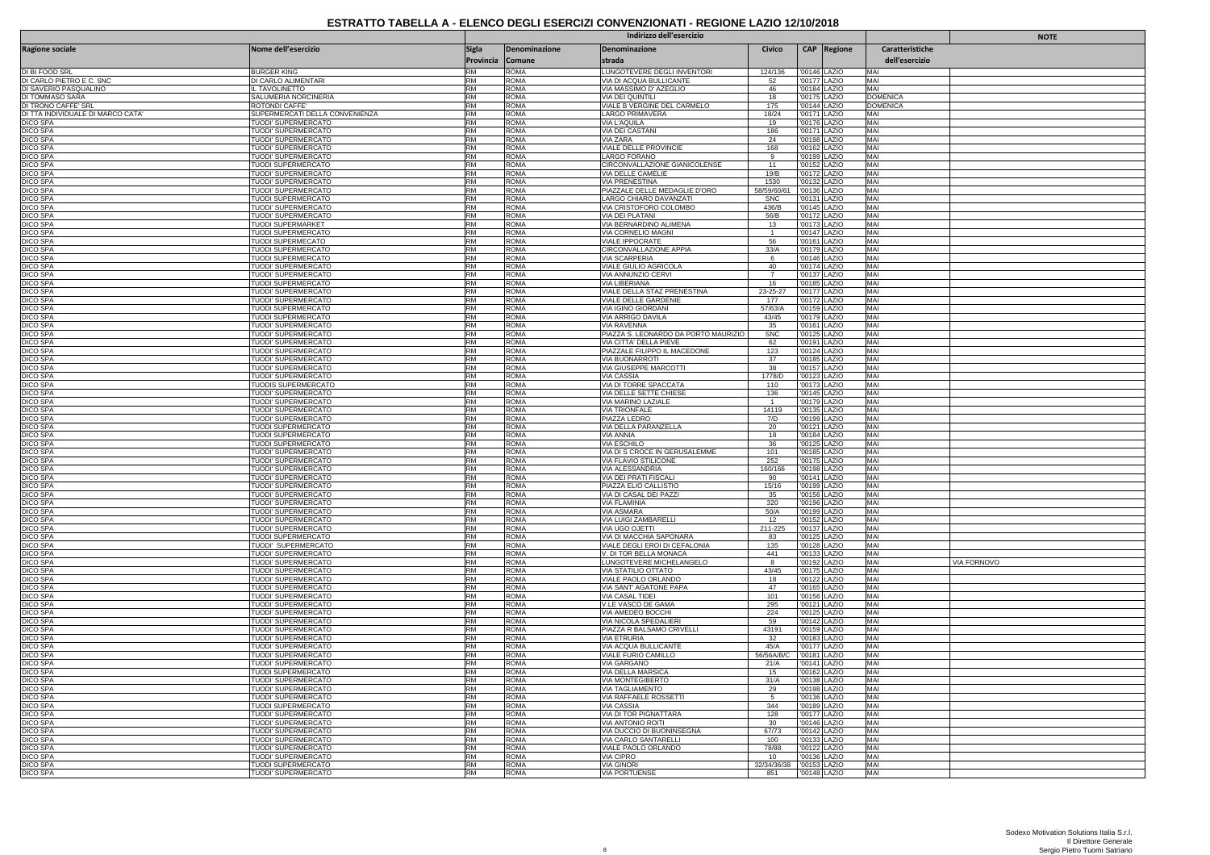# ESTRATTO TABELLA A - ELENCO DEGLI ESERCIZI CONVENZIONATI - REGIONE LAZIO 12/10/2018

| Ragione sociale | Nome dell'esercizio | Indirizzo dell'esercizio | | | | | | Caratteristiche dell'esercizio | NOTE |
|---|---|---|---|---|---|---|---|---|---|
| | | Sigla Provincia | Denominazione Comune | Denominazione strada | Civico | CAP | Regione | | |
| DI BI FOOD SRL | BURGER KING | RM | ROMA | LUNGOTEVERE DEGLI INVENTORI | 124/136 | '00146 | LAZIO | MAI | |
| DI CARLO PIETRO E C. SNC | DI CARLO ALIMENTARI | RM | ROMA | VIA DI ACQUA BULLICANTE | 52 | '00177 | LAZIO | MAI | |
| DI SAVERIO PASQUALINO | IL TAVOLINETTO | RM | ROMA | VIA MASSIMO D' AZEGLIO | 46 | '00184 | LAZIO | MAI | |
| DI TOMMASO SARA | SALUMERIA NORCINERIA | RM | ROMA | VIA DEI QUINTILI | 18 | '00175 | LAZIO | DOMENICA | |
| DI TRONO CAFFE' SRL | ROTONDI CAFFE' | RM | ROMA | VIALE B VERGINE DEL CARMELO | 175 | '00144 | LAZIO | DOMENICA | |
| DI TTA INDIVIDUALE DI MARCO CATA' | SUPERMERCATI DELLA CONVENIENZA | RM | ROMA | LARGO PRIMAVERA | 18/24 | '00171 | LAZIO | MAI | |
| DICO SPA | TUODI' SUPERMERCATO | RM | ROMA | VIA L'AQUILA | 19 | '00176 | LAZIO | MAI | |
| DICO SPA | TUODI' SUPERMERCATO | RM | ROMA | VIA DEI CASTANI | 186 | '00171 | LAZIO | MAI | |
| DICO SPA | TUODI' SUPERMERCATO | RM | ROMA | VIA ZARA | 24 | '00198 | LAZIO | MAI | |
| DICO SPA | TUODI' SUPERMERCATO | RM | ROMA | VIALE DELLE PROVINCIE | 168 | '00162 | LAZIO | MAI | |
| DICO SPA | TUODI' SUPERMERCATO | RM | ROMA | LARGO FORANO | 9 | '00199 | LAZIO | MAI | |
| DICO SPA | TUODI SUPERMERCATO | RM | ROMA | CIRCONVALLAZIONE GIANICOLENSE | 11 | '00152 | LAZIO | MAI | |
| DICO SPA | TUODI' SUPERMERCATO | RM | ROMA | VIA DELLE CAMELIE | 19/B | '00172 | LAZIO | MAI | |
| DICO SPA | TUODI' SUPERMERCATO | RM | ROMA | VIA PRENESTINA | 1530 | '00132 | LAZIO | MAI | |
| DICO SPA | TUODI' SUPERMERCATO | RM | ROMA | PIAZZALE DELLE MEDAGLIE D'ORO | 58/59/60/61 | '00136 | LAZIO | MAI | |
| DICO SPA | TUODI SUPERMERCATO | RM | ROMA | LARGO CHIARO DAVANZATI | SNC | '00131 | LAZIO | MAI | |
| DICO SPA | TUODI' SUPERMERCATO | RM | ROMA | VIA CRISTOFORO COLOMBO | 436/B | '00145 | LAZIO | MAI | |
| DICO SPA | TUODI' SUPERMERCATO | RM | ROMA | VIA DEI PLATANI | 56/B | '00172 | LAZIO | MAI | |
| DICO SPA | TUODI SUPERMARKET | RM | ROMA | VIA BERNARDINO ALIMENA | 13 | '00173 | LAZIO | MAI | |
| DICO SPA | TUODI SUPERMERCATO | RM | ROMA | VIA CORNELIO MAGNI | 1 | '00147 | LAZIO | MAI | |
| DICO SPA | TUODI SUPERMECATO | RM | ROMA | VIALE IPPOCRATE | 56 | '00161 | LAZIO | MAI | |
| DICO SPA | TUODI SUPERMERCATO | RM | ROMA | CIRCONVALLAZIONE APPIA | 33/A | '00179 | LAZIO | MAI | |
| DICO SPA | TUODI' SUPERMERCATO | RM | ROMA | VIA SCARPERIA | 6 | '00146 | LAZIO | MAI | |
| DICO SPA | TUODI' SUPERMERCATO | RM | ROMA | VIALE GIULIO AGRICOLA | 40 | '00174 | LAZIO | MAI | |
| DICO SPA | TUODI' SUPERMERCATO | RM | ROMA | VIA ANNUNZIO CERVI | 7 | '00137 | LAZIO | MAI | |
| DICO SPA | TUODI SUPERMERCATO | RM | ROMA | VIA LIBERIANA | 16 | '00185 | LAZIO | MAI | |
| DICO SPA | TUODI' SUPERMERCATO | RM | ROMA | VIALE DELLA STAZ PRENESTINA | 23-25-27 | '00177 | LAZIO | MAI | |
| DICO SPA | TUODI' SUPERMERCATO | RM | ROMA | VIALE DELLE GARDENIE | 177 | '00172 | LAZIO | MAI | |
| DICO SPA | TUODI SUPERMERCATO | RM | ROMA | VIA IGINO GIORDANI | 57/63/A | '00159 | LAZIO | MAI | |
| DICO SPA | TUODI SUPERMERCATO | RM | ROMA | VIA ARRIGO DAVILA | 43/45 | '00179 | LAZIO | MAI | |
| DICO SPA | TUODI' SUPERMERCATO | RM | ROMA | VIA RAVENNA | 35 | '00161 | LAZIO | MAI | |
| DICO SPA | TUODI' SUPERMERCATO | RM | ROMA | PIAZZA S. LEONARDO DA PORTO MAURIZIO | SNC | '00125 | LAZIO | MAI | |
| DICO SPA | TUODI' SUPERMERCATO | RM | ROMA | VIA CITTA' DELLA PIEVE | 62 | '00191 | LAZIO | MAI | |
| DICO SPA | TUODI' SUPERMERCATO | RM | ROMA | PIAZZALE FILIPPO IL MACEDONE | 123 | '00124 | LAZIO | MAI | |
| DICO SPA | TUODI' SUPERMERCATO | RM | ROMA | VIA BUONARROTI | 37 | '00185 | LAZIO | MAI | |
| DICO SPA | TUODI' SUPERMERCATO | RM | ROMA | VIA GIUSEPPE MARCOTTI | 38 | '00157 | LAZIO | MAI | |
| DICO SPA | TUODI' SUPERMERCATO | RM | ROMA | VIA CASSIA | 1778/D | '00123 | LAZIO | MAI | |
| DICO SPA | TUODIS SUPERMERCATO | RM | ROMA | VIA DI TORRE SPACCATA | 110 | '00173 | LAZIO | MAI | |
| DICO SPA | TUODI' SUPERMERCATO | RM | ROMA | VIA DELLE SETTE CHIESE | 136 | '00145 | LAZIO | MAI | |
| DICO SPA | TUODI' SUPERMERCATO | RM | ROMA | VIA MARINO LAZIALE | 1 | '00179 | LAZIO | MAI | |
| DICO SPA | TUODI' SUPERMERCATO | RM | ROMA | VIA TRIONFALE | 14119 | '00135 | LAZIO | MAI | |
| DICO SPA | TUODI' SUPERMERCATO | RM | ROMA | PIAZZA LEDRO | 7/D | '00199 | LAZIO | MAI | |
| DICO SPA | TUODI SUPERMERCATO | RM | ROMA | VIA DELLA PARANZELLA | 20 | '00121 | LAZIO | MAI | |
| DICO SPA | TUODI SUPERMERCATO | RM | ROMA | VIA ANNIA | 18 | '00184 | LAZIO | MAI | |
| DICO SPA | TUODI SUPERMERCATO | RM | ROMA | VIA ESCHILO | 36 | '00125 | LAZIO | MAI | |
| DICO SPA | TUODI' SUPERMERCATO | RM | ROMA | VIA DI S CROCE IN GERUSALEMME | 101 | '00185 | LAZIO | MAI | |
| DICO SPA | TUODI' SUPERMERCATO | RM | ROMA | VIA FLAVIO STILICONE | 252 | '00175 | LAZIO | MAI | |
| DICO SPA | TUODI' SUPERMERCATO | RM | ROMA | VIA ALESSANDRIA | 160/166 | '00198 | LAZIO | MAI | |
| DICO SPA | TUODI' SUPERMERCATO | RM | ROMA | VIA DEI PRATI FISCALI | 90 | '00141 | LAZIO | MAI | |
| DICO SPA | TUODI' SUPERMERCATO | RM | ROMA | PIAZZA ELIO CALLISTIO | 15/16 | '00199 | LAZIO | MAI | |
| DICO SPA | TUODI' SUPERMERCATO | RM | ROMA | VIA DI CASAL DEI PAZZI | 35 | '00156 | LAZIO | MAI | |
| DICO SPA | TUODI' SUPERMERCATO | RM | ROMA | VIA FLAMINIA | 320 | '00196 | LAZIO | MAI | |
| DICO SPA | TUODI' SUPERMERCATO | RM | ROMA | VIA ASMARA | 50/A | '00199 | LAZIO | MAI | |
| DICO SPA | TUODI' SUPERMERCATO | RM | ROMA | VIA LUIGI ZAMBARELLI | 12 | '00152 | LAZIO | MAI | |
| DICO SPA | TUODI' SUPERMERCATO | RM | ROMA | VIA UGO OJETTI | 211-225 | '00137 | LAZIO | MAI | |
| DICO SPA | TUODI SUPERMERCATO | RM | ROMA | VIA DI MACCHIA SAPONARA | 83 | '00125 | LAZIO | MAI | |
| DICO SPA | TUODI'  SUPERMERCATO | RM | ROMA | VIALE DEGLI EROI DI CEFALONIA | 135 | '00128 | LAZIO | MAI | |
| DICO SPA | TUODI' SUPERMERCATO | RM | ROMA | V. DI TOR BELLA MONACA | 441 | '00133 | LAZIO | MAI | |
| DICO SPA | TUODI' SUPERMERCATO | RM | ROMA | LUNGOTEVERE MICHELANGELO | 8 | '00192 | LAZIO | MAI | VIA FORNOVO |
| DICO SPA | TUODI' SUPERMERCATO | RM | ROMA | VIA STATILIO OTTATO | 43/45 | '00175 | LAZIO | MAI | |
| DICO SPA | TUODI' SUPERMERCATO | RM | ROMA | VIALE PAOLO ORLANDO | 18 | '00122 | LAZIO | MAI | |
| DICO SPA | TUODI' SUPERMERCATO | RM | ROMA | VIA SANT' AGATONE PAPA | 47 | '00165 | LAZIO | MAI | |
| DICO SPA | TUODI' SUPERMERCATO | RM | ROMA | VIA CASAL TIDEI | 101 | '00156 | LAZIO | MAI | |
| DICO SPA | TUODI' SUPERMERCATO | RM | ROMA | V.LE VASCO DE GAMA | 295 | '00121 | LAZIO | MAI | |
| DICO SPA | TUODI' SUPERMERCATO | RM | ROMA | VIA AMEDEO BOCCHI | 224 | '00125 | LAZIO | MAI | |
| DICO SPA | TUODI' SUPERMERCATO | RM | ROMA | VIA NICOLA SPEDALIERI | 59 | '00142 | LAZIO | MAI | |
| DICO SPA | TUODI' SUPERMERCATO | RM | ROMA | PIAZZA R BALSAMO CRIVELLI | 43191 | '00159 | LAZIO | MAI | |
| DICO SPA | TUODI' SUPERMERCATO | RM | ROMA | VIA ETRURIA | 32 | '00183 | LAZIO | MAI | |
| DICO SPA | TUODI' SUPERMERCATO | RM | ROMA | VIA ACQUA BULLICANTE | 45/A | '00177 | LAZIO | MAI | |
| DICO SPA | TUODI' SUPERMERCATO | RM | ROMA | VIALE FURIO CAMILLO | 56/56A/B/C | '00181 | LAZIO | MAI | |
| DICO SPA | TUODI' SUPERMERCATO | RM | ROMA | VIA GARGANO | 21/A | '00141 | LAZIO | MAI | |
| DICO SPA | TUODI SUPERMERCATO | RM | ROMA | VIA DELLA MARSICA | 15 | '00162 | LAZIO | MAI | |
| DICO SPA | TUODI' SUPERMERCATO | RM | ROMA | VIA MONTEGIBERTO | 31/A | '00138 | LAZIO | MAI | |
| DICO SPA | TUODI' SUPERMERCATO | RM | ROMA | VIA TAGLIAMENTO | 29 | '00198 | LAZIO | MAI | |
| DICO SPA | TUODI' SUPERMERCATO | RM | ROMA | VIA RAFFAELE ROSSETTI | 5 | '00136 | LAZIO | MAI | |
| DICO SPA | TUODI SUPERMERCATO | RM | ROMA | VIA CASSIA | 344 | '00189 | LAZIO | MAI | |
| DICO SPA | TUODI' SUPERMERCATO | RM | ROMA | VIA DI TOR PIGNATTARA | 128 | '00177 | LAZIO | MAI | |
| DICO SPA | TUODI' SUPERMERCATO | RM | ROMA | VIA ANTONIO ROITI | 30 | '00146 | LAZIO | MAI | |
| DICO SPA | TUODI' SUPERMERCATO | RM | ROMA | VIA DUCCIO DI BUONINSEGNA | 67/73 | '00142 | LAZIO | MAI | |
| DICO SPA | TUODI' SUPERMERCATO | RM | ROMA | VIA CARLO SANTARELLI | 100 | '00133 | LAZIO | MAI | |
| DICO SPA | TUODI' SUPERMERCATO | RM | ROMA | VIALE PAOLO ORLANDO | 78/88 | '00122 | LAZIO | MAI | |
| DICO SPA | TUODI' SUPERMERCATO | RM | ROMA | VIA CIPRO | 10 | '00136 | LAZIO | MAI | |
| DICO SPA | TUODI SUPERMERCATO | RM | ROMA | VIA GINORI | 32/34/36/38 | '00153 | LAZIO | MAI | |
| DICO SPA | TUODI' SUPERMERCATO | RM | ROMA | VIA PORTUENSE | 851 | '00148 | LAZIO | MAI | |

Sodexo Motivation Solutions Italia S.r.l.
Il Direttore Generale
Sergio Pietro Tuomi Satriano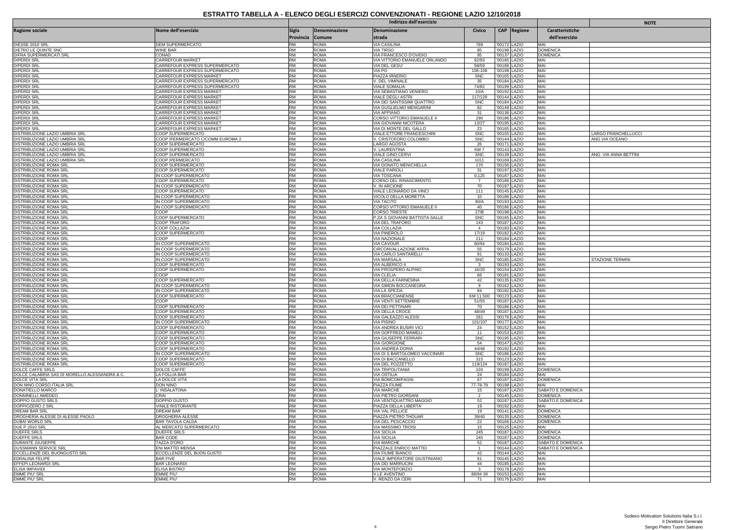# ESTRATTO TABELLA A - ELENCO DEGLI ESERCIZI CONVENZIONATI - REGIONE LAZIO 12/10/2018

| Ragione sociale | Nome dell'esercizio | Indirizzo dell'esercizio | | | | | | Caratteristiche dell'esercizio | NOTE |
|---|---|---|---|---|---|---|---|---|---|
| | | Sigla Provincia | Denominazione Comune | Denominazione strada | Civico | CAP | Regione | | |
| DIESSE 2010 SRL | DEM SUPERMERCATO | RM | ROMA | VIA CASILINA | 769 | '00172 | LAZIO | MAI | |
| DIETRO LE QUINTE SNC | WINE BAR | RM | ROMA | VIA TIRSO | 85 | '00198 | LAZIO | DOMENICA | |
| DIFRA SUPERMERCATI SRL | CONAD | RM | ROMA | VIA FRANCESCO D'OVIDIO | 95 | '00137 | LAZIO | DOMENICA | |
| DIPERDI SRL | CARREFOUR MARKET | RM | ROMA | VIA VITTORIO EMANUELE ORLANDO | 92/93 | '00185 | LAZIO | MAI | |
| DIPERDI SRL | CARREFOUR EXPRESS SUPERMERCATO | RM | ROMA | VIA DEL GESU' | 58/59 | '00186 | LAZIO | MAI | |
| DIPERDI SRL | CARREFOUR EXPRESS SUPERMERCATO | RM | ROMA | VIA PO | 106-108 | '00198 | LAZIO | MAI | |
| DIPERDI SRL | CARREFOUR EXPRESS MARKET | RM | ROMA | PIAZZA IRNERIO | SNC | '00165 | LAZIO | MAI | |
| DIPERDI SRL | CARREFOUR EXPRESS SUPERMERCATO | RM | ROMA | V. DEL VIMINALE | 35 | '00184 | LAZIO | MAI | |
| DIPERDI SRL | CARREFOUR EXPRESS SUPERMERCATO | RM | ROMA | VIALE SOMALIA | 74/82 | '00199 | LAZIO | MAI | |
| DIPERDI SRL | CARREFOUR EXPRESS MARKET | RM | ROMA | VIA SEBASTIANO VENIERO | 10/A | '00192 | LAZIO | MAI | |
| DIPERDI SRL | CARREFOUR EXPRESS MARKET | RM | ROMA | VIALE DEGLI ASTRI | 117/129 | '00144 | LAZIO | MAI | |
| DIPERDI SRL | CARREFOUR EXPRESS MARKET | RM | ROMA | VIA DEI SANTISSIMI QUATTRO | SNC | '00184 | LAZIO | MAI | |
| DIPERDI SRL | CARREFOUR EXPRESS MARKET | RM | ROMA | VIA GUGLIELMO MENGARINI | 82 | '00149 | LAZIO | MAI | |
| DIPERDI SRL | CARREFOUR EXPRESS MARKET | RM | ROMA | VIA APPIANO | 31 | '00136 | LAZIO | MAI | |
| DIPERDI SRL | CARREFOUR EXPRESS MARKET | RM | ROMA | CORSO VITTORIO EMANUELE II | 290 | '00186 | LAZIO | MAI | |
| DIPERDI SRL | CARREFOUR EXPRESS MARKET | RM | ROMA | VIA GIOVANNI NICOTERA | 13/27 | '00195 | LAZIO | MAI | |
| DIPERDI SRL | CARREFOUR EXPRESS MARKET | RM | ROMA | VIA DI MONTE DEL GALLO | 23 | '00165 | LAZIO | MAI | |
| DISTRIBUZIONE LAZIO UMBRIA SRL | COOP SUPERMERCATO | RM | ROMA | VIALE ETTORE FRANCESCHINI | SNC | '00155 | LAZIO | MAI | LARGO FRANCHELLUCCI |
| DISTRIBUZIONE LAZIO UMBRIA SRL | COOP IPERMERCATO C/COMM EUROMA 2 | RM | ROMA | V. CRISTOFORO COLOMBO | SNC | '00144 | LAZIO | MAI | ANG VIA OCEANO |
| DISTRIBUZIONE LAZIO UMBRIA SRL | COOP SUPERMERCATO | RM | ROMA | LARGO AGOSTA | 26 | '00171 | LAZIO | MAI | |
| DISTRIBUZIONE LAZIO UMBRIA SRL | COOP SUPERMERCATO | RM | ROMA | V. LAURENTINA | KM 7 | '00143 | LAZIO | MAI | |
| DISTRIBUZIONE LAZIO UMBRIA SRL | COOP SUPERMERCATO | RM | ROMA | VIALE GINO CERVI | SNC | '00139 | LAZIO | MAI | ANG. VIA ANNA BETTINI |
| DISTRIBUZIONE LAZIO UMBRIA SRL | COOP IPERMERCATO | RM | ROMA | VIA CASILINA | 1011 | '00169 | LAZIO | MAI | |
| DISTRIBUZIONE ROMA SRL | COOP SUPERMERCATO | RM | ROMA | VIA DONATO MENICHELLA | 170 | '00156 | LAZIO | MAI | |
| DISTRIBUZIONE ROMA SRL | COOP SUPERMERCATO | RM | ROMA | VIALE PARIOLI | 31 | '00197 | LAZIO | MAI | |
| DISTRIBUZIONE ROMA SRL | IN COOP SUPERMERCATO | RM | ROMA | VIA TOSCANA | 0,125 | '00187 | LAZIO | MAI | |
| DISTRIBUZIONE ROMA SRL | COOP SUPERMERCATO | RM | ROMA | CORSO DEL RINASCIMENTO | 7 | '00186 | LAZIO | MAI | |
| DISTRIBUZIONE ROMA SRL | IN COOP SUPERMERCATO | RM | ROMA | V. IN ARCIONE | 70 | '00187 | LAZIO | MAI | |
| DISTRIBUZIONE ROMA SRL | COOP SUPERMERCATO | RM | ROMA | VIALE LEONARDO DA VINCI | 111 | '00145 | LAZIO | MAI | |
| DISTRIBUZIONE ROMA SRL | IN COOP SUPERMERCATO | RM | ROMA | VICOLO DELLA MORETTA | 10 | '00186 | LAZIO | MAI | |
| DISTRIBUZIONE ROMA SRL | IN COOP SUPERMERCATO | RM | ROMA | VIA TACITO | 90/A | '00193 | LAZIO | MAI | |
| DISTRIBUZIONE ROMA SRL | IN COOP SUPERMERCATO | RM | ROMA | CORSO VITTORIO EMANUELE II | 40 | '00186 | LAZIO | MAI | |
| DISTRIBUZIONE ROMA SRL | COOP | RM | ROMA | CORSO TRIESTE | 27/B | '00198 | LAZIO | MAI | |
| DISTRIBUZIONE ROMA SRL | COOP SUPERMERCATO | RM | ROMA | P.ZA S GIOVANNI BATTISTA SALLE | SNC | '00165 | LAZIO | MAI | |
| DISTRIBUZIONE ROMA SRL | COOP TRAFORO | RM | ROMA | VIA DEL TRAFORO | 143 | '00187 | LAZIO | MAI | |
| DISTRIBUZIONE ROMA SRL | COOP COLLAZIA | RM | ROMA | VIA COLLAZIA | 4 | '00183 | LAZIO | MAI | |
| DISTRIBUZIONE ROMA SRL | COOP SUPERMERCATO | RM | ROMA | VIA PINEROLO | 17/19 | '00182 | LAZIO | MAI | |
| DISTRIBUZIONE ROMA SRL | COOP | RM | ROMA | VIA NAZIONALE | 211 | '00184 | LAZIO | MAI | |
| DISTRIBUZIONE ROMA SRL | IN COOP SUPERMERCATO | RM | ROMA | VIA CAVOUR | 60/64 | '00184 | LAZIO | MAI | |
| DISTRIBUZIONE ROMA SRL | IN COOP SUPERMERCATO | RM | ROMA | CIRCONVALLAZIONE APPIA | 55 | '00179 | LAZIO | MAI | |
| DISTRIBUZIONE ROMA SRL | IN COOP SUPERMERCATO | RM | ROMA | VIA CARLO SANTARELLI | 91 | '00133 | LAZIO | MAI | |
| DISTRIBUZIONE ROMA SRL | IN COOP SUPERMERCATO | RM | ROMA | VIA MARSALA | SNC | '00185 | LAZIO | MAI | STAZIONE TERMINI |
| DISTRIBUZIONE ROMA SRL | COOP SUPERMERCATO | RM | ROMA | VIA ALBERICO II | 3 | '00193 | LAZIO | MAI | |
| DISTRIBUZIONE ROMA SRL | COOP SUPERMERCATO | RM | ROMA | VIA PROSPERO ALPINO | 16/20 | '00154 | LAZIO | MAI | |
| DISTRIBUZIONE ROMA SRL | COOP | RM | ROMA | VIA CLELIA | 66 | '00181 | LAZIO | MAI | |
| DISTRIBUZIONE ROMA SRL | COOP SUPERMERCATO | RM | ROMA | VIA DELLA FARNESINA | 42 | '00135 | LAZIO | MAI | |
| DISTRIBUZIONE ROMA SRL | IN COOP SUPERMERCATO | RM | ROMA | VIA SIMON BOCCANEGRA | 9 | '00162 | LAZIO | MAI | |
| DISTRIBUZIONE ROMA SRL | IN COOP SUPERMERCATO | RM | ROMA | VIA LA SPEZIA | 84 | '00182 | LAZIO | MAI | |
| DISTRIBUZIONE ROMA SRL | COOP SUPERMERCATO | RM | ROMA | VIA BRACCIANENSE | KM 11.500 | '00123 | LAZIO | MAI | |
| DISTRIBUZIONE ROMA SRL | COOP | RM | ROMA | VIA VENTI SETTEMBRE | 51/55 | '00187 | LAZIO | MAI | |
| DISTRIBUZIONE ROMA SRL | COOP SUPERMERCATO | RM | ROMA | VIA DEI PETTINARI | 70 | '00186 | LAZIO | MAI | |
| DISTRIBUZIONE ROMA SRL | COOP SUPERMERCATO | RM | ROMA | VIA DELLA CROCE | 48/49 | '00187 | LAZIO | MAI | |
| DISTRIBUZIONE ROMA SRL | COOP SUPERMERCATO | RM | ROMA | VIA GALEAZZO ALESSI | 261 | '00176 | LAZIO | MAI | |
| DISTRIBUZIONE ROMA SRL | IN COOP SUPERMERCATO | RM | ROMA | VIA PISINO | 101/107 | '00177 | LAZIO | MAI | |
| DISTRIBUZIONE ROMA SRL | COOP SUPERMERCATO | RM | ROMA | VIA ANDREA BUSIRI VICI | 24 | '00152 | LAZIO | MAI | |
| DISTRIBUZIONE ROMA SRL | COOP SUPERMERCATO | RM | ROMA | VIA GOFFREDO MAMELI | 11 | '00153 | LAZIO | MAI | |
| DISTRIBUZIONE ROMA SRL | COOP SUPERMERCATO | RM | ROMA | VIA GIUSEPPE FERRARI | SNC | '00195 | LAZIO | MAI | |
| DISTRIBUZIONE ROMA SRL | COOP SUPERMERCATO | RM | ROMA | VIA GIORGIONE | 54 | '00147 | LAZIO | MAI | |
| DISTRIBUZIONE ROMA SRL | COOP SUPERMERCATO | RM | ROMA | VIA ANDREA DORIA | 44/46 | '00192 | LAZIO | MAI | |
| DISTRIBUZIONE ROMA SRL | IN COOP SUPERMERCATO | RM | ROMA | VIA DI S BARTOLOMEO VACCINARI | SNC | '00186 | LAZIO | MAI | |
| DISTRIBUZIONE ROMA SRL | COOP SUPERMERCATO | RM | ROMA | VIA DI BACCANELLO | 315 | '00123 | LAZIO | MAI | |
| DISTRIBUZIONE ROMA SRL | COOP SUPERMERCATO | RM | ROMA | VIA DEL POZZETTO | 119/124 | '00187 | LAZIO | MAI | |
| DOLCE CAFFE SRLS | DOLCE CAFFE' | RM | ROMA | VIA TRIPOLITANIA | 103 | '00199 | LAZIO | DOMENICA | |
| DOLCE CALABRIA SAS DI MORELLO ALESSANDRA & C. | LA FOLLIA BAR | RM | ROMA | VIA OSTILIA | 24 | '00184 | LAZIO | MAI | |
| DOLCE VITA SRL | LA DOLCE VITA | RM | ROMA | VIA BOMCOMPAGNI | 67 | '00187 | LAZIO | DOMENICA | |
| DON NINO CORSO ITALIA SRL | DON NINO | RM | ROMA | PIAZZA FIUME | 77-78-79 | '00198 | LAZIO | MAI | |
| DONATIELLO MARCO | L' INSALATONA | RM | ROMA | VIA MARCHE | 15 | '00187 | LAZIO | SABATO E DOMENICA | |
| DONNINELLI AMEDEO | CRAI | RM | ROMA | VIA PIETRO GIORDANI | 2 | '00145 | LAZIO | DOMENICA | |
| DOPPIO GUSTO SRLS | DOPPIO GUSTO | RM | ROMA | VIA VENTIQUATTRO MAGGIO | 52 | '00187 | LAZIO | SABATO E DOMENICA | |
| DOPPIOZERO 2 SRL | VINILE RISTORANTE | RM | ROMA | PIAZZA DELLA LIBERTA' | 19 | '00192 | LAZIO | MAI | |
| DREAM BAR SRL | DREAM BAR | RM | ROMA | VIA VAL PELLICE | 19 | '00141 | LAZIO | DOMENICA | |
| DROGHERIA ALESSE DI ALESSE PAOLO | DROGHERIA ALESSE | RM | ROMA | PIAZZA PIETRO THOUAR | 39/40 | '00135 | LAZIO | DOMENICA | |
| DUBAI WORLD SRL | BAR TAVOLA CALDA | RM | ROMA | VIA DEL PESCACCIO | 22 | '00166 | LAZIO | DOMENICA | |
| DUE P 2010 SRL | AL MERCATO SUPERMERCATO | RM | ROMA | VIA MASSIMO TROISI | 15 | '00125 | LAZIO | MAI | |
| DUEFFE SRLS | DUEFFE SRLS | RM | ROMA | VIA SICILIA | 245 | '00187 | LAZIO | DOMENICA | |
| DUEFFE SRLS | BAR CODE | RM | ROMA | VIA SICILIA | 245 | '00187 | LAZIO | DOMENICA | |
| DURANTE GIUSEPPE | TAZZA D'ORO | RM | ROMA | VIA MARCHE | 52 | '00187 | LAZIO | SABATO E DOMENICA | |
| DUSSMANN SERVICE SRL | ENI MATTEI MENSA | RM | ROMA | PIAZZALE ENRICO MATTEI | 1 | '00144 | LAZIO | SABATO E DOMENICA | |
| ECCELLENZE DEL BUONGUSTO SRL | ECCELLENZE DEL BUON GUSTO | RM | ROMA | VIA FIUME BIANCO | 42 | '00144 | LAZIO | MAI | |
| EDRALINA FELIPE | BAR FIVE | RM | ROMA | VIALE IMPERATORE GIUSTINIANO | 61 | '00145 | LAZIO | MAI | |
| EFFEPI LEONARDI SRL | BAR LEONARDI | RM | ROMA | VIA DEI MARRUCINI | 44 | '00185 | LAZIO | MAI | |
| ELISA IMPAVIDI | ELISA BISTRO' | RM | ROMA | VIA MONTEPORZIO | 3 | '00178 | LAZIO | MAI | |
| EMME PIU' SRL | EMME PIU' | RM | ROMA | V.LE AVENTINO | 88/94 39 | '00153 | LAZIO | MAI | |
| EMME PIU' SRL | EMME PIU' | RM | ROMA | V. RENZO DA CERI | 71 | '00176 | LAZIO | MAI | |

Sodexo Motivation Solutions Italia S.r.l.
Il Direttore Generale
Sergio Pietro Tuomi Satriano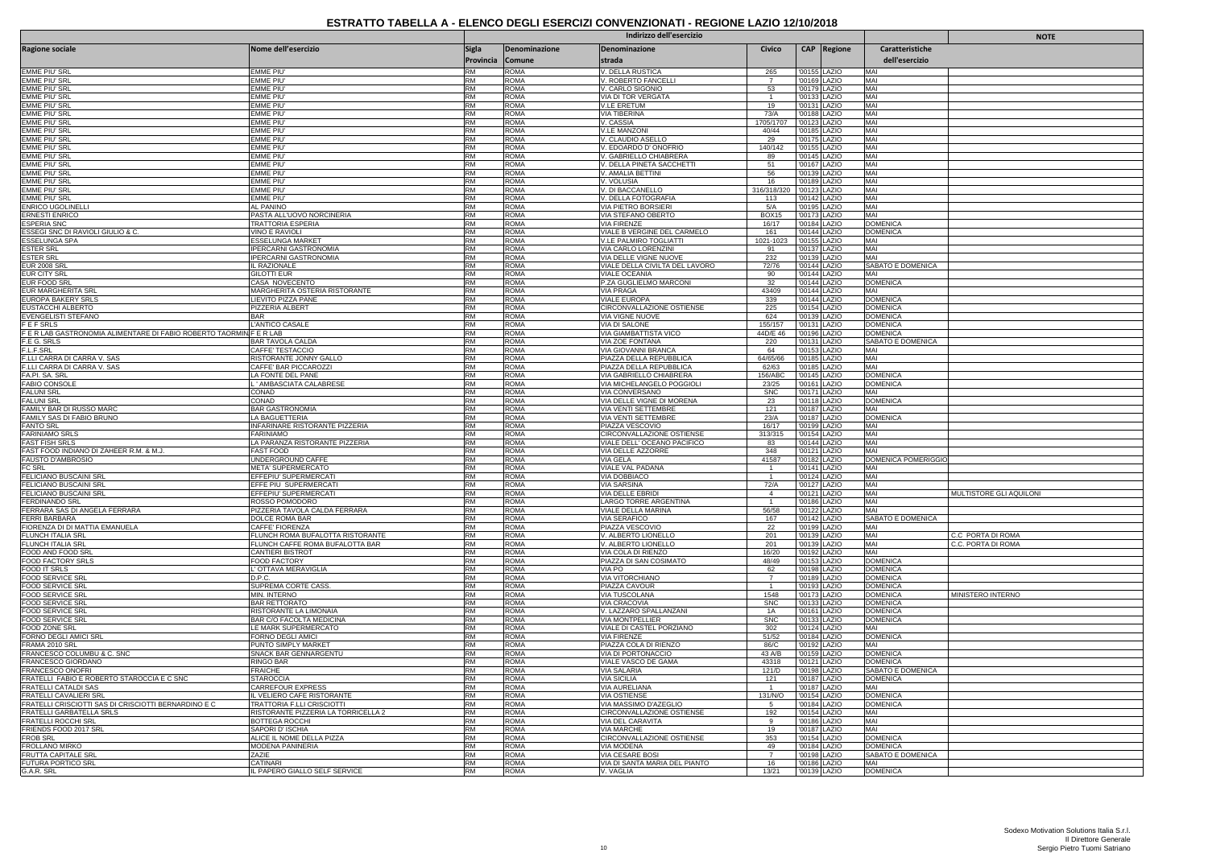# ESTRATTO TABELLA A - ELENCO DEGLI ESERCIZI CONVENZIONATI - REGIONE LAZIO 12/10/2018

| Ragione sociale | Nome dell'esercizio | Indirizzo dell'esercizio | | | | | | Caratteristiche dell'esercizio | NOTE |
|---|---|---|---|---|---|---|---|---|---|
| | | Sigla Provincia | Denominazione Comune | Denominazione strada | Civico | CAP | Regione | | |
| EMME PIU' SRL | EMME PIU' | RM | ROMA | V. DELLA RUSTICA | 265 | '00155 | LAZIO | MAI | |
| EMME PIU' SRL | EMME PIU' | RM | ROMA | V. ROBERTO FANCELLI | 7 | '00169 | LAZIO | MAI | |
| EMME PIU' SRL | EMME PIU' | RM | ROMA | V. CARLO SIGONIO | 53 | '00179 | LAZIO | MAI | |
| EMME PIU' SRL | EMME PIU' | RM | ROMA | VIA DI TOR VERGATA | 1 | '00133 | LAZIO | MAI | |
| EMME PIU' SRL | EMME PIU' | RM | ROMA | V.LE ERETUM | 19 | '00131 | LAZIO | MAI | |
| EMME PIU' SRL | EMME PIU' | RM | ROMA | VIA TIBERINA | 73/A | '00188 | LAZIO | MAI | |
| EMME PIU' SRL | EMME PIU' | RM | ROMA | V. CASSIA | 1705/1707 | '00123 | LAZIO | MAI | |
| EMME PIU' SRL | EMME PIU' | RM | ROMA | V.LE MANZONI | 40/44 | '00185 | LAZIO | MAI | |
| EMME PIU' SRL | EMME PIU' | RM | ROMA | V. CLAUDIO ASELLO | 29 | '00175 | LAZIO | MAI | |
| EMME PIU' SRL | EMME PIU' | RM | ROMA | V. EDOARDO D' ONOFRIO | 140/142 | '00155 | LAZIO | MAI | |
| EMME PIU' SRL | EMME PIU' | RM | ROMA | V. GABRIELLO CHIABRERA | 89 | '00145 | LAZIO | MAI | |
| EMME PIU' SRL | EMME PIU' | RM | ROMA | V. DELLA PINETA SACCHETTI | 51 | '00167 | LAZIO | MAI | |
| EMME PIU' SRL | EMME PIU' | RM | ROMA | V. AMALIA BETTINI | 56 | '00139 | LAZIO | MAI | |
| EMME PIU' SRL | EMME PIU' | RM | ROMA | V. VOLUSIA | 16 | '00189 | LAZIO | MAI | |
| EMME PIU' SRL | EMME PIU' | RM | ROMA | V. DI BACCANELLO | 316/318/320 | '00123 | LAZIO | MAI | |
| EMME PIU' SRL | EMME PIU' | RM | ROMA | V. DELLA FOTOGRAFIA | 113 | '00142 | LAZIO | MAI | |
| ENRICO UGOLINELLI | AL PANINO | RM | ROMA | VIA PIETRO BORSIERI | 5/A | '00195 | LAZIO | MAI | |
| ERNESTI ENRICO | PASTA ALL'UOVO NORCINERIA | RM | ROMA | VIA STEFANO OBERTO | BOX15 | '00173 | LAZIO | MAI | |
| ESPERIA SNC | TRATTORIA ESPERIA | RM | ROMA | VIA FIRENZE | 16/17 | '00184 | LAZIO | DOMENICA | |
| ESSEGI SNC DI RAVIOLI GIULIO & C. | VINO E RAVIOLI | RM | ROMA | VIALE B VERGINE DEL CARMELO | 161 | '00144 | LAZIO | DOMENICA | |
| ESSELUNGA SPA | ESSELUNGA MARKET | RM | ROMA | V.LE PALMIRO TOGLIATTI | 1021-1023 | '00155 | LAZIO | MAI | |
| ESTER SRL | IPERCARNI GASTRONOMIA | RM | ROMA | VIA CARLO LORENZINI | 91 | '00137 | LAZIO | MAI | |
| ESTER SRL | IPERCARNI GASTRONOMIA | RM | ROMA | VIA DELLE VIGNE NUOVE | 232 | '00139 | LAZIO | MAI | |
| EUR 2008 SRL | IL RAZIONALE | RM | ROMA | VIALE DELLA CIVILTA DEL LAVORO | 72/76 | '00144 | LAZIO | SABATO E DOMENICA | |
| EUR CITY SRL | GILOTTI EUR | RM | ROMA | VIALE OCEANIA | 90 | '00144 | LAZIO | MAI | |
| EUR FOOD SRL | CASA' NOVECENTO | RM | ROMA | P.ZA GUGLIELMO MARCONI | 32 | '00144 | LAZIO | DOMENICA | |
| EUR MARGHERITA SRL | MARGHERITA OSTERIA RISTORANTE | RM | ROMA | VIA PRAGA | 43409 | '00144 | LAZIO | MAI | |
| EUROPA BAKERY SRLS | LIEVITO PIZZA PANE | RM | ROMA | VIALE EUROPA | 339 | '00144 | LAZIO | DOMENICA | |
| EUSTACCHI ALBERTO | PIZZERIA ALBERT | RM | ROMA | CIRCONVALLAZIONE OSTIENSE | 225 | '00154 | LAZIO | DOMENICA | |
| EVENGELISTI STEFANO | BAR | RM | ROMA | VIA VIGNE NUOVE | 624 | '00139 | LAZIO | DOMENICA | |
| F E F SRLS | L'ANTICO CASALE | RM | ROMA | VIA DI SALONE | 155/157 | '00131 | LAZIO | DOMENICA | |
| F E R LAB GASTRONOMIA ALIMENTARE DI FABIO ROBERTO TAORMIN | F E R LAB | RM | ROMA | VIA GIAMBATTISTA VICO | 44D/E 46 | '00196 | LAZIO | DOMENICA | |
| F.E G. SRLS | BAR TAVOLA CALDA | RM | ROMA | VIA ZOE FONTANA | 220 | '00131 | LAZIO | SABATO E DOMENICA | |
| F.L.F.SRL | CAFFE' TESTACCIO | RM | ROMA | VIA GIOVANNI BRANCA | 64 | '00153 | LAZIO | MAI | |
| F.LLI CARRA DI CARRA V. SAS | RISTORANTE JONNY GALLO | RM | ROMA | PIAZZA DELLA REPUBBLICA | 64/65/66 | '00185 | LAZIO | MAI | |
| F.LLI CARRA DI CARRA V. SAS | CAFFE' BAR PICCAROZZI | RM | ROMA | PIAZZA DELLA REPUBBLICA | 62/63 | '00185 | LAZIO | MAI | |
| FA.PI. SA. SRL | LA FONTE DEL PANE | RM | ROMA | VIA GABRIELLO CHIABRERA | 156/ABC | '00145 | LAZIO | DOMENICA | |
| FABIO CONSOLE | L ' AMBASCIATA CALABRESE | RM | ROMA | VIA MICHELANGELO POGGIOLI | 23/25 | '00161 | LAZIO | DOMENICA | |
| FALUNI SRL | CONAD | RM | ROMA | VIA CONVERSANO | SNC | '00171 | LAZIO | MAI | |
| FALUNI SRL | CONAD | RM | ROMA | VIA DELLE VIGNE DI MORENA | 23 | '00118 | LAZIO | DOMENICA | |
| FAMILY BAR DI RUSSO MARC | BAR GASTRONOMIA | RM | ROMA | VIA VENTI SETTEMBRE | 121 | '00187 | LAZIO | MAI | |
| FAMILY SAS DI FABIO BRUNO | LA BAGUETTERIA | RM | ROMA | VIA VENTI SETTEMBRE | 23/A | '00187 | LAZIO | DOMENICA | |
| FANTO SRL | INFARINARE RISTORANTE PIZZERIA | RM | ROMA | PIAZZA VESCOVIO | 16/17 | '00199 | LAZIO | MAI | |
| FARINIAMO SRLS | FARINIAMO | RM | ROMA | CIRCONVALLAZIONE OSTIENSE | 313/315 | '00154 | LAZIO | MAI | |
| FAST FISH SRLS | LA PARANZA RISTORANTE PIZZERIA | RM | ROMA | VIALE DELL' OCEANO PACIFICO | 83 | '00144 | LAZIO | MAI | |
| FAST FOOD INDIANO DI ZAHEER R.M. & M.J. | FAST FOOD | RM | ROMA | VIA DELLE AZZORRE | 348 | '00121 | LAZIO | MAI | |
| FAUSTO D'AMBROSIO | UNDERGROUND CAFFE | RM | ROMA | VIA GELA | 41587 | '00182 | LAZIO | DOMENICA POMERIGGIO | |
| FC SRL | META' SUPERMERCATO | RM | ROMA | VIALE VAL PADANA | 1 | '00141 | LAZIO | MAI | |
| FELICIANO BUSCAINI SRL | EFFEPIU' SUPERMERCATI | RM | ROMA | VIA DOBBIACO | 1 | '00124 | LAZIO | MAI | |
| FELICIANO BUSCAINI SRL | EFFE PIU SUPERMERCATI | RM | ROMA | VIA SARSINA | 72/A | '00127 | LAZIO | MAI | |
| FELICIANO BUSCAINI SRL | EFFEPIU' SUPERMERCATI | RM | ROMA | VIA DELLE EBRIDI | 4 | '00121 | LAZIO | MAI | MULTISTORE GLI AQUILONI |
| FERDINANDO SRL | ROSSO POMODORO | RM | ROMA | LARGO TORRE ARGENTINA | 1 | '00186 | LAZIO | MAI | |
| FERRARA SAS DI ANGELA FERRARA | PIZZERIA TAVOLA CALDA FERRARA | RM | ROMA | VIALE DELLA MARINA | 56/58 | '00122 | LAZIO | MAI | |
| FERRI BARBARA | DOLCE ROMA BAR | RM | ROMA | VIA SERAFICO | 167 | '00142 | LAZIO | SABATO E DOMENICA | |
| FIORENZA DI DI MATTIA EMANUELA | CAFFE' FIORENZA | RM | ROMA | PIAZZA VESCOVIO | 22 | '00199 | LAZIO | MAI | |
| FLUNCH ITALIA SRL | FLUNCH ROMA BUFALOTTA RISTORANTE | RM | ROMA | V. ALBERTO LIONELLO | 201 | '00139 | LAZIO | MAI | C.C PORTA DI ROMA |
| FLUNCH ITALIA SRL | FLUNCH CAFFE ROMA BUFALOTTA BAR | RM | ROMA | V. ALBERTO LIONELLO | 201 | '00139 | LAZIO | MAI | C.C. PORTA DI ROMA |
| FOOD AND FOOD SRL | CANTIERI BISTROT | RM | ROMA | VIA COLA DI RIENZO | 16/20 | '00192 | LAZIO | MAI | |
| FOOD FACTORY SRLS | FOOD FACTORY | RM | ROMA | PIAZZA DI SAN COSIMATO | 48/49 | '00153 | LAZIO | DOMENICA | |
| FOOD IT SRLS | L' OTTAVA MERAVIGLIA | RM | ROMA | VIA PO | 62 | '00198 | LAZIO | DOMENICA | |
| FOOD SERVICE SRL | D.P.C. | RM | ROMA | VIA VITORCHIANO | 7 | '00189 | LAZIO | DOMENICA | |
| FOOD SERVICE SRL | SUPREMA CORTE CASS. | RM | ROMA | PIAZZA CAVOUR | 1 | '00193 | LAZIO | DOMENICA | |
| FOOD SERVICE SRL | MIN. INTERNO | RM | ROMA | VIA TUSCOLANA | 1548 | '00173 | LAZIO | DOMENICA | MINISTERO INTERNO |
| FOOD SERVICE SRL | BAR RETTORATO | RM | ROMA | VIA CRACOVIA | SNC | '00133 | LAZIO | DOMENICA | |
| FOOD SERVICE SRL | RISTORANTE LA LIMONAIA | RM | ROMA | V. LAZZARO SPALLANZANI | 1A | '00161 | LAZIO | DOMENICA | |
| FOOD SERVICE SRL | BAR C/O FACOLTA MEDICINA | RM | ROMA | VIA MONTPELLIER | SNC | '00133 | LAZIO | DOMENICA | |
| FOOD ZONE SRL | LE MARK SUPERMERCATO | RM | ROMA | VIALE DI CASTEL PORZIANO | 302 | '00124 | LAZIO | MAI | |
| FORNO DEGLI AMICI SRL | FORNO DEGLI AMICI | RM | ROMA | VIA FIRENZE | 51/52 | '00184 | LAZIO | DOMENICA | |
| FRAMA 2010 SRL | PUNTO SIMPLY MARKET | RM | ROMA | PIAZZA COLA DI RIENZO | 86/C | '00192 | LAZIO | MAI | |
| FRANCESCO COLUMBU & C. SNC | SNACK BAR GENNARGENTU | RM | ROMA | VIA DI PORTONACCIO | 43 A/B | '00159 | LAZIO | DOMENICA | |
| FRANCESCO GIORDANO | RINGO BAR | RM | ROMA | VIALE VASCO DE GAMA | 43318 | '00121 | LAZIO | DOMENICA | |
| FRANCESCO ONOFRI | FRAICHE | RM | ROMA | VIA SALARIA | 121/D | '00198 | LAZIO | SABATO E DOMENICA | |
| FRATELLI FABIO E ROBERTO STAROCCIA E C SNC | STAROCCIA | RM | ROMA | VIA SICILIA | 121 | '00187 | LAZIO | DOMENICA | |
| FRATELLI CATALDI SAS | CARREFOUR EXPRESS | RM | ROMA | VIA AURELIANA | 1 | '00187 | LAZIO | MAI | |
| FRATELLI CAVALIERI SRL | IL VELIERO CAFE RISTORANTE | RM | ROMA | VIA OSTIENSE | 131/N/O | '00154 | LAZIO | DOMENICA | |
| FRATELLI CRISCIOTTI SAS DI CRISCIOTTI BERNARDINO E C | TRATTORIA F.LLI CRISCIOTTI | RM | ROMA | VIA MASSIMO D'AZEGLIO | 5 | '00184 | LAZIO | DOMENICA | |
| FRATELLI GARBATELLA SRLS | RISTORANTE PIZZERIA LA TORRICELLA 2 | RM | ROMA | CIRCONVALLAZIONE OSTIENSE | 192 | '00154 | LAZIO | MAI | |
| FRATELLI ROCCHI SRL | BOTTEGA ROCCHI | RM | ROMA | VIA DEL CARAVITA | 9 | '00186 | LAZIO | MAI | |
| FRIENDS FOOD 2017 SRL | SAPORI D' ISCHIA | RM | ROMA | VIA MARCHE | 19 | '00187 | LAZIO | MAI | |
| FROB SRL | ALICE IL NOME DELLA PIZZA | RM | ROMA | CIRCONVALLAZIONE OSTIENSE | 353 | '00154 | LAZIO | DOMENICA | |
| FROLLANO MIRKO | MODENA PANINERIA | RM | ROMA | VIA MODENA | 49 | '00184 | LAZIO | DOMENICA | |
| FRUTTA CAPITALE SRL | ZAZIE | RM | ROMA | VIA CESARE BOSI | 7 | '00198 | LAZIO | SABATO E DOMENICA | |
| FUTURA PORTICO SRL | CATINARI | RM | ROMA | VIA DI SANTA MARIA DEL PIANTO | 16 | '00186 | LAZIO | MAI | |
| G.A.R. SRL | IL PAPERO GIALLO SELF SERVICE | RM | ROMA | V. VAGLIA | 13/21 | '00139 | LAZIO | DOMENICA | |

Sodexo Motivation Solutions Italia S.r.l.
Il Direttore Generale
Sergio Pietro Tuomi Satriano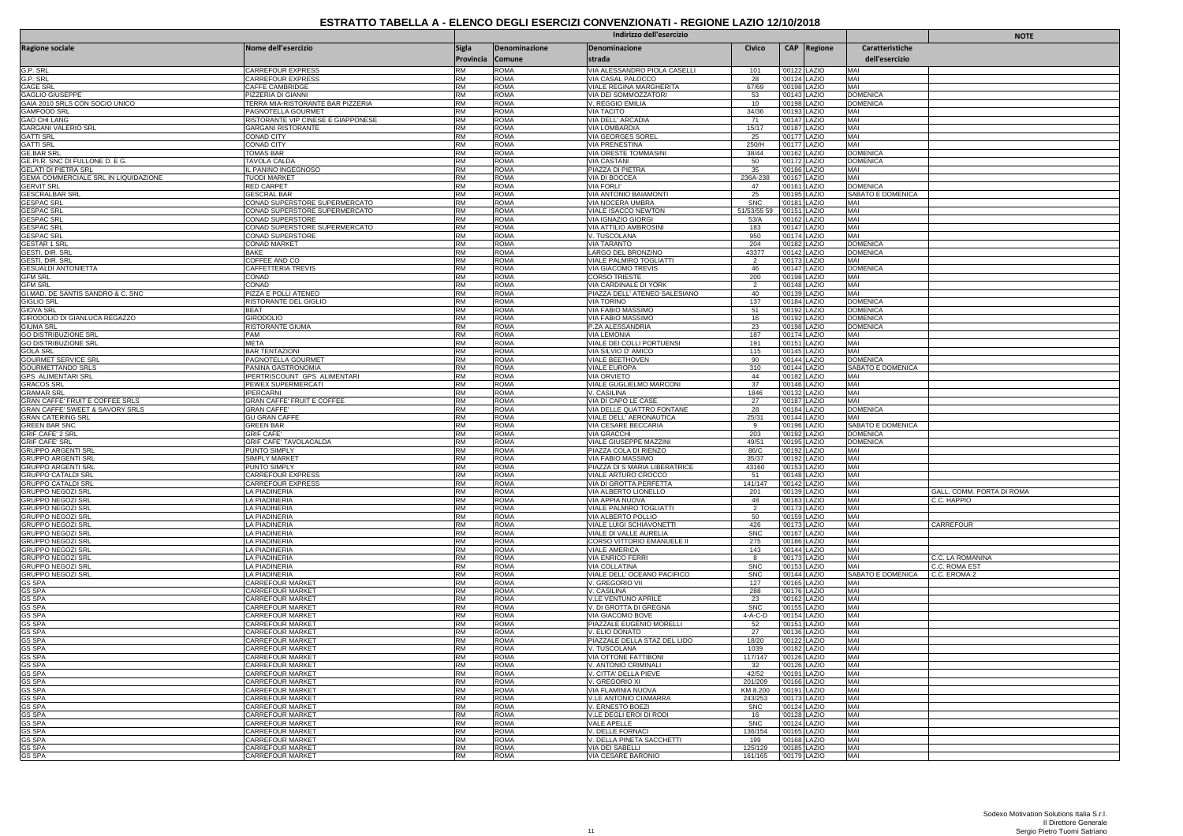# ESTRATTO TABELLA A - ELENCO DEGLI ESERCIZI CONVENZIONATI - REGIONE LAZIO 12/10/2018

| Ragione sociale | Nome dell'esercizio | Indirizzo dell'esercizio | | | | | | Caratteristiche dell'esercizio | NOTE |
|---|---|---|---|---|---|---|---|---|---|
| | | Sigla Provincia | Denominazione Comune | Denominazione strada | Civico | CAP | Regione | | |
| G.P. SRL | CARREFOUR EXPRESS | RM | ROMA | VIA ALESSANDRO PIOLA CASELLI | 101 | '00122 | LAZIO | MAI | |
| G.P. SRL | CARREFOUR EXPRESS | RM | ROMA | VIA CASAL PALOCCO | 28 | '00124 | LAZIO | MAI | |
| GAGE SRL | CAFFE CAMBRIDGE | RM | ROMA | VIALE REGINA MARGHERITA | 67/69 | '00198 | LAZIO | MAI | |
| GAGLIO GIUSEPPE | PIZZERIA DI GIANNI | RM | ROMA | VIA DEI SOMMOZZATORI | 53 | '00143 | LAZIO | DOMENICA | |
| GAIA 2010 SRLS CON SOCIO UNICO | TERRA MIA-RISTORANTE BAR PIZZERIA | RM | ROMA | V. REGGIO EMILIA | 10 | '00198 | LAZIO | DOMENICA | |
| GAMFOOD SRL | PAGNOTELLA GOURMET | RM | ROMA | VIA TACITO | 34/36 | '00193 | LAZIO | MAI | |
| GAO CHI LANG | RISTORANTE VIP CINESE E GIAPPONESE | RM | ROMA | VIA DELL' ARCADIA | 71 | '00147 | LAZIO | MAI | |
| GARGANI VALERIO SRL | GARGANI RISTORANTE | RM | ROMA | VIA LOMBARDIA | 15/17 | '00187 | LAZIO | MAI | |
| GATTI SRL | CONAD CITY | RM | ROMA | VIA GEORGES SOREL | 25 | '00177 | LAZIO | MAI | |
| GATTI SRL | CONAD CITY | RM | ROMA | VIA PRENESTINA | 250/H | '00177 | LAZIO | MAI | |
| GE.BAR SRL | TOMAS BAR | RM | ROMA | VIA ORESTE TOMMASINI | 38/44 | '00162 | LAZIO | DOMENICA | |
| GE.PI.R. SNC DI FULLONE D. E G. | TAVOLA CALDA | RM | ROMA | VIA CASTANI | 50 | '00172 | LAZIO | DOMENICA | |
| GELATI DI PIETRA SRL | IL PANINO INGEGNOSO | RM | ROMA | PIAZZA DI PIETRA | 35 | '00186 | LAZIO | MAI | |
| GEMA COMMERCIALE SRL IN LIQUIDAZIONE | TUODI MARKET | RM | ROMA | VIA DI BOCCEA | 236A-238 | '00167 | LAZIO | MAI | |
| GERVIT SRL | RED CARPET | RM | ROMA | VIA FORLI' | 47 | '00161 | LAZIO | DOMENICA | |
| GESCRALBAR SRL | GESCRAL BAR | RM | ROMA | VIA ANTONIO BAIAMONTI | 25 | '00195 | LAZIO | SABATO E DOMENICA | |
| GESPAC SRL | CONAD SUPERSTORE SUPERMERCATO | RM | ROMA | VIA NOCERA UMBRA | SNC | '00181 | LAZIO | MAI | |
| GESPAC SRL | CONAD SUPERSTORE SUPERMERCATO | RM | ROMA | VIALE ISACCO NEWTON | 51/53/55 59 | '00151 | LAZIO | MAI | |
| GESPAC SRL | CONAD SUPERSTORE | RM | ROMA | VIA IGNAZIO GIORGI | 53/A | '00162 | LAZIO | MAI | |
| GESPAC SRL | CONAD SUPERSTORE SUPERMERCATO | RM | ROMA | VIA ATTILIO AMBROSINI | 183 | '00147 | LAZIO | MAI | |
| GESPAC SRL | CONAD SUPERSTORE | RM | ROMA | V. TUSCOLANA | 950 | '00174 | LAZIO | MAI | |
| GESTAR 1 SRL | CONAD MARKET | RM | ROMA | VIA TARANTO | 204 | '00182 | LAZIO | DOMENICA | |
| GESTI. DIR. SRL | BAKE | RM | ROMA | LARGO DEL BRONZINO | 43377 | '00142 | LAZIO | DOMENICA | |
| GESTI. DIR. SRL | COFFEE AND CO | RM | ROMA | VIALE PALMIRO TOGLIATTI | 2 | '00173 | LAZIO | MAI | |
| GESUALDI ANTONIETTA | CAFFETTERIA TREVIS | RM | ROMA | VIA GIACOMO TREVIS | 46 | '00147 | LAZIO | DOMENICA | |
| GFM SRL | CONAD | RM | ROMA | CORSO TRIESTE | 200 | '00198 | LAZIO | MAI | |
| GFM SRL | CONAD | RM | ROMA | VIA CARDINALE DI YORK | 2 | '00148 | LAZIO | MAI | |
| GI.MAD. DE SANTIS SANDRO & C. SNC | PIZZA E POLLI ATENEO | RM | ROMA | PIAZZA DELL' ATENEO SALESIANO | 40 | '00139 | LAZIO | MAI | |
| GIGLIO SRL | RISTORANTE DEL GIGLIO | RM | ROMA | VIA TORINO | 137 | '00184 | LAZIO | DOMENICA | |
| GIOVA SRL | BEAT | RM | ROMA | VIA FABIO MASSIMO | 51 | '00192 | LAZIO | DOMENICA | |
| GIRODOLIO DI GIANLUCA REGAZZO | GIRODOLIO | RM | ROMA | VIA FABIO MASSIMO | 16 | '00192 | LAZIO | DOMENICA | |
| GIUMA SRL | RISTORANTE GIUMA | RM | ROMA | P.ZA ALESSANDRIA | 23 | '00198 | LAZIO | DOMENICA | |
| GO DISTRIBUZIONE SRL | PAM | RM | ROMA | VIA LEMONIA | 187 | '00174 | LAZIO | MAI | |
| GO DISTRIBUZIONE SRL | META | RM | ROMA | VIALE DEI COLLI PORTUENSI | 191 | '00151 | LAZIO | MAI | |
| GOLA SRL | BAR TENTAZIONI | RM | ROMA | VIA SILVIO D' AMICO | 115 | '00145 | LAZIO | MAI | |
| GOURMET SERVICE SRL | PAGNOTELLA GOURMET | RM | ROMA | VIALE BEETHOVEN | 90 | '00144 | LAZIO | DOMENICA | |
| GOURMETTANDO SRLS | PANINA GASTRONOMIA | RM | ROMA | VIALE EUROPA | 310 | '00144 | LAZIO | SABATO E DOMENICA | |
| GPS ALIMENTARI SRL | IPERTRISCOUNT GPS ALIMENTARI | RM | ROMA | VIA ORVIETO | 44 | '00182 | LAZIO | MAI | |
| GRACOS SRL | PEWEX SUPERMERCATI | RM | ROMA | VIALE GUGLIELMO MARCONI | 37 | '00146 | LAZIO | MAI | |
| GRAMAR SRL | IPERCARNI | RM | ROMA | V. CASILINA | 1846 | '00132 | LAZIO | MAI | |
| GRAN CAFFE' FRUIT E COFFEE SRLS | GRAN CAFFE' FRUIT E COFFEE | RM | ROMA | VIA DI CAPO LE CASE | 27 | '00187 | LAZIO | MAI | |
| GRAN CAFFE' SWEET & SAVORY SRLS | GRAN CAFFE' | RM | ROMA | VIA DELLE QUATTRO FONTANE | 28 | '00184 | LAZIO | DOMENICA | |
| GRAN CATERING SRL | GU GRAN CAFFE | RM | ROMA | VIALE DELL' AERONAUTICA | 25/31 | '00144 | LAZIO | MAI | |
| GREEN BAR SNC | GREEN BAR | RM | ROMA | VIA CESARE BECCARIA | 9 | '00196 | LAZIO | SABATO E DOMENICA | |
| GRIF CAFE' 2 SRL | GRIF CAFE' | RM | ROMA | VIA GRACCHI | 203 | '00192 | LAZIO | DOMENICA | |
| GRIF CAFE' SRL | GRIF CAFE' TAVOLACALDA | RM | ROMA | VIALE GIUSEPPE MAZZINI | 49/51 | '00195 | LAZIO | DOMENICA | |
| GRUPPO ARGENTI SRL | PUNTO SIMPLY | RM | ROMA | PIAZZA COLA DI RIENZO | 86/C | '00192 | LAZIO | MAI | |
| GRUPPO ARGENTI SRL | SIMPLY MARKET | RM | ROMA | VIA FABIO MASSIMO | 35/37 | '00192 | LAZIO | MAI | |
| GRUPPO ARGENTI SRL | PUNTO SIMPLY | RM | ROMA | PIAZZA DI S MARIA LIBERATRICE | 43160 | '00153 | LAZIO | MAI | |
| GRUPPO CATALDI SRL | CARREFOUR EXPRESS | RM | ROMA | VIALE ARTURO CROCCO | 51 | '00148 | LAZIO | MAI | |
| GRUPPO CATALDI SRL | CARREFOUR EXPRESS | RM | ROMA | VIA DI GROTTA PERFETTA | 141/147 | '00142 | LAZIO | MAI | |
| GRUPPO NEGOZI SRL | LA PIADINERIA | RM | ROMA | VIA ALBERTO LIONELLO | 201 | '00139 | LAZIO | MAI | GALL. COMM. PORTA DI ROMA |
| GRUPPO NEGOZI SRL | LA PIADINERIA | RM | ROMA | VIA APPIA NUOVA | 48 | '00183 | LAZIO | MAI | C.C. HAPPIO |
| GRUPPO NEGOZI SRL | LA PIADINERIA | RM | ROMA | VIALE PALMIRO TOGLIATTI | 2 | '00173 | LAZIO | MAI | |
| GRUPPO NEGOZI SRL | LA PIADINERIA | RM | ROMA | VIA ALBERTO POLLIO | 50 | '00159 | LAZIO | MAI | |
| GRUPPO NEGOZI SRL | LA PIADINERIA | RM | ROMA | VIALE LUIGI SCHIAVONETTI | 426 | '00173 | LAZIO | MAI | CARREFOUR |
| GRUPPO NEGOZI SRL | LA PIADINERIA | RM | ROMA | VIALE DI VALLE AURELIA | SNC | '00167 | LAZIO | MAI | |
| GRUPPO NEGOZI SRL | LA PIADINERIA | RM | ROMA | CORSO VITTORIO EMANUELE II | 275 | '00186 | LAZIO | MAI | |
| GRUPPO NEGOZI SRL | LA PIADINERIA | RM | ROMA | VIALE AMERICA | 143 | '00144 | LAZIO | MAI | |
| GRUPPO NEGOZI SRL | LA PIADINERIA | RM | ROMA | VIA ENRICO FERRI | 8 | '00173 | LAZIO | MAI | C.C. LA ROMANINA |
| GRUPPO NEGOZI SRL | LA PIADINERIA | RM | ROMA | VIA COLLATINA | SNC | '00153 | LAZIO | MAI | C.C. ROMA EST |
| GRUPPO NEGOZI SRL | LA PIADINERIA | RM | ROMA | VIALE DELL' OCEANO PACIFICO | SNC | '00144 | LAZIO | SABATO E DOMENICA | C.C. EROMA 2 |
| GS SPA | CARREFOUR MARKET | RM | ROMA | V. GREGORIO VII | 127 | '00165 | LAZIO | MAI | |
| GS SPA | CARREFOUR MARKET | RM | ROMA | V. CASILINA | 288 | '00176 | LAZIO | MAI | |
| GS SPA | CARREFOUR MARKET | RM | ROMA | V.LE VENTUNO APRILE | 23 | '00162 | LAZIO | MAI | |
| GS SPA | CARREFOUR MARKET | RM | ROMA | V. DI GROTTA DI GREGNA | SNC | '00155 | LAZIO | MAI | |
| GS SPA | CARREFOUR MARKET | RM | ROMA | VIA GIACOMO BOVE | 4-A-C-D | '00154 | LAZIO | MAI | |
| GS SPA | CARREFOUR MARKET | RM | ROMA | PIAZZALE EUGENIO MORELLI | 52 | '00151 | LAZIO | MAI | |
| GS SPA | CARREFOUR MARKET | RM | ROMA | V. ELIO DONATO | 27 | '00136 | LAZIO | MAI | |
| GS SPA | CARREFOUR MARKET | RM | ROMA | PIAZZALE DELLA STAZ DEL LIDO | 18/20 | '00122 | LAZIO | MAI | |
| GS SPA | CARREFOUR MARKET | RM | ROMA | V. TUSCOLANA | 1039 | '00182 | LAZIO | MAI | |
| GS SPA | CARREFOUR MARKET | RM | ROMA | VIA OTTONE FATTIBONI | 117/147 | '00126 | LAZIO | MAI | |
| GS SPA | CARREFOUR MARKET | RM | ROMA | V. ANTONIO CRIMINALI | 32 | '00126 | LAZIO | MAI | |
| GS SPA | CARREFOUR MARKET | RM | ROMA | V. CITTA' DELLA PIEVE | 42/52 | '00191 | LAZIO | MAI | |
| GS SPA | CARREFOUR MARKET | RM | ROMA | V. GREGORIO XI | 201/209 | '00166 | LAZIO | MAI | |
| GS SPA | CARREFOUR MARKET | RM | ROMA | VIA FLAMINIA NUOVA | KM 8.200 | '00191 | LAZIO | MAI | |
| GS SPA | CARREFOUR MARKET | RM | ROMA | V.LE ANTONIO CIAMARRA | 243/253 | '00173 | LAZIO | MAI | |
| GS SPA | CARREFOUR MARKET | RM | ROMA | V. ERNESTO BOEZI | SNC | '00124 | LAZIO | MAI | |
| GS SPA | CARREFOUR MARKET | RM | ROMA | V.LE DEGLI EROI DI RODI | 16 | '00128 | LAZIO | MAI | |
| GS SPA | CARREFOUR MARKET | RM | ROMA | VALE APELLE | SNC | '00124 | LAZIO | MAI | |
| GS SPA | CARREFOUR MARKET | RM | ROMA | V. DELLE FORNACI | 136/154 | '00165 | LAZIO | MAI | |
| GS SPA | CARREFOUR MARKET | RM | ROMA | V. DELLA PINETA SACCHETTI | 199 | '00168 | LAZIO | MAI | |
| GS SPA | CARREFOUR MARKET | RM | ROMA | VIA DEI SABELLI | 125/129 | '00185 | LAZIO | MAI | |
| GS SPA | CARREFOUR MARKET | RM | ROMA | VIA CESARE BARONIO | 161/165 | '00179 | LAZIO | MAI | |

Sodexo Motivation Solutions Italia S.r.l.
Il Direttore Generale
Sergio Pietro Tuomi Satriano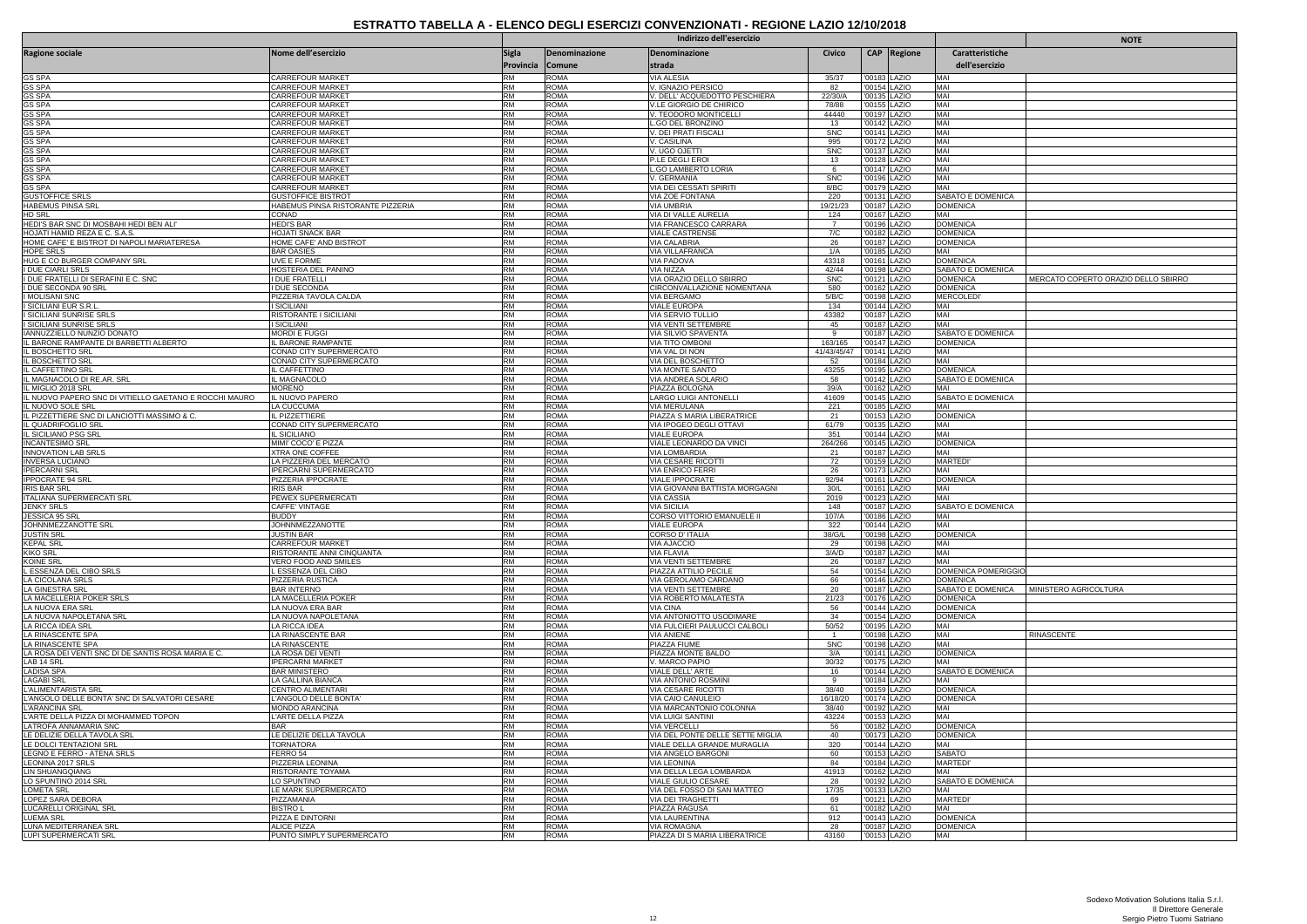# ESTRATTO TABELLA A - ELENCO DEGLI ESERCIZI CONVENZIONATI - REGIONE LAZIO 12/10/2018

| Ragione sociale | Nome dell'esercizio | Indirizzo dell'esercizio | | | | | | Caratteristiche dell'esercizio | NOTE |
|---|---|---|---|---|---|---|---|---|---|
| | | Sigla Provincia | Denominazione Comune | Denominazione strada | Civico | CAP | Regione | | |
| GS SPA | CARREFOUR MARKET | RM | ROMA | VIA ALESIA | 35/37 | '00183 | LAZIO | MAI | |
| GS SPA | CARREFOUR MARKET | RM | ROMA | V. IGNAZIO PERSICO | 82 | '00154 | LAZIO | MAI | |
| GS SPA | CARREFOUR MARKET | RM | ROMA | V. DELL' ACQUEDOTTO PESCHIERA | 22/30/A | '00135 | LAZIO | MAI | |
| GS SPA | CARREFOUR MARKET | RM | ROMA | V.LE GIORGIO DE CHIRICO | 78/88 | '00155 | LAZIO | MAI | |
| GS SPA | CARREFOUR MARKET | RM | ROMA | V. TEODORO MONTICELLI | 44440 | '00197 | LAZIO | MAI | |
| GS SPA | CARREFOUR MARKET | RM | ROMA | L.GO DEL BRONZINO | 13 | '00142 | LAZIO | MAI | |
| GS SPA | CARREFOUR MARKET | RM | ROMA | V. DEI PRATI FISCALI | SNC | '00141 | LAZIO | MAI | |
| GS SPA | CARREFOUR MARKET | RM | ROMA | V. CASILINA | 995 | '00172 | LAZIO | MAI | |
| GS SPA | CARREFOUR MARKET | RM | ROMA | V. UGO OJETTI | SNC | '00137 | LAZIO | MAI | |
| GS SPA | CARREFOUR MARKET | RM | ROMA | P.LE DEGLI EROI | 13 | '00128 | LAZIO | MAI | |
| GS SPA | CARREFOUR MARKET | RM | ROMA | L.GO LAMBERTO LORIA | 6 | '00147 | LAZIO | MAI | |
| GS SPA | CARREFOUR MARKET | RM | ROMA | V. GERMANIA | SNC | '00196 | LAZIO | MAI | |
| GS SPA | CARREFOUR MARKET | RM | ROMA | VIA DEI CESSATI SPIRITI | 8/BC | '00179 | LAZIO | MAI | |
| GUSTOFFICE SRLS | GUSTOFFICE BISTROT | RM | ROMA | VIA ZOE FONTANA | 220 | '00131 | LAZIO | SABATO E DOMENICA | |
| HABEMUS PINSA SRL | HABEMUS PINSA RISTORANTE PIZZERIA | RM | ROMA | VIA UMBRIA | 19/21/23 | '00187 | LAZIO | DOMENICA | |
| HD SRL | CONAD | RM | ROMA | VIA DI VALLE AURELIA | 124 | '00167 | LAZIO | MAI | |
| HEDI'S BAR SNC DI MOSBAHI HEDI BEN ALI' | HEDI'S BAR | RM | ROMA | VIA FRANCESCO CARRARA | 7 | '00196 | LAZIO | DOMENICA | |
| HOJATI HAMID REZA E C. S.A.S. | HOJATI SNACK BAR | RM | ROMA | VIALE CASTRENSE | 7/C | '00182 | LAZIO | DOMENICA | |
| HOME CAFE' E BISTROT DI NAPOLI MARIATERESA | HOME CAFE' AND BISTROT | RM | ROMA | VIA CALABRIA | 26 | '00187 | LAZIO | DOMENICA | |
| HOPE SRLS | BAR OASIES | RM | ROMA | VIA VILLAFRANCA | 1/A | '00185 | LAZIO | MAI | |
| HUG E CO BURGER COMPANY SRL | UVE E FORME | RM | ROMA | VIA PADOVA | 43318 | '00161 | LAZIO | DOMENICA | |
| I DUE CIARLI SRLS | HOSTERIA DEL PANINO | RM | ROMA | VIA NIZZA | 42/44 | '00198 | LAZIO | SABATO E DOMENICA | |
| I DUE FRATELLI DI SERAFINI E C. SNC | I DUE FRATELLI | RM | ROMA | VIA ORAZIO DELLO SBIRRO | SNC | '00121 | LAZIO | DOMENICA | MERCATO COPERTO ORAZIO DELLO SBIRRO |
| I DUE SECONDA 90 SRL | I DUE SECONDA | RM | ROMA | CIRCONVALLAZIONE NOMENTANA | 580 | '00162 | LAZIO | DOMENICA | |
| I MOLISANI SNC | PIZZERIA TAVOLA CALDA | RM | ROMA | VIA BERGAMO | 5/B/C | '00198 | LAZIO | MERCOLEDI' | |
| I SICILIANI EUR S.R.L. | I SICILIANI | RM | ROMA | VIALE EUROPA | 134 | '00144 | LAZIO | MAI | |
| I SICILIANI SUNRISE SRLS | RISTORANTE I SICILIANI | RM | ROMA | VIA SERVIO TULLIO | 43382 | '00187 | LAZIO | MAI | |
| I SICILIANI SUNRISE SRLS | I SICILIANI | RM | ROMA | VIA VENTI SETTEMBRE | 45 | '00187 | LAZIO | MAI | |
| IANNUZZIELLO NUNZIO DONATO | MORDI E FUGGI | RM | ROMA | VIA SILVIO SPAVENTA | 9 | '00187 | LAZIO | SABATO E DOMENICA | |
| IL BARONE RAMPANTE DI BARBETTI ALBERTO | IL BARONE RAMPANTE | RM | ROMA | VIA TITO OMBONI | 163/165 | '00147 | LAZIO | DOMENICA | |
| IL BOSCHETTO SRL | CONAD CITY SUPERMERCATO | RM | ROMA | VIA VAL DI NON | 41/43/45/47 | '00141 | LAZIO | MAI | |
| IL BOSCHETTO SRL | CONAD CITY SUPERMERCATO | RM | ROMA | VIA DEL BOSCHETTO | 52 | '00184 | LAZIO | MAI | |
| IL CAFFETTINO SRL | IL CAFFETTINO | RM | ROMA | VIA MONTE SANTO | 43255 | '00195 | LAZIO | DOMENICA | |
| IL MAGNACOLO DI RE.AR. SRL | IL MAGNACOLO | RM | ROMA | VIA ANDREA SOLARIO | 58 | '00142 | LAZIO | SABATO E DOMENICA | |
| IL MIGLIO 2018 SRL | MORENO | RM | ROMA | PIAZZA BOLOGNA | 39/A | '00162 | LAZIO | MAI | |
| IL NUOVO PAPERO SNC DI VITIELLO GAETANO E ROCCHI MAURO | IL NUOVO PAPERO | RM | ROMA | LARGO LUIGI ANTONELLI | 41609 | '00145 | LAZIO | SABATO E DOMENICA | |
| IL NUOVO SOLE SRL | LA CUCCUMA | RM | ROMA | VIA MERULANA | 221 | '00185 | LAZIO | MAI | |
| IL PIZZETTIERE SNC DI LANCIOTTI MASSIMO & C. | IL PIZZETTIERE | RM | ROMA | PIAZZA S MARIA LIBERATRICE | 21 | '00153 | LAZIO | DOMENICA | |
| IL QUADRIFOGLIO SRL | CONAD CITY SUPERMERCATO | RM | ROMA | VIA IPOGEO DEGLI OTTAVI | 61/79 | '00135 | LAZIO | MAI | |
| IL SICILIANO PSG SRL | IL SICILIANO | RM | ROMA | VIALE EUROPA | 351 | '00144 | LAZIO | MAI | |
| INCANTESIMO SRL | MIMI' COCO' E PIZZA | RM | ROMA | VIALE LEONARDO DA VINCI | 264/266 | '00145 | LAZIO | DOMENICA | |
| INNOVATION LAB SRLS | XTRA ONE COFFEE | RM | ROMA | VIA LOMBARDIA | 21 | '00187 | LAZIO | MAI | |
| INVERSA LUCIANO | LA PIZZERIA DEL MERCATO | RM | ROMA | VIA CESARE RICOTTI | 72 | '00159 | LAZIO | MARTEDI' | |
| IPERCARNI SRL | IPERCARNI SUPERMERCATO | RM | ROMA | VIA ENRICO FERRI | 26 | '00173 | LAZIO | MAI | |
| IPPOCRATE 94 SRL | PIZZERIA IPPOCRATE | RM | ROMA | VIALE IPPOCRATE | 92/94 | '00161 | LAZIO | DOMENICA | |
| IRIS BAR SRL | IRIS BAR | RM | ROMA | VIA GIOVANNI BATTISTA MORGAGNI | 30/L | '00161 | LAZIO | MAI | |
| ITALIANA SUPERMERCATI SRL | PEWEX SUPERMERCATI | RM | ROMA | VIA CASSIA | 2019 | '00123 | LAZIO | MAI | |
| JENKY SRLS | CAFFE' VINTAGE | RM | ROMA | VIA SICILIA | 148 | '00187 | LAZIO | SABATO E DOMENICA | |
| JESSICA 95 SRL | BUDDY | RM | ROMA | CORSO VITTORIO EMANUELE II | 107/A | '00186 | LAZIO | MAI | |
| JOHNNMEZZANOTTE SRL | JOHNNMEZZANOTTE | RM | ROMA | VIALE EUROPA | 322 | '00144 | LAZIO | MAI | |
| JUSTIN SRL | JUSTIN BAR | RM | ROMA | CORSO D' ITALIA | 38/G/L | '00198 | LAZIO | DOMENICA | |
| KEPAL SRL | CARREFOUR MARKET | RM | ROMA | VIA AJACCIO | 29 | '00198 | LAZIO | MAI | |
| KIKO SRL | RISTORANTE ANNI CINQUANTA | RM | ROMA | VIA FLAVIA | 3/A/D | '00187 | LAZIO | MAI | |
| KOINE SRL | VERO FOOD AND SMILES | RM | ROMA | VIA VENTI SETTEMBRE | 26 | '00187 | LAZIO | MAI | |
| L ESSENZA DEL CIBO SRLS | L ESSENZA DEL CIBO | RM | ROMA | PIAZZA ATTILIO PECILE | 54 | '00154 | LAZIO | DOMENICA POMERIGGIO | |
| LA CICOLANA SRLS | PIZZERIA RUSTICA | RM | ROMA | VIA GEROLAMO CARDANO | 66 | '00146 | LAZIO | DOMENICA | |
| LA GINESTRA SRL | BAR INTERNO | RM | ROMA | VIA VENTI SETTEMBRE | 20 | '00187 | LAZIO | SABATO E DOMENICA | MINISTERO AGRICOLTURA |
| LA MACELLERIA POKER SRLS | LA MACELLERIA POKER | RM | ROMA | VIA ROBERTO MALATESTA | 21/23 | '00176 | LAZIO | DOMENICA | |
| LA NUOVA ERA SRL | LA NUOVA ERA BAR | RM | ROMA | VIA CINA | 56 | '00144 | LAZIO | DOMENICA | |
| LA NUOVA NAPOLETANA SRL | LA NUOVA NAPOLETANA | RM | ROMA | VIA ANTONIOTTO USODIMARE | 34 | '00154 | LAZIO | DOMENICA | |
| LA RICCA IDEA SRL | LA RICCA IDEA | RM | ROMA | VIA FULCIERI PAULUCCI CALBOLI | 50/52 | '00195 | LAZIO | MAI | |
| LA RINASCENTE SPA | LA RINASCENTE BAR | RM | ROMA | VIA ANIENE | 1 | '00198 | LAZIO | MAI | RINASCENTE |
| LA RINASCENTE SPA | LA RINASCENTE | RM | ROMA | PIAZZA FIUME | SNC | '00198 | LAZIO | MAI | |
| LA ROSA DEI VENTI SNC DI DE SANTIS ROSA MARIA E C. | LA ROSA DEI VENTI | RM | ROMA | PIAZZA MONTE BALDO | 3/A | '00141 | LAZIO | DOMENICA | |
| LAB 14 SRL | IPERCARNI MARKET | RM | ROMA | V. MARCO PAPIO | 30/32 | '00175 | LAZIO | MAI | |
| LADISA SPA | BAR MINISTERO | RM | ROMA | VIALE DELL' ARTE | 16 | '00144 | LAZIO | SABATO E DOMENICA | |
| LAGABI SRL | LA GALLINA BIANCA | RM | ROMA | VIA ANTONIO ROSMINI | 9 | '00184 | LAZIO | MAI | |
| L'ALIMENTARISTA SRL | CENTRO ALIMENTARI | RM | ROMA | VIA CESARE RICOTTI | 38/40 | '00159 | LAZIO | DOMENICA | |
| L'ANGOLO DELLE BONTA' SNC DI SALVATORI CESARE | L'ANGOLO DELLE BONTA' | RM | ROMA | VIA CAIO CANULEIO | 16/18/20 | '00174 | LAZIO | DOMENICA | |
| L'ARANCINA SRL | MONDO ARANCINA | RM | ROMA | VIA MARCANTONIO COLONNA | 38/40 | '00192 | LAZIO | MAI | |
| L'ARTE DELLA PIZZA DI MOHAMMED TOPON | L'ARTE DELLA PIZZA | RM | ROMA | VIA LUIGI SANTINI | 43224 | '00153 | LAZIO | MAI | |
| LATROFA ANNAMARIA SNC | BAR | RM | ROMA | VIA VERCELLI | 56 | '00182 | LAZIO | DOMENICA | |
| LE DELIZIE DELLA TAVOLA SRL | LE DELIZIE DELLA TAVOLA | RM | ROMA | VIA DEL PONTE DELLE SETTE MIGLIA | 40 | '00173 | LAZIO | DOMENICA | |
| LE DOLCI TENTAZIONI SRL | TORNATORA | RM | ROMA | VIALE DELLA GRANDE MURAGLIA | 320 | '00144 | LAZIO | MAI | |
| LEGNO E FERRO - ATENA SRLS | FERRO 54 | RM | ROMA | VIA ANGELO BARGONI | 60 | '00153 | LAZIO | SABATO | |
| LEONINA 2017 SRLS | PIZZERIA LEONINA | RM | ROMA | VIA LEONINA | 84 | '00184 | LAZIO | MARTEDI' | |
| LIN SHUANGQIANG | RISTORANTE TOYAMA | RM | ROMA | VIA DELLA LEGA LOMBARDA | 41913 | '00162 | LAZIO | MAI | |
| LO SPUNTINO 2014 SRL | LO SPUNTINO | RM | ROMA | VIALE GIULIO CESARE | 28 | '00192 | LAZIO | SABATO E DOMENICA | |
| LOMETA SRL | LE MARK SUPERMERCATO | RM | ROMA | VIA DEL FOSSO DI SAN MATTEO | 17/35 | '00133 | LAZIO | MAI | |
| LOPEZ SARA DEBORA | PIZZAMANIA | RM | ROMA | VIA DEI TRAGHETTI | 69 | '00121 | LAZIO | MARTEDI' | |
| LUCARELLI ORIGINAL SRL | BISTRO L | RM | ROMA | PIAZZA RAGUSA | 61 | '00182 | LAZIO | MAI | |
| LUEMA SRL | PIZZA E DINTORNI | RM | ROMA | VIA LAURENTINA | 912 | '00143 | LAZIO | DOMENICA | |
| LUNA MEDITERRANEA SRL | ALICE PIZZA | RM | ROMA | VIA ROMAGNA | 28 | '00187 | LAZIO | DOMENICA | |
| LUPI SUPERMERCATI SRL | PUNTO SIMPLY SUPERMERCATO | RM | ROMA | PIAZZA DI S MARIA LIBERATRICE | 43160 | '00153 | LAZIO | MAI | |

Sodexo Motivation Solutions Italia S.r.l.
Il Direttore Generale
Sergio Pietro Tuomi Satriano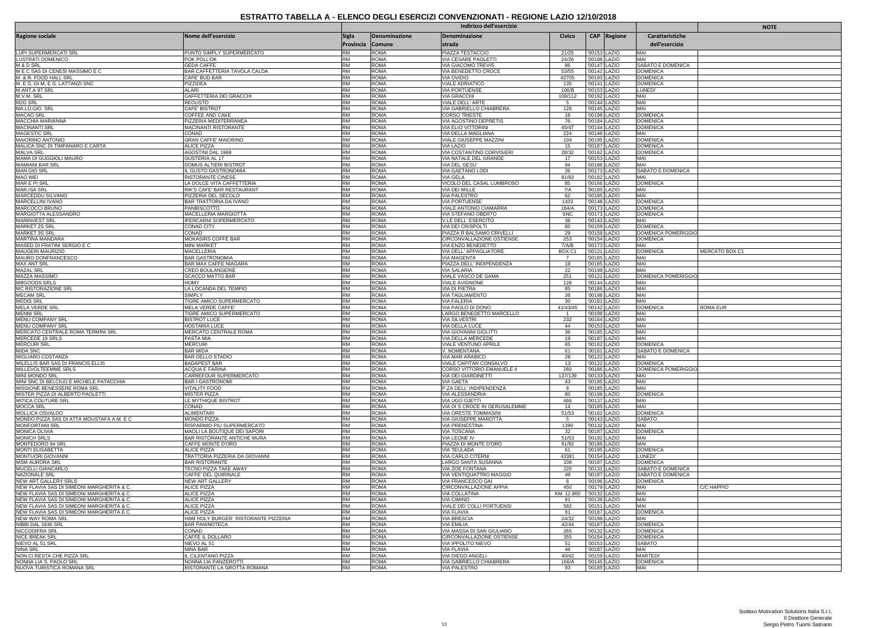# ESTRATTO TABELLA A - ELENCO DEGLI ESERCIZI CONVENZIONATI - REGIONE LAZIO 12/10/2018

| Ragione sociale | Nome dell'esercizio | Sigla Provincia | Denominazione Comune | Denominazione strada | Civico | CAP | Regione | Caratteristiche dell'esercizio | NOTE |
|---|---|---|---|---|---|---|---|---|---|
| LUPI SUPERMERCATI SRL | PUNTO SIMPLY SUPERMERCATO | RM | ROMA | PIAZZA TESTACCIO | 21/25 | '00153 | LAZIO | MAI | |
| LUSTRATI DOMENICO | POK POLL'OK | RM | ROMA | VIA CESARE PAOLETTI | 24/26 | '00198 | LAZIO | MAI | |
| M & D SRL | GEDA CAFFE' | RM | ROMA | VIA GIACOMO TREVIS | 86 | '00147 | LAZIO | SABATO E DOMENICA | |
| M E C SAS DI CENESI MASSIMO E C | BAR CAFFETTERIA TAVOLA CALDA | RM | ROMA | VIA BENEDETTO CROCE | 53/55 | '00142 | LAZIO | DOMENICA | |
| M. & R. FOOD HALL SRL | CAFE' BUD BAR | RM | ROMA | VIA OVIDIO | 42705 | '00193 | LAZIO | DOMENICA | |
| M. E G. DI M. E G. LATTANZI SNC | PIZZIDEA | RM | ROMA | VIALE ADRIATICO | 135 | '00141 | LAZIO | DOMENICA | |
| M.ANT.A 97 SRL | ALARI | RM | ROMA | VIA PORTUENSE | 106/B | '00153 | LAZIO | LUNEDI' | |
| M.V.M. SRL | CAFFETTERIA DEI GRACCHI | RM | ROMA | VIA GRACCHI | 108/112 | '00192 | LAZIO | MAI | |
| M2G SRL | REGUSTO | RM | ROMA | VIALE DELL' ARTE | 5 | '00144 | LAZIO | MAI | |
| MA.LU.GIO. SRL | CAFE' BISTROT | RM | ROMA | VIA GABRIELLO CHIABRERA | 128 | '00145 | LAZIO | MAI | |
| MACAO SRL | COFFEE AND CAKE | RM | ROMA | CORSO TRIESTE | 18 | '00198 | LAZIO | DOMENICA | |
| MACCHIA MARIANNA | PIZZERIA MEDITERRANEA | RM | ROMA | VIA AGOSTINO DEPRETIS | 76 | '00184 | LAZIO | DOMENICA | |
| MACINANTI SRL | MACINANTI RISTORANTE | RM | ROMA | VIA ELIO VITTORINI | 45/47 | '00144 | LAZIO | DOMENICA | |
| MAGESTIC SRL | CONAD | RM | ROMA | VIA DELLA MAGLIANA | 224 | '00146 | LAZIO | MAI | |
| MAIORINO ANTONIO | GRAN CAFFE' MAIORINO | RM | ROMA | VIALE GIUSEPPE MAZZINI | 104 | '00195 | LAZIO | DOMENICA | |
| MALICA SNC DI TIMPANARO E CARTA | ALICE PIZZA | RM | ROMA | VIA LAZIO | 15 | '00187 | LAZIO | DOMENICA | |
| MALVA SRL | AGOSTINI DAL 1968 | RM | ROMA | VIA COSTANTINO CORVISIERI | 28/32 | '00162 | LAZIO | DOMENICA | |
| MAMA DI GUGGIOLI MAURO | GUSTERIA AL 17 | RM | ROMA | VIA NATALE DEL GRANDE | 17 | '00153 | LAZIO | MAI | |
| MAMIANI BAR SRL | DOMUS ALTIERI BISTROT | RM | ROMA | VIA DEL GESU' | 94 | '00186 | LAZIO | MAI | |
| MAN GIO SRL | IL GUSTO GASTRONOMIA | RM | ROMA | VIA GAETANO LODI | 26 | '00173 | LAZIO | SABATO E DOMENICA | |
| MAO WEI | RISTORANTE CINESE | RM | ROMA | VIA GELA | 81/83 | '00182 | LAZIO | MAI | |
| MAR E PI SRL | LA DOLCE VITA CAFFETTERIA | RM | ROMA | VICOLO DEL CASAL LUMBROSO | 85 | '00166 | LAZIO | DOMENICA | |
| MAR.ISA SRL | RIK'S CAFE' BAR RESTAURANT | RM | ROMA | VIA DEI MILLE | 7/A | '00185 | LAZIO | MAI | |
| MARCEDDU SILVANO | PIZZERIA DEL SECOLO | RM | ROMA | VIA PALESTRO | 62 | '00185 | LAZIO | MAI | |
| MARCELLINI IVANO | BAR TRATTORIA DA IVANO | RM | ROMA | VIA PORTUENSE | 1433 | '00148 | LAZIO | DOMENICA | |
| MARCOCCI BRUNO | PANBISCOTTO | RM | ROMA | VIALE ANTONIO CIAMARRA | 164/A | '00173 | LAZIO | DOMENICA | |
| MARGIOTTA ALESSANDRO | MACELLERIA MARGIOTTA | RM | ROMA | VIA STEFANO OBERTO | SNC | '00173 | LAZIO | DOMENICA | |
| MARINVEST SRL | IPERCARNI SUPERMERCATO | RM | ROMA | V.LE DELL' ESERCITO | 38 | '00143 | LAZIO | MAI | |
| MARKET 2S SRL | CONAD CITY | RM | ROMA | VIA DEI CRISPOLTI | 60 | '00159 | LAZIO | DOMENICA | |
| MARKET 3S SRL | CONAD | RM | ROMA | PIAZZA R BALSAMO CRIVELLI | 29 | '00159 | LAZIO | DOMENICA POMERIGGIO | |
| MARTINA MANDARA | MOKASIRS COFFE BAR | RM | ROMA | CIRCONVALLAZIONE OSTIENSE | 253 | '00154 | LAZIO | DOMENICA | |
| MASED DI FRATINI SERGIO E C | MINI MARKET | RM | ROMA | VIA ENZO BENEDETTO | 7/A/B | '00173 | LAZIO | MAI | |
| MAUGERI MAURIZIO | MACELLERIA | RM | ROMA | VIA DELL' APPAGLIATORE | BOX C1 | '00121 | LAZIO | DOMENICA | MERCATO BOX C1 |
| MAURO DONFRANCESCO | BAR GASTRONOMIA | RM | ROMA | VIA MAGENTA | 7 | '00185 | LAZIO | MAI | |
| MAX ANT SRL | BAR MAX CAFFE NIAGARA | RM | ROMA | PIAZZA DELL' INDIPENDENZA | 18 | '00185 | LAZIO | MAI | |
| MAZAL SRL | CREO BOULANGERIE | RM | ROMA | VIA SALARIA | 22 | '00198 | LAZIO | MAI | |
| MAZZA MASSIMO | SCACCO MATTO BAR | RM | ROMA | VIALE VASCO DE GAMA | 251 | '00121 | LAZIO | DOMENICA POMERIGGIO | |
| MBGOODS SRLS | HOMY | RM | ROMA | VIALE AVIGNONE | 128 | '00144 | LAZIO | MAI | |
| MC RISTORAZIONE SRL | LA LOCANDA DEL TEMPIO | RM | ROMA | VIA DI PIETRA | 85 | '00186 | LAZIO | MAI | |
| MECAM SRL | SIMPLY | RM | ROMA | VIA TAGLIAMENTO | 36 | '00198 | LAZIO | MAI | |
| MEDIS SRL | TIGRE AMICO SUPERMERCATO | RM | ROMA | VIA FALERIA | 30 | '00183 | LAZIO | MAI | |
| MELA VERDE SRL | MELA VERDE CAFFE' | RM | ROMA | VIA PAOLO DI DONO | 41/43/45 | '00142 | LAZIO | DOMENICA | ROMA EUR |
| MENNI SRL | TIGRE AMICO SUPERMERCATO | RM | ROMA | LARGO BENEDETTO MARCELLO | 1 | '00198 | LAZIO | MAI | |
| MENU COMPANY SRL | BISTROT LUCE | RM | ROMA | VIA SILVESTRI | 232 | '00164 | LAZIO | MAI | |
| MENU COMPANY SRL | HOSTARIA LUCE | RM | ROMA | VIA DELLA LUCE | 44 | '00153 | LAZIO | MAI | |
| MERCATO CENTRALE ROMA TERMINI SRL | MERCATO CENTRALE ROMA | RM | ROMA | VIA GIOVANNI GIOLITTI | 36 | '00185 | LAZIO | MAI | |
| MERCEDE 19 SRLS | PASTA MIA | RM | ROMA | VIA DELLA MERCEDE | 19 | '00187 | LAZIO | MAI | |
| MERCURI SRL | MERCURI | RM | ROMA | VIALE VENTUNO APRILE | 65 | '00162 | LAZIO | DOMENICA | |
| MIDA SNC | BAR MIDA | RM | ROMA | V. NOMENTANA | 61 | '00161 | LAZIO | SABATO E DOMENICA | |
| MIGLIARO COSTANZA | BAR DELLO STADIO | RM | ROMA | VIA MAR ARABICO | 28 | '00122 | LAZIO | MAI | |
| MILELLIS BAR SAS DI FRANCIS ELLIS | BADAPEST BAR | RM | ROMA | VIALE CAPITAN CONSALVO | 13 | '00122 | LAZIO | DOMENICA | |
| MILLEVOLTEEMME SRLS | ACQUA E FARINA | RM | ROMA | CORSO VITTORIO EMANUELE II | 260 | '00186 | LAZIO | DOMENICA POMERIGGIO | |
| MINI MONDO SRL | CARREFOUR SUPERMERCATO | RM | ROMA | VIA DEI GIARDINETTI | 137/139 | '00133 | LAZIO | MAI | |
| MINI SNC DI BELCIUG E MICHELE PATACCHIA | BAR I GASTRONOMI | RM | ROMA | VIA GAETA | 43 | '00185 | LAZIO | MAI | |
| MISSIONE BENESSERE ROMA SRL | VITALITY FOOD | RM | ROMA | P.ZA DELL' INDIPENDENZA | 8 | '00185 | LAZIO | MAI | |
| MISTER PIZZA DI ALBERTO PAOLETTI | MISTER PIZZA | RM | ROMA | VIA ALESSANDRIA | 80 | '00198 | LAZIO | DOMENICA | |
| MITICA COUTURE SRL | LE MYTHIQUE BISTROT | RM | ROMA | VIA UGO OJETTI | 466 | '00137 | LAZIO | MAI | |
| MOCCA SRL | CONAD | RM | ROMA | VIA DI S CROCE IN GERUSALEMME | 14 | '00185 | LAZIO | MAI | |
| MOLLICA OSVALDO | ALIMENTARI | RM | ROMA | VIA ORESTE TOMMASINI | 51/53 | '00162 | LAZIO | DOMENICA | |
| MONDO PIZZA SAS DI ATTA MOUSTAFA A.M. E C | MONDO PIZZA | RM | ROMA | VIA GIUSEPPE MAROTTA | 5 | '00143 | LAZIO | SABATO | |
| MONFORTANI SRL | RISPARMIO PIU SUPERMERCATO | RM | ROMA | VIA PRENESTINA | 1390 | '00132 | LAZIO | MAI | |
| MONICA OLIVIA | MAOLI LA BOUTIQUE DEI SAPORI | RM | ROMA | VIA TOSCANA | 32 | '00187 | LAZIO | DOMENICA | |
| MONICH SRLS | BAR RISTORANTE ANTICHE MURA | RM | ROMA | VIA LEONE IV | 51/53 | '00192 | LAZIO | MAI | |
| MONTEDORO 94 SRL | CAFFE MONTE D'ORO | RM | ROMA | PIAZZA DI MONTE D'ORO | 91/92 | '00186 | LAZIO | MAI | |
| MONTI ELISABETTA | ALICE PIZZA | RM | ROMA | VIA TEULADA | 61 | '00195 | LAZIO | DOMENICA | |
| MONTUORI GIOVANNI | TRATTORIA PIZZERIA DA GIOVANNI | RM | ROMA | VIA CARLO CITERNI | 43381 | '00154 | LAZIO | LUNEDI' | |
| MSM AURORA SRL | BAR RISTORANTE | RM | ROMA | LARGO SANTA SUSANNA | 108 | '00187 | LAZIO | DOMENICA | |
| MUCELLI GIANCARLO | TECNO PIZZA TAKE AWAY | RM | ROMA | VIA ZOE FONTANA | 220 | '00131 | LAZIO | SABATO E DOMENICA | |
| NAZIONALE SRL | CAFFE' DEL QUIRINALE | RM | ROMA | VIA VENTIQUATTRO MAGGIO | 49 | '00187 | LAZIO | SABATO E DOMENICA | |
| NEW ART GALLERY SRLS | NEW ART GALLERY | RM | ROMA | VIA FRANCESCO GAI | 8 | '00196 | LAZIO | DOMENICA | |
| NEW FLAVIA SAS DI SIMEONI MARGHERITA & C. | ALICE PIZZA | RM | ROMA | CIRCONVALLAZIONE APPIA | 450 | '00179 | LAZIO | MAI | C/C HAPPIO |
| NEW FLAVIA SAS DI SIMEONI MARGHERITA & C. | ALICE PIZZA | RM | ROMA | VIA COLLATINA | KM. 12.800 | '00132 | LAZIO | MAI | |
| NEW FLAVIA SAS DI SIMEONI MARGHERITA & C. | ALICE PIZZA | RM | ROMA | VIA CIMINO | 91 | '00139 | LAZIO | MAI | |
| NEW FLAVIA SAS DI SIMEONI MARGHERITA & C. | ALICE PIZZA | RM | ROMA | VIALE DEI COLLI PORTUENSI | 582 | '00151 | LAZIO | MAI | |
| NEW FLAVIA SAS DI SIMEONI MARGHERITA E C | ALICE PIZZA | RM | ROMA | VIA FLAVIA | 91 | '00187 | LAZIO | DOMENICA | |
| NEW WAY ROMA SRL | HAM HOLY BURGER RISTORANTE PIZZERIA | RM | ROMA | VIA BRESCIA | 24/32 | '00198 | LAZIO | MAI | |
| NIBBI DAL 1936 SRL | BAR PANINOTECA | RM | ROMA | VIA EMILIA | 42/44 | '00187 | LAZIO | DOMENICA | |
| NICCODIFRA SRL | CONAD | RM | ROMA | VIA MASSA DI SAN GIULIANO | 265 | '00132 | LAZIO | DOMENICA | |
| NICE BREAK SRL | CAFFE IL DOLLARO | RM | ROMA | CIRCONVALLAZIONE OSTIENSE | 355 | '00154 | LAZIO | DOMENICA | |
| NIEVO AL 51 SRL | NIEVO AL 51 | RM | ROMA | VIA IPPOLITO NIEVO | 51 | '00153 | LAZIO | SABATO | |
| NINA SRL | NINA BAR | RM | ROMA | VIA FLAVIA | 46 | '00187 | LAZIO | MAI | |
| NON CI RESTA CHE PIZZA SRL | IL CILENTANO PIZZA | RM | ROMA | VIA DIEGO ANGELI | 40/42 | '00159 | LAZIO | MARTEDI' | |
| NONNA LIA S. PAOLO SRL | NONNA LIA PANZEROTTI | RM | ROMA | VIA GABRIELLO CHIABRERA | 166/A | '00145 | LAZIO | DOMENICA | |
| NUOVA TURISTICA ROMANA SRL | RISTORANTE LA GROTTA ROMANA | RM | ROMA | VIA PALESTRO | 93 | '00185 | LAZIO | MAI | |

Sodexo Motivation Solutions Italia S.r.l.
Il Direttore Generale
Sergio Pietro Tuomi Satriano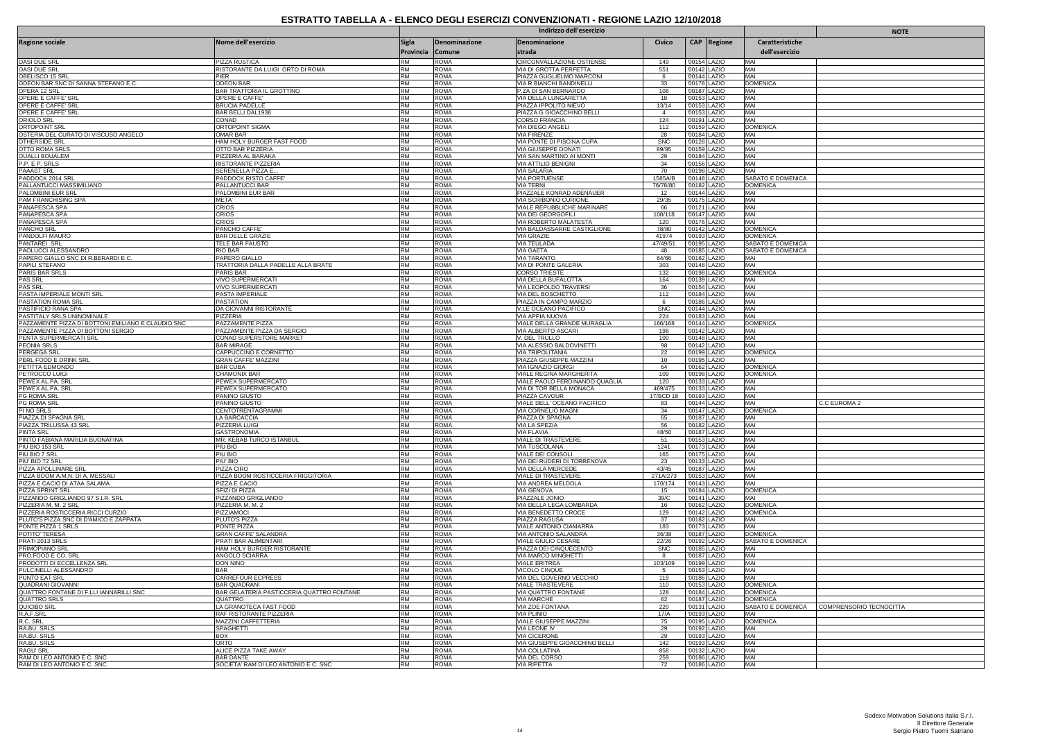# ESTRATTO TABELLA A - ELENCO DEGLI ESERCIZI CONVENZIONATI - REGIONE LAZIO 12/10/2018

| Ragione sociale | Nome dell'esercizio | Indirizzo dell'esercizio | | | | | | Caratteristiche dell'esercizio | NOTE |
|---|---|---|---|---|---|---|---|---|---|
| | | Sigla Provincia | Denominazione Comune | Denominazione strada | Civico | CAP | Regione | | |
| OASI DUE SRL | PIZZA RUSTICA | RM | ROMA | CIRCONVALLAZIONE OSTIENSE | 149 | '00154 | LAZIO | MAI | |
| OASI DUE SRL | RISTORANTE DA LUIGI ORTO DI ROMA | RM | ROMA | VIA DI GROTTA PERFETTA | 551 | '00142 | LAZIO | MAI | |
| OBELISCO 15 SRL | PIER | RM | ROMA | PIAZZA GUGLIELMO MARCONI | 6 | '00144 | LAZIO | MAI | |
| ODEON BAR SNC DI SANNA STEFANO E C. | ODEON BAR | RM | ROMA | VIA R BIANCHI BANDINELLI | 33 | '00178 | LAZIO | DOMENICA | |
| OPERA 12 SRL | BAR TRATTORIA IL GROTTINO | RM | ROMA | P.ZA DI SAN BERNARDO | 108 | '00187 | LAZIO | MAI | |
| OPERE E CAFFE' SRL | OPERE E CAFFE' | RM | ROMA | VIA DELLA LUNGARETTA | 18 | '00153 | LAZIO | MAI | |
| OPERE E CAFFE' SRL | BRUCIA PADELLE | RM | ROMA | PIAZZA IPPOLITO NIEVO | 13/14 | '00153 | LAZIO | MAI | |
| OPERE E CAFFE' SRL | BAR BELLI DAL1938 | RM | ROMA | PIAZZA G GIOACCHINO BELLI | 4 | '00153 | LAZIO | MAI | |
| ORIOLO SRL | CONAD | RM | ROMA | CORSO FRANCIA | 124 | '00191 | LAZIO | MAI | |
| ORTOPOINT SRL | ORTOPOINT SIGMA | RM | ROMA | VIA DIEGO ANGELI | 112 | '00159 | LAZIO | DOMENICA | |
| OSTERIA DEL CURATO DI VISCUSO ANGELO | OMAR BAR | RM | ROMA | VIA FIRENZE | 28 | '00184 | LAZIO | MAI | |
| OTHERSIDE SRL | HAM HOLY BURGER FAST FOOD | RM | ROMA | VIA PONTE DI PISCINA CUPA | SNC | '00128 | LAZIO | MAI | |
| OTTO ROMA SRLS | OTTO BAR PIZZERIA | RM | ROMA | VIA GIUSEPPE DONATI | 89/95 | '00159 | LAZIO | MAI | |
| OUALLI BOUALEM | PIZZERIA AL BARAKA | RM | ROMA | VIA SAN MARTINO AI MONTI | 29 | '00184 | LAZIO | MAI | |
| P.P. E P. SRLS | RISTORANTE PIZZERIA | RM | ROMA | VIA ATTILIO BENIGNI | 34 | '00156 | LAZIO | MAI | |
| PAAAST SRL | SERENELLA PIZZA E... | RM | ROMA | VIA SALARIA | 70 | '00198 | LAZIO | MAI | |
| PADDOCK 2014 SRL | PADDOCK RISTO CAFFE' | RM | ROMA | VIA PORTUENSE | 1585A/B | '00148 | LAZIO | SABATO E DOMENICA | |
| PALLANTUCCI MASSIMILIANO | PALLANTUCCI BAR | RM | ROMA | VIA TERNI | 76/78/80 | '00182 | LAZIO | DOMENICA | |
| PALOMBINI EUR SRL | PALOMBINI EUR BAR | RM | ROMA | PIAZZALE KONRAD ADENAUER | 12 | '00144 | LAZIO | MAI | |
| PAM FRANCHISING SPA | META' | RM | ROMA | VIA SCRIBONIO CURIONE | 29/35 | '00175 | LAZIO | MAI | |
| PANAPESCA SPA | CRIOS | RM | ROMA | VIALE REPUBBLICHE MARINARE | 66 | '00121 | LAZIO | MAI | |
| PANAPESCA SPA | CRIOS | RM | ROMA | VIA DEI GEORGOFILI | 108/118 | '00147 | LAZIO | MAI | |
| PANAPESCA SPA | CRIOS | RM | ROMA | VIA ROBERTO MALATESTA | 120 | '00176 | LAZIO | MAI | |
| PANCHO SRL | PANCHO CAFFE' | RM | ROMA | VIA BALDASSARRE CASTIGLIONE | 78/80 | '00142 | LAZIO | DOMENICA | |
| PANDOLFI MAURO | BAR DELLE GRAZIE | RM | ROMA | VIA GRAZIE | 41974 | '00193 | LAZIO | DOMENICA | |
| PANTAREI SRL | TELE BAR FAUSTO | RM | ROMA | VIA TEULADA | 47/49/51 | '00195 | LAZIO | SABATO E DOMENICA | |
| PAOLUCCI ALESSANDRO | RIO BAR | RM | ROMA | VIA GAETA | 48 | '00185 | LAZIO | SABATO E DOMENICA | |
| PAPERO GIALLO SNC DI R.BERARDI E C. | PAPERO GIALLO | RM | ROMA | VIA TARANTO | 64/66 | '00182 | LAZIO | MAI | |
| PAPILI STEFANO | TRATTORIA DALLA PADELLE ALLA BRATE | RM | ROMA | VIA DI PONTE GALERIA | 303 | '00148 | LAZIO | MAI | |
| PARIS BAR SRLS | PARIS BAR | RM | ROMA | CORSO TRIESTE | 132 | '00198 | LAZIO | DOMENICA | |
| PAS SRL | VIVO SUPERMERCATI | RM | ROMA | VIA DELLA BUFALOTTA | 164 | '00139 | LAZIO | MAI | |
| PAS SRL | VIVO SUPERMERCATI | RM | ROMA | VIA LEOPOLDO TRAVERSI | 36 | '00154 | LAZIO | MAI | |
| PASTA IMPERIALE MONTI SRL | PASTA IMPERIALE | RM | ROMA | VIA DEL BOSCHETTO | 112 | '00184 | LAZIO | MAI | |
| PASTATION ROMA SRL | PASTATION | RM | ROMA | PIAZZA IN CAMPO MARZIO | 6 | '00186 | LAZIO | MAI | |
| PASTIFICIO RANA SPA | DA GIOVANNI RISTORANTE | RM | ROMA | V.LE OCEANO PACIFICO | SNC | '00144 | LAZIO | MAI | |
| PASTITALY SRLS UNINOMINALE | PIZZERIA | RM | ROMA | VIA APPIA NUOVA | 224 | '00183 | LAZIO | MAI | |
| PAZZAMENTE PIZZA DI BOTTONI EMILIANO E CLAUDIO SNC | PAZZAMENTE PIZZA | RM | ROMA | VIALE DELLA GRANDE MURAGLIA | 166/168 | '00144 | LAZIO | DOMENICA | |
| PAZZAMENTE PIZZA DI BOTTONI SERGIO | PAZZAMENTE PIZZA DA SERGIO | RM | ROMA | VIA ALBERTO ASCARI | 198 | '00142 | LAZIO | MAI | |
| PENTA SUPERMERCATI SRL | CONAD SUPERSTORE MARKET | RM | ROMA | V. DEL TRULLO | 100 | '00148 | LAZIO | MAI | |
| PEONIA SRLS | BAR MIRAGE | RM | ROMA | VIA ALESSIO BALDOVINETTI | 98 | '00142 | LAZIO | MAI | |
| PERGEGA SRL | CAPPUCCINO E CORNETTO | RM | ROMA | VIA TRIPOLITANIA | 22 | '00199 | LAZIO | DOMENICA | |
| PERL FOOD E DRINK SRL | GRAN CAFFE' MAZZINI | RM | ROMA | PIAZZA GIUSEPPE MAZZINI | 10 | '00195 | LAZIO | MAI | |
| PETITTA EDMONDO | BAR CUBA | RM | ROMA | VIA IGNAZIO GIORGI | 64 | '00162 | LAZIO | DOMENICA | |
| PETROCCO LUIGI | CHAMONIX BAR | RM | ROMA | VIALE REGINA MARGHERITA | 109 | '00198 | LAZIO | DOMENICA | |
| PEWEX AL.PA. SRL | PEWEX SUPERMERCATO | RM | ROMA | VIALE PAOLO FERDINANDO QUAGLIA | 120 | '00133 | LAZIO | MAI | |
| PEWEX AL.PA. SRL | PEWEX SUPERMERCATO | RM | ROMA | VIA DI TOR BELLA MONACA | 469/475 | '00133 | LAZIO | MAI | |
| PG ROMA SRL | PANINO GIUSTO | RM | ROMA | PIAZZA CAVOUR | 17/BCD 18 | '00193 | LAZIO | MAI | |
| PG ROMA SRL | PANINO GIUSTO | RM | ROMA | VIALE DELL' OCEANO PACIFICO | 83 | '00144 | LAZIO | MAI | C.C EUROMA 2 |
| PI NO SRLS | CENTOTRENTAGRAMMI | RM | ROMA | VIA CORNELIO MAGNI | 34 | '00147 | LAZIO | DOMENICA | |
| PIAZZA DI SPAGNA SRL | LA BARCACCIA | RM | ROMA | PIAZZA DI SPAGNA | 65 | '00187 | LAZIO | MAI | |
| PIAZZA TRILUSSA 43 SRL | PIZZERIA LUIGI | RM | ROMA | VIA LA SPEZIA | 56 | '00182 | LAZIO | MAI | |
| PINTA SRL | GASTRONOMIA | RM | ROMA | VIA FLAVIA | 48/50 | '00187 | LAZIO | MAI | |
| PINTO FABIANA MARILIA BUONAFINA | MR. KEBAB TURCO ISTANBUL | RM | ROMA | VIALE DI TRASTEVERE | 51 | '00153 | LAZIO | MAI | |
| PIU BIO 153 SRL | PIU BIO | RM | ROMA | VIA TUSCOLANA | 1241 | '00173 | LAZIO | MAI | |
| PIU BIO 7 SRL | PIU BIO | RM | ROMA | VIALE DEI CONSOLI | 165 | '00175 | LAZIO | MAI | |
| PIU' BIO 72 SRL | PIU' BIO | RM | ROMA | VIA DEI RUDERI DI TORRENOVA | 23 | '00133 | LAZIO | MAI | |
| PIZZA APOLLINARE SRL | PIZZA CIRO | RM | ROMA | VIA DELLA MERCEDE | 43/45 | '00187 | LAZIO | MAI | |
| PIZZA BOOM A.M.N. DI A. MESSALI | PIZZA BOOM ROSTICCERIA FRIGGITORIA | RM | ROMA | VIALE DI TRASTEVERE | 271A/273 | '00153 | LAZIO | MAI | |
| PIZZA E CACIO DI ATAA SALAMA | PIZZA E CACIO | RM | ROMA | VIA ANDREA MELDOLA | 170/174 | '00143 | LAZIO | MAI | |
| PIZZA SPRINT SRL | SFIZI DI PIZZA | RM | ROMA | VIA GENOVA | 15 | '00184 | LAZIO | DOMENICA | |
| PIZZANDO GRIGLIANDO 97 S.I.R. SRL | PIZZANDO GRIGLIANDO | RM | ROMA | PIAZZALE JONIO | 39/C | '00141 | LAZIO | MAI | |
| PIZZERIA M. M. 2 SRL | PIZZERIA M. M. 2 | RM | ROMA | VIA DELLA LEGA LOMBARDA | 16 | '00162 | LAZIO | DOMENICA | |
| PIZZERIA ROSTICCERIA RICCI CURZIO | PIZZIAMOCI | RM | ROMA | VIA BENEDETTO CROCE | 129 | '00142 | LAZIO | DOMENICA | |
| PLUTO'S PIZZA SNC DI D'AMICO E ZAPPATA | PLUTO'S PIZZA | RM | ROMA | PIAZZA RAGUSA | 37 | '00182 | LAZIO | MAI | |
| PONTE PIZZA 1 SRLS | PONTE PIZZA | RM | ROMA | VIALE ANTONIO CIAMARRA | 183 | '00173 | LAZIO | MAI | |
| POTITO' TERESA | GRAN CAFFE' SALANDRA | RM | ROMA | VIA ANTONIO SALANDRA | 36/38 | '00187 | LAZIO | DOMENICA | |
| PRATI 2013 SRLS | PRATI BAR ALIMENTARI | RM | ROMA | VIALE GIULIO CESARE | 22/26 | '00192 | LAZIO | SABATO E DOMENICA | |
| PRIMOPIANO SRL | HAM HOLY BURGER RISTORANTE | RM | ROMA | PIAZZA DEI CINQUECENTO | SNC | '00185 | LAZIO | MAI | |
| PRO.FOOD E CO. SRL | ANGOLO SCIARRA | RM | ROMA | VIA MARCO MINGHETTI | 8 | '00187 | LAZIO | MAI | |
| PRODOTTI DI ECCELLENZA SRL | DON NINO | RM | ROMA | VIALE ERITREA | 103/109 | '00199 | LAZIO | MAI | |
| PULCINELLI ALESSANDRO | BAR | RM | ROMA | VICOLO CINQUE | 5 | '00153 | LAZIO | MAI | |
| PUNTO EAT SRL | CARREFOUR ECPRESS | RM | ROMA | VIA DEL GOVERNO VECCHIO | 119 | '00186 | LAZIO | MAI | |
| QUADRANI GIOVANNI | BAR QUADRANI | RM | ROMA | VIALE TRASTEVERE | 110 | '00153 | LAZIO | DOMENICA | |
| QUATTRO FONTANE DI F.LLI IANNARILLI SNC | BAR GELATERIA PASTICCERIA QUATTRO FONTANE | RM | ROMA | VIA QUATTRO FONTANE | 128 | '00184 | LAZIO | DOMENICA | |
| QUATTRO SRLS | QUATTRO | RM | ROMA | VIA MARCHE | 62 | '00187 | LAZIO | DOMENICA | |
| QUICIBO SRL | LA GRANOTECA FAST FOOD | RM | ROMA | VIA ZOE FONTANA | 220 | '00131 | LAZIO | SABATO E DOMENICA | COMPRENSORIO TECNOCITTA |
| R.A.F.SRL | RAF RISTORANTE PIZZERIA | RM | ROMA | VIA PLINIO | 17/A | '00193 | LAZIO | MAI | |
| R.C. SRL | MAZZINI CAFFETTERIA | RM | ROMA | VIALE GIUSEPPE MAZZINI | 75 | '00195 | LAZIO | DOMENICA | |
| RA.BU. SRLS | SPAGHETTI | RM | ROMA | VIA LEONE IV | 29 | '00192 | LAZIO | MAI | |
| RA.BU. SRLS | BOX | RM | ROMA | VIA CICERONE | 29 | '00193 | LAZIO | MAI | |
| RA.BU. SRLS | ORTO | RM | ROMA | VIA GIUSEPPE GIOACCHINO BELLI | 142 | '00193 | LAZIO | MAI | |
| RAGU' SRL | ALICE PIZZA TAKE AWAY | RM | ROMA | VIA COLLATINA | 858 | '00132 | LAZIO | MAI | |
| RAM DI LEO ANTONIO E C. SNC | BAR DANTE | RM | ROMA | VIA DEL CORSO | 259 | '00186 | LAZIO | MAI | |
| RAM DI LEO ANTONIO E C. SNC | SOCIETA' RAM DI LEO ANTONIO E C. SNC | RM | ROMA | VIA RIPETTA | 72 | '00186 | LAZIO | MAI | |

Sodexo Motivation Solutions Italia S.r.l.
Il Direttore Generale
Sergio Pietro Tuomi Satriano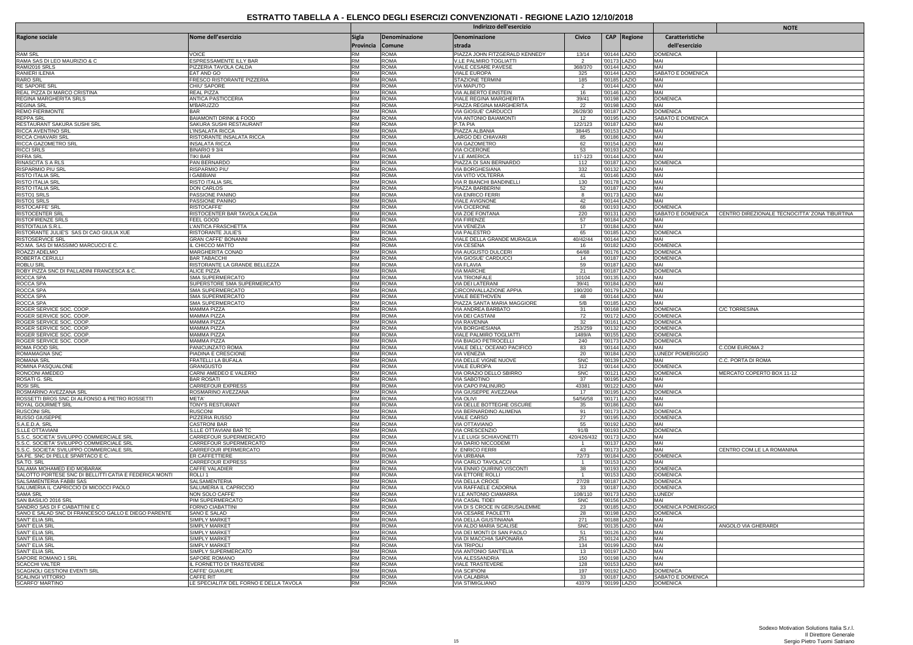# ESTRATTO TABELLA A - ELENCO DEGLI ESERCIZI CONVENZIONATI - REGIONE LAZIO 12/10/2018

| Ragione sociale | Nome dell'esercizio | Indirizzo dell'esercizio | | | | | | Caratteristiche dell'esercizio | NOTE |
|---|---|---|---|---|---|---|---|---|---|
| | | Sigla Provincia | Denominazione Comune | Denominazione strada | Civico | CAP | Regione | | |
| RAM SRL | VOICE | RM | ROMA | PIAZZA JOHN FITZGERALD KENNEDY | 13/14 | '00144 | LAZIO | DOMENICA | |
| RAMA SAS DI LEO MAURIZIO & C | ESPRESSAMENTE ILLY BAR | RM | ROMA | V.LE PALMIRO TOGLIATTI | 2 | '00173 | LAZIO | MAI | |
| RAMI2016 SRLS | PIZZERIA TAVOLA CALDA | RM | ROMA | VIALE CESARE PAVESE | 368/370 | '00144 | LAZIO | MAI | |
| RANIERI ILENIA | EAT AND GO | RM | ROMA | VIALE EUROPA | 325 | '00144 | LAZIO | SABATO E DOMENICA | |
| RARO SRL | FRESCO RISTORANTE PIZZERIA | RM | ROMA | STAZIONE TERMINI | 185 | '00185 | LAZIO | MAI | |
| RE SAPORE SRL | CHIU' SAPORE | RM | ROMA | VIA MAPUTO | 2 | '00144 | LAZIO | MAI | |
| REAL PIZZA DI MARCO CRISTINA | REAL PIZZA | RM | ROMA | VIA ALBERTO EINSTEIN | 16 | '00146 | LAZIO | MAI | |
| REGINA MARGHERITA SRLS | ANTICA PASTICCERIA | RM | ROMA | VIALE REGINA MARGHERITA | 39/41 | '00198 | LAZIO | DOMENICA | |
| REGINA SRL | M'BARUZZO | RM | ROMA | PIAZZA REGINA MARGHERITA | 22 | '00198 | LAZIO | MAI | |
| REMO FIERIMONTE | BAR | RM | ROMA | VIA GIOSUE' CARDUCCI | 26/28/30 | '00187 | LAZIO | DOMENICA | |
| REPPA SRL | BAIAMONTI DRINK & FOOD | RM | ROMA | VIA ANTONIO BAIAMONTI | 12 | '00195 | LAZIO | SABATO E DOMENICA | |
| RESTAURANT SAKURA SUSHI SRL | SAKURA SUSHI RESTAURANT | RM | ROMA | P.TA PIA | 122/123 | '00187 | LAZIO | MAI | |
| RICCA AVENTINO SRL | L'INSALATA RICCA | RM | ROMA | PIAZZA ALBANIA | 38445 | '00153 | LAZIO | MAI | |
| RICCA CHIAVARI SRL | RISTORANTE INSALATA RICCA | RM | ROMA | LARGO DEI CHIAVARI | 85 | '00186 | LAZIO | MAI | |
| RICCA GAZOMETRO SRL | INSALATA RICCA | RM | ROMA | VIA GAZOMETRO | 62 | '00154 | LAZIO | MAI | |
| RICCI SRLS | BINARIO 9 3/4 | RM | ROMA | VIA CICERONE | 53 | '00193 | LAZIO | MAI | |
| RIFRA SRL | TIKI BAR | RM | ROMA | V.LE AMERICA | 117-123 | '00144 | LAZIO | MAI | |
| RINASCITA S A RLS | PAN BERNARDO | RM | ROMA | PIAZZA DI SAN BERNARDO | 112 | '00187 | LAZIO | DOMENICA | |
| RISPARMIO PIU SRL | RISPARMIO PIU' | RM | ROMA | VIA BORGHESIANA | 332 | '00132 | LAZIO | MAI | |
| RISTO ITALIA SRL | I GABBIANI | RM | ROMA | VIA VITO VOLTERRA | 41 | '00146 | LAZIO | MAI | |
| RISTO ITALIA SRL | RISTO ITALIA SRL | RM | ROMA | VIA R BIANCHI BANDINELLI | 130 | '00178 | LAZIO | MAI | |
| RISTO ITALIA SRL | DON CARLOS | RM | ROMA | PIAZZA BARBERINI | 52 | '00187 | LAZIO | MAI | |
| RISTO1 SRLS | PASSIONE PANINO | RM | ROMA | VIA ENRICO FERRI | 8 | '00173 | LAZIO | MAI | |
| RISTO1 SRLS | PASSIONE PANINO | RM | ROMA | VIALE AVIGNONE | 42 | '00144 | LAZIO | MAI | |
| RISTOCAFFE' SRL | RISTOCAFFE' | RM | ROMA | VIA CICERONE | 68 | '00193 | LAZIO | DOMENICA | |
| RISTOCENTER SRL | RISTOCENTER BAR TAVOLA CALDA | RM | ROMA | VIA ZOE FONTANA | 220 | '00131 | LAZIO | SABATO E DOMENICA | CENTRO DIREZIONALE TECNOCITTA' ZONA TIBURTINA |
| RISTOFIRENZE SRLS | FEEL GOOD | RM | ROMA | VIA FIRENZE | 57 | '00184 | LAZIO | MAI | |
| RISTOITALIA S.R.L. | L'ANTICA FRASCHETTA | RM | ROMA | VIA VENEZIA | 17 | '00184 | LAZIO | MAI | |
| RISTORANTE JULIE'S SAS DI CAO GIULIA XUE | RISTORANTE JULIE'S | RM | ROMA | VIA PALESTRO | 65 | '00185 | LAZIO | DOMENICA | |
| RISTOSERVICE SRL | GRAN CAFFE' BONANNI | RM | ROMA | VIALE DELLA GRANDE MURAGLIA | 40/42/44 | '00144 | LAZIO | MAI | |
| RO.MA. SAS DI MASSIMO MARCUCCI E C. | IL CHICCO MATTO | RM | ROMA | VIA CESENA | 16 | '00182 | LAZIO | DOMENICA | |
| ROAZZI ADELMO | MARGHERITA CONAD | RM | ROMA | VIA AUGUSTO DULCERI | 64/68 | '00176 | LAZIO | DOMENICA | |
| ROBERTA CERULLI | BAR TABACCHI | RM | ROMA | VIA GIOSUE' CARDUCCI | 14 | '00187 | LAZIO | DOMENICA | |
| ROBLU SRL | RISTORANTE LA GRANDE BELLEZZA | RM | ROMA | VIA FLAVIA | 59 | '00187 | LAZIO | MAI | |
| ROBY PIZZA SNC DI PALLADINI FRANCESCA & C. | ALICE PIZZA | RM | ROMA | VIA MARCHE | 21 | '00187 | LAZIO | DOMENICA | |
| ROCCA SPA | SMA SUPERMERCATO | RM | ROMA | VIA TRIONFALE | 10104 | '00135 | LAZIO | MAI | |
| ROCCA SPA | SUPERSTORE SMA SUPERMERCATO | RM | ROMA | VIA DEI LATERANI | 39/41 | '00184 | LAZIO | MAI | |
| ROCCA SPA | SMA SUPERMERCATO | RM | ROMA | CIRCONVALLAZIONE APPIA | 190/200 | '00179 | LAZIO | MAI | |
| ROCCA SPA | SMA SUPERMERCATO | RM | ROMA | VIALE BEETHOVEN | 48 | '00144 | LAZIO | MAI | |
| ROCCA SPA | SMA SUPERMERCATO | RM | ROMA | PIAZZA SANTA MARIA MAGGIORE | 5/B | '00185 | LAZIO | MAI | |
| ROGER SERVICE SOC. COOP. | MAMMA PIZZA | RM | ROMA | VIA ANDREA BARBATO | 31 | '00168 | LAZIO | DOMENICA | C/C TORRESINA |
| ROGER SERVICE SOC. COOP. | MAMMA PIZZA | RM | ROMA | VIA DEI CASTANI | 72 | '00172 | LAZIO | DOMENICA | |
| ROGER SERVICE SOC. COOP. | MAMMA PIZZA | RM | ROMA | VIA RAVENNA | 32 | '00161 | LAZIO | DOMENICA | |
| ROGER SERVICE SOC. COOP. | MAMMA PIZZA | RM | ROMA | VIA BORGHESIANA | 253/259 | '00132 | LAZIO | DOMENICA | |
| ROGER SERVICE SOC. COOP. | MAMMA PIZZA | RM | ROMA | VIALE PALMIRO TOGLIATTI | 1489/A | '00155 | LAZIO | DOMENICA | |
| ROGER SERVICE SOC. COOP. | MAMMA PIZZA | RM | ROMA | VIA BIAGIO PETROCELLI | 240 | '00173 | LAZIO | DOMENICA | |
| ROMA FOOD SRL | PANICUNZATO ROMA | RM | ROMA | VIALE DELL' OCEANO PACIFICO | 83 | '00144 | LAZIO | MAI | C.COM EUROMA 2 |
| ROMAMAGNA SNC | PIADINA E CRESCIONE | RM | ROMA | VIA VENEZIA | 20 | '00184 | LAZIO | LUNEDI' POMERIGGIO | |
| ROMANA SRL | FRATELLI LA BUFALA | RM | ROMA | VIA DELLE VIGNE NUOVE | SNC | '00139 | LAZIO | MAI | C.C. PORTA DI ROMA |
| ROMINA PASQUALONE | GRANGUSTO | RM | ROMA | VIALE EUROPA | 312 | '00144 | LAZIO | DOMENICA | |
| RONCONI AMEDEO | CARNI AMEDEO E VALERIO | RM | ROMA | VIA ORAZIO DELLO SBIRRO | SNC | '00121 | LAZIO | DOMENICA | MERCATO COPERTO BOX 11-12 |
| ROSATI G. SRL | BAR ROSATI | RM | ROMA | VIA SABOTINO | 37 | '00195 | LAZIO | MAI | |
| ROSI SRL | CARREFOUR EXPRESS | RM | ROMA | VIA CAPO PALINURO | 43381 | '00122 | LAZIO | MAI | |
| ROSMARINO AVEZZANA SRL | ROSMARINO AVEZZANA | RM | ROMA | VIA GIUSEPPE AVEZZANA | 17 | '00195 | LAZIO | DOMENICA | |
| ROSSETTI BROS SNC DI ALFONSO & PIETRO ROSSETTI | META' | RM | ROMA | VIA OLIVI | 54/56/58 | '00171 | LAZIO | MAI | |
| ROYAL GOURMET SRL | TONY'S RESTURANT | RM | ROMA | VIA DELLE BOTTEGHE OSCURE | 35 | '00186 | LAZIO | MAI | |
| RUSCONI SRL | RUSCONI | RM | ROMA | VIA BERNARDINO ALIMENA | 91 | '00173 | LAZIO | DOMENICA | |
| RUSSO GIUSEPPE | PIZZERIA RUSSO | RM | ROMA | VIALE CARSO | 27 | '00195 | LAZIO | DOMENICA | |
| S.A.E.D.A. SRL | CASTRONI BAR | RM | ROMA | VIA OTTAVIANO | 55 | '00192 | LAZIO | MAI | |
| S.LLE OTTAVIANI | S.LLE OTTAVIANI BAR TC | RM | ROMA | VIA CRESCENZIO | 91/B | '00193 | LAZIO | DOMENICA | |
| S.S.C. SOCIETA' SVILUPPO COMMERCIALE SRL | CARREFOUR SUPERMERCATO | RM | ROMA | V.LE LUIGI SCHIAVONETTI | 420/426/432 | '00173 | LAZIO | MAI | |
| S.S.C. SOCIETA' SVILUPPO COMMERCIALE SRL | CARREFOUR SUPERMERCATO | RM | ROMA | VIA DARIO NICCODEMI | 1 | '00137 | LAZIO | MAI | |
| S.S.C. SOCIETA' SVILUPPO COMMERCIALE SRL | CARREFOUR IPERMERCATO | RM | ROMA | V. ENRICO FERRI | 43 | '00173 | LAZIO | MAI | CENTRO COM.LE LA ROMANINA |
| SA.PE. SNC DI PELLE SPARTACO E C. | ER CAFFETTIERE | RM | ROMA | VIA URBANA | 72/73 | '00184 | LAZIO | DOMENICA | |
| SA.TO. SRL | CARREFOUR EXPRESS | RM | ROMA | VIA CARLO TAVOLACCI | 1 | '00153 | LAZIO | MAI | |
| SALAMA MOHAMED EID MOBARAK | CAFFE VALADIER | RM | ROMA | VIA ENNIO QUIRINO VISCONTI | 38 | '00193 | LAZIO | DOMENICA | |
| SALOTTO PORTESE SNC DI BELLITTI CATIA E FEDERICA MONTI | ROLLI 1 | RM | ROMA | VIA ETTORE ROLLI | 1 | '00153 | LAZIO | DOMENICA | |
| SALSAMENTERIA FABBI SAS | SALSAMENTERIA | RM | ROMA | VIA DELLA CROCE | 27/28 | '00187 | LAZIO | DOMENICA | |
| SALUMERIA IL CAPRICCIO DI MICOCCI PAOLO | SALUMERIA IL CAPRICCIO | RM | ROMA | VIA RAFFAELE CADORNA | 33 | '00187 | LAZIO | DOMENICA | |
| SAMA SRL | NON SOLO CAFFE' | RM | ROMA | V.LE ANTONIO CIAMARRA | 108/110 | '00173 | LAZIO | LUNEDI' | |
| SAN BASILIO 2016 SRL | PIM SUPERMERCATO | RM | ROMA | VIA CASAL TIDEI | SNC | '00156 | LAZIO | MAI | |
| SANDRO SAS DI F CIABATTINI E C | FORNO CIABATTINI | RM | ROMA | VIA DI S CROCE IN GERUSALEMME | 23 | '00185 | LAZIO | DOMENICA POMERIGGIO | |
| SANO E SALAD SNC DI FRANCESCO GALLO E DIEGO PARENTE | SANO E SALAD | RM | ROMA | VIA CESARE PAOLETTI | 28 | '00198 | LAZIO | DOMENICA | |
| SANT' ELIA SRL | SIMPLY MARKET | RM | ROMA | VIA DELLA GIUSTINIANA | 271 | '00188 | LAZIO | MAI | |
| SANT' ELIA SRL | SIMPLY MARKET | RM | ROMA | VIA ALDO MARIA SCALISE | SNC | '00135 | LAZIO | MAI | ANGOLO VIA GHERARDI |
| SANT' ELIA SRL | SIMPLY MARKET | RM | ROMA | VIA DEI MONTI DI SAN PAOLO | 51 | '00126 | LAZIO | MAI | |
| SANT' ELIA SRL | SIMPLY MARKET | RM | ROMA | VIA DI MACCHIA SAPONARA | 251 | '00124 | LAZIO | MAI | |
| SANT' ELIA SRL | SIMPLY MARKET | RM | ROMA | VIA TRIPOLI | 134 | '00199 | LAZIO | MAI | |
| SANT' ELIA SRL | SIMPLY SUPERMERCATO | RM | ROMA | VIA ANTONIO SANT'ELIA | 13 | '00197 | LAZIO | MAI | |
| SAPORE ROMANO 1 SRL | SAPORE ROMANO | RM | ROMA | VIA ALESSANDRIA | 150 | '00198 | LAZIO | MAI | |
| SCACCHI VALTER | IL FORNETTO DI TRASTEVERE | RM | ROMA | VIALE TRASTEVERE | 128 | '00153 | LAZIO | MAI | |
| SCAGNOLI GESTIONI EVENTI SRL | CAFFE' GUAXUPE | RM | ROMA | VIA SCIPIONI | 197 | '00192 | LAZIO | DOMENICA | |
| SCALINGI VITTORIO | CAFFE RIT | RM | ROMA | VIA CALABRIA | 33 | '00187 | LAZIO | SABATO E DOMENICA | |
| SCARFO' MARTINO | LE SPECIALITA' DEL FORNO E DELLA TAVOLA | RM | ROMA | VIA STIMIGLIANO | 43379 | '00199 | LAZIO | DOMENICA | |

Sodexo Motivation Solutions Italia S.r.l.
Il Direttore Generale
Sergio Pietro Tuomi Satriano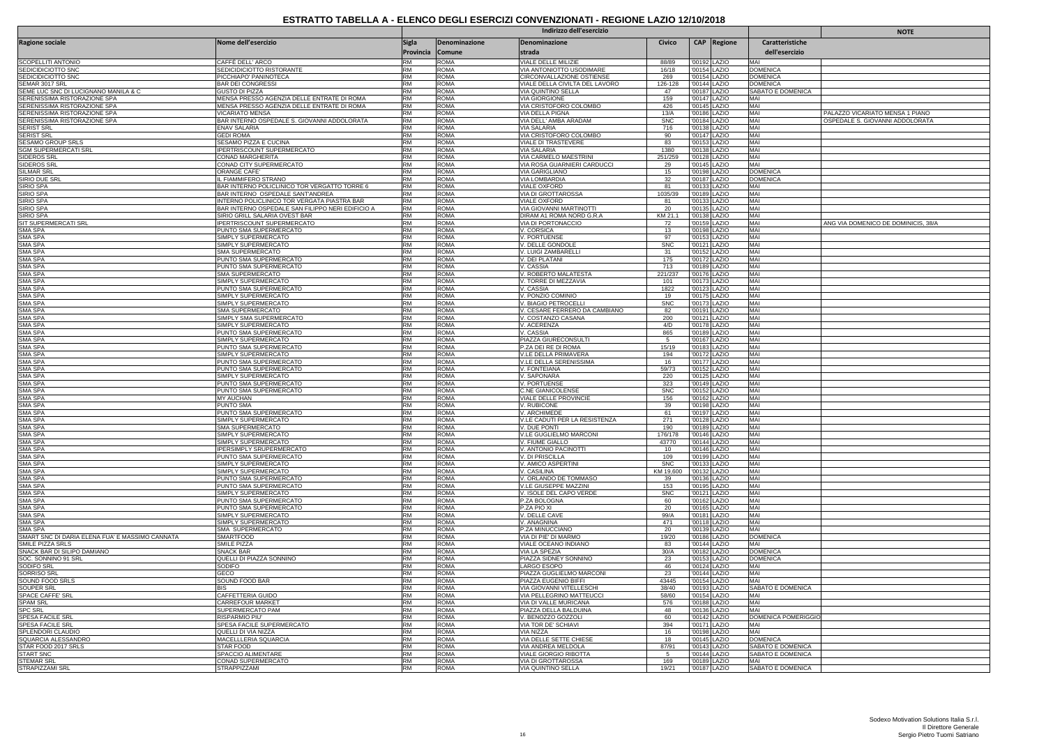# ESTRATTO TABELLA A - ELENCO DEGLI ESERCIZI CONVENZIONATI - REGIONE LAZIO 12/10/2018

| Ragione sociale | Nome dell'esercizio | Indirizzo dell'esercizio | | | | | | | | NOTE |
|---|---|---|---|---|---|---|---|---|---|---|
| | | Sigla Provincia | Denominazione Comune | Denominazione strada | Civico | CAP | Regione | Caratteristiche dell'esercizio | | |
| SCOPELLITI ANTONIO | CAFFÈ DELL' ARCO | RM | ROMA | VIALE DELLE MILIZIE | 88/89 | '00192 | LAZIO | MAI | | |
| SEDICIDICIOTTO SNC | SEDICIDICIOTTO RISTORANTE | RM | ROMA | VIA ANTONIOTTO USODIMARE | 16/18 | '00154 | LAZIO | DOMENICA | | |
| SEDICIDICIOTTO SNC | PICCHIAPO' PANINOTECA | RM | ROMA | CIRCONVALLAZIONE OSTIENSE | 269 | '00154 | LAZIO | DOMENICA | | |
| SEMAR 3017 SRL | BAR DEI CONGRESSI | RM | ROMA | VIALE DELLA CIVILTA DEL LAVORO | 126-128 | '00144 | LAZIO | DOMENICA | | |
| SEME LUC SNC DI LUCIGNANO MANILA & C | GUSTO DI PIZZA | RM | ROMA | VIA QUINTINO SELLA | 47 | '00187 | LAZIO | SABATO E DOMENICA | | |
| SERENISSIMA RISTORAZIONE SPA | MENSA PRESSO AGENZIA DELLE ENTRATE DI ROMA | RM | ROMA | VIA GIORGIONE | 159 | '00147 | LAZIO | MAI | | |
| SERENISSIMA RISTORAZIONE SPA | MENSA PRESSO AGENZIA DELLE ENTRATE DI ROMA | RM | ROMA | VIA CRISTOFORO COLOMBO | 426 | '00145 | LAZIO | MAI | | |
| SERENISSIMA RISTORAZIONE SPA | VICARIATO MENSA | RM | ROMA | VIA DELLA PIGNA | 13/A | '00186 | LAZIO | MAI | | PALAZZO VICARIATO MENSA 1 PIANO |
| SERENISSIMA RISTORAZIONE SPA | BAR INTERNO OSPEDALE S. GIOVANNI ADDOLORATA | RM | ROMA | VIA DELL' AMBA ARADAM | SNC | '00184 | LAZIO | MAI | | OSPEDALE S. GIOVANNI ADDOLORATA |
| SERIST SRL | ENAV SALARIA | RM | ROMA | VIA SALARIA | 716 | '00138 | LAZIO | MAI | | |
| SERIST SRL | GEDI ROMA | RM | ROMA | VIA CRISTOFORO COLOMBO | 90 | '00147 | LAZIO | MAI | | |
| SESAMO GROUP SRLS | SESAMO PIZZA E CUCINA | RM | ROMA | VIALE DI TRASTEVERE | 83 | '00153 | LAZIO | MAI | | |
| SGM SUPERMERCATI SRL | IPERTRISCOUNT SUPERMERCATO | RM | ROMA | VIA SALARIA | 1380 | '00138 | LAZIO | MAI | | |
| SIDEROS SRL | CONAD MARGHERITA | RM | ROMA | VIA CARMELO MAESTRINI | 251/259 | '00128 | LAZIO | MAI | | |
| SIDEROS SRL | CONAD CITY SUPERMERCATO | RM | ROMA | VIA ROSA GUARNIERI CARDUCCI | 29 | '00145 | LAZIO | MAI | | |
| SILMAR SRL | ORANGE CAFE' | RM | ROMA | VIA GARIGLIANO | 15 | '00198 | LAZIO | DOMENICA | | |
| SIRIO DUE SRL | IL FIAMMIFERO STRANO | RM | ROMA | VIA LOMBARDIA | 32 | '00187 | LAZIO | DOMENICA | | |
| SIRIO SPA | BAR INTERNO POLICLINICO TOR VERGATTO TORRE 6 | RM | ROMA | VIALE OXFORD | 81 | '00133 | LAZIO | MAI | | |
| SIRIO SPA | BAR INTERNO OSPEDALE SANT'ANDREA | RM | ROMA | VIA DI GROTTAROSSA | 1035/39 | '00189 | LAZIO | MAI | | |
| SIRIO SPA | INTERNO POLICLINICO TOR VERGATA PIASTRA BAR | RM | ROMA | VIALE OXFORD | 81 | '00133 | LAZIO | MAI | | |
| SIRIO SPA | BAR INTERNO OSPEDALE SAN FILIPPO NERI EDIFICIO A | RM | ROMA | VIA GIOVANNI MARTINOTTI | 20 | '00135 | LAZIO | MAI | | |
| SIRIO SPA | SIRIO GRILL SALARIA OVEST BAR | RM | ROMA | DIRAM A1 ROMA NORD G.R.A | KM 21.1 | '00138 | LAZIO | MAI | | |
| SIT SUPERMERCATI SRL | IPERTRISCOUNT SUPERMERCATO | RM | ROMA | VIA DI PORTONACCIO | 72 | '00159 | LAZIO | MAI | | ANG VIA DOMENICO DE DOMINICIS, 38/A |
| SMA SPA | PUNTO SMA SUPERMERCATO | RM | ROMA | V. CORSICA | 13 | '00198 | LAZIO | MAI | | |
| SMA SPA | SIMPLY SUPERMERCATO | RM | ROMA | V. PORTUENSE | 97 | '00153 | LAZIO | MAI | | |
| SMA SPA | SIMPLY SUPERMERCATO | RM | ROMA | V. DELLE GONDOLE | SNC | '00121 | LAZIO | MAI | | |
| SMA SPA | SMA SUPERMERCATO | RM | ROMA | V. LUIGI ZAMBARELLI | 31 | '00152 | LAZIO | MAI | | |
| SMA SPA | PUNTO SMA SUPERMERCATO | RM | ROMA | V. DEI PLATANI | 175 | '00172 | LAZIO | MAI | | |
| SMA SPA | PUNTO SMA SUPERMERCATO | RM | ROMA | V. CASSIA | 713 | '00189 | LAZIO | MAI | | |
| SMA SPA | SMA SUPERMERCATO | RM | ROMA | V. ROBERTO MALATESTA | 221/237 | '00176 | LAZIO | MAI | | |
| SMA SPA | SIMPLY SUPERMERCATO | RM | ROMA | V. TORRE DI MEZZAVIA | 101 | '00173 | LAZIO | MAI | | |
| SMA SPA | PUNTO SMA SUPERMERCATO | RM | ROMA | V. CASSIA | 1822 | '00123 | LAZIO | MAI | | |
| SMA SPA | SIMPLY SUPERMERCATO | RM | ROMA | V. PONZIO COMINIO | 19 | '00175 | LAZIO | MAI | | |
| SMA SPA | SIMPLY SUPERMERCATO | RM | ROMA | V. BIAGIO PETROCELLI | SNC | '00173 | LAZIO | MAI | | |
| SMA SPA | SMA SUPERMERCATO | RM | ROMA | V. CESARE FERRERO DA CAMBIANO | 82 | '00191 | LAZIO | MAI | | |
| SMA SPA | SIMPLY SMA SUPERMERCATO | RM | ROMA | V. COSTANZO CASANA | 200 | '00121 | LAZIO | MAI | | |
| SMA SPA | SIMPLY SUPERMERCATO | RM | ROMA | V. ACERENZA | 4/D | '00178 | LAZIO | MAI | | |
| SMA SPA | PUNTO SMA SUPERMERCATO | RM | ROMA | V. CASSIA | 865 | '00189 | LAZIO | MAI | | |
| SMA SPA | SIMPLY SUPERMERCATO | RM | ROMA | PIAZZA GIURECONSULTI | 5 | '00167 | LAZIO | MAI | | |
| SMA SPA | PUNTO SMA SUPERMERCATO | RM | ROMA | P.ZA DEI RE DI ROMA | 15/19 | '00183 | LAZIO | MAI | | |
| SMA SPA | SIMPLY SUPERMERCATO | RM | ROMA | V.LE DELLA PRIMAVERA | 194 | '00172 | LAZIO | MAI | | |
| SMA SPA | PUNTO SMA SUPERMERCATO | RM | ROMA | V.LE DELLA SERENISSIMA | 16 | '00177 | LAZIO | MAI | | |
| SMA SPA | PUNTO SMA SUPERMERCATO | RM | ROMA | V. FONTEIANA | 59/73 | '00152 | LAZIO | MAI | | |
| SMA SPA | SIMPLY SUPERMERCATO | RM | ROMA | V. SAPONARA | 220 | '00125 | LAZIO | MAI | | |
| SMA SPA | PUNTO SMA SUPERMERCATO | RM | ROMA | V. PORTUENSE | 323 | '00149 | LAZIO | MAI | | |
| SMA SPA | PUNTO SMA SUPERMERCATO | RM | ROMA | C.NE GIANICOLENSE | SNC | '00152 | LAZIO | MAI | | |
| SMA SPA | MY AUCHAN | RM | ROMA | VIALE DELLE PROVINCIE | 156 | '00162 | LAZIO | MAI | | |
| SMA SPA | PUNTO SMA | RM | ROMA | V. RUBICONE | 39 | '00198 | LAZIO | MAI | | |
| SMA SPA | PUNTO SMA SUPERMERCATO | RM | ROMA | V. ARCHIMEDE | 61 | '00197 | LAZIO | MAI | | |
| SMA SPA | SIMPLY SUPERMERCATO | RM | ROMA | V.LE CADUTI PER LA RESISTENZA | 271 | '00128 | LAZIO | MAI | | |
| SMA SPA | SMA SUPERMERCATO | RM | ROMA | V. DUE PONTI | 190 | '00189 | LAZIO | MAI | | |
| SMA SPA | SIMPLY SUPERMERCATO | RM | ROMA | V.LE GUGLIELMO MARCONI | 176/178 | '00146 | LAZIO | MAI | | |
| SMA SPA | SIMPLY SUPERMERCATO | RM | ROMA | V. FIUME GIALLO | 43770 | '00144 | LAZIO | MAI | | |
| SMA SPA | IPERSIMPLY SRUPERMERCATO | RM | ROMA | V. ANTONIO PACINOTTI | 10 | '00146 | LAZIO | MAI | | |
| SMA SPA | PUNTO SMA SUPERMERCATO | RM | ROMA | V. DI PRISCILLA | 109 | '00199 | LAZIO | MAI | | |
| SMA SPA | SIMPLY SUPERMERCATO | RM | ROMA | V. AMICO ASPERTINI | SNC | '00133 | LAZIO | MAI | | |
| SMA SPA | SIMPLY SUPERMERCATO | RM | ROMA | V. CASILINA | KM 19,600 | '00132 | LAZIO | MAI | | |
| SMA SPA | PUNTO SMA SUPERMERCATO | RM | ROMA | V. ORLANDO DE TOMMASO | 39 | '00136 | LAZIO | MAI | | |
| SMA SPA | PUNTO SMA SUPERMERCATO | RM | ROMA | V.LE GIUSEPPE MAZZINI | 153 | '00195 | LAZIO | MAI | | |
| SMA SPA | SIMPLY SUPERMERCATO | RM | ROMA | V. ISOLE DEL CAPO VERDE | SNC | '00121 | LAZIO | MAI | | |
| SMA SPA | PUNTO SMA SUPERMERCATO | RM | ROMA | P.ZA BOLOGNA | 60 | '00162 | LAZIO | MAI | | |
| SMA SPA | PUNTO SMA SUPERMERCATO | RM | ROMA | P.ZA PIO XI | 20 | '00165 | LAZIO | MAI | | |
| SMA SPA | SIMPLY SUPERMERCATO | RM | ROMA | V. DELLE CAVE | 99/A | '00181 | LAZIO | MAI | | |
| SMA SPA | SIMPLY SUPERMERCATO | RM | ROMA | V. ANAGNINA | 471 | '00118 | LAZIO | MAI | | |
| SMA SPA | SMA SUPERMERCATO | RM | ROMA | P.ZA MINUCCIANO | 20 | '00139 | LAZIO | MAI | | |
| SMART SNC DI DARIA ELENA FUA' E MASSIMO CANNATA | SMARTFOOD | RM | ROMA | VIA DI PIE' DI MARMO | 19/20 | '00186 | LAZIO | DOMENICA | | |
| SMILE PIZZA SRLS | SMILE PIZZA | RM | ROMA | VIALE OCEANO INDIANO | 83 | '00144 | LAZIO | MAI | | |
| SNACK BAR DI SILIPO DAMIANO | SNACK BAR | RM | ROMA | VIA LA SPEZIA | 30/A | '00182 | LAZIO | DOMENICA | | |
| SOC. SONNINO 91 SRL | QUELLI DI PIAZZA SONNINO | RM | ROMA | PIAZZA SIDNEY SONNINO | 23 | '00153 | LAZIO | DOMENICA | | |
| SODIFO SRL | SODIFO | RM | ROMA | LARGO ESOPO | 46 | '00124 | LAZIO | MAI | | |
| SORRISO SRL | GECO | RM | ROMA | PIAZZA GUGLIELMO MARCONI | 23 | '00144 | LAZIO | MAI | | |
| SOUND FOOD SRLS | SOUND FOOD BAR | RM | ROMA | PIAZZA EUGENIO BIFFI | 43445 | '00154 | LAZIO | MAI | | |
| SOUPER SRL | BIS | RM | ROMA | VIA GIOVANNI VITELLESCHI | 38/40 | '00193 | LAZIO | SABATO E DOMENICA | | |
| SPACE CAFFE' SRL | CAFFETTERIA GUIDO | RM | ROMA | VIA PELLEGRINO MATTEUCCI | 58/60 | '00154 | LAZIO | MAI | | |
| SPAM SRL | CARREFOUR MARKET | RM | ROMA | VIA DI VALLE MURICANA | 576 | '00188 | LAZIO | MAI | | |
| SPC SRL | SUPERMERCATO PAM | RM | ROMA | PIAZZA DELLA BALDUINA | 48 | '00136 | LAZIO | MAI | | |
| SPESA FACILE SRL | RISPARMIO PIU' | RM | ROMA | V. BENOZZO GOZZOLI | 60 | '00142 | LAZIO | DOMENICA POMERIGGIO | | |
| SPESA FACILE SRL | SPESA FACILE SUPERMERCATO | RM | ROMA | VIA TOR DE' SCHIAVI | 394 | '00171 | LAZIO | MAI | | |
| SPLENDORI CLAUDIO | QUELLI DI VIA NIZZA | RM | ROMA | VIA NIZZA | 16 | '00198 | LAZIO | MAI | | |
| SQUARCIA ALESSANDRO | MACELLLERIA SQUARCIA | RM | ROMA | VIA DELLE SETTE CHIESE | 18 | '00145 | LAZIO | DOMENICA | | |
| STAR FOOD 2017 SRLS | STAR FOOD | RM | ROMA | VIA ANDREA MELDOLA | 87/91 | '00143 | LAZIO | SABATO E DOMENICA | | |
| START SNC | SPACCIO ALIMENTARE | RM | ROMA | VIALE GIORGIO RIBOTTA | 5 | '00144 | LAZIO | SABATO E DOMENICA | | |
| STEMAR SRL | CONAD SUPERMERCATO | RM | ROMA | VIA DI GROTTAROSSA | 169 | '00189 | LAZIO | MAI | | |
| STRAPIZZAMI SRL | STRAPPIZZAMI | RM | ROMA | VIA QUINTINO SELLA | 19/21 | '00187 | LAZIO | SABATO E DOMENICA | | |

Sodexo Motivation Solutions Italia S.r.l.
Il Direttore Generale
Sergio Pietro Tuomi Satriano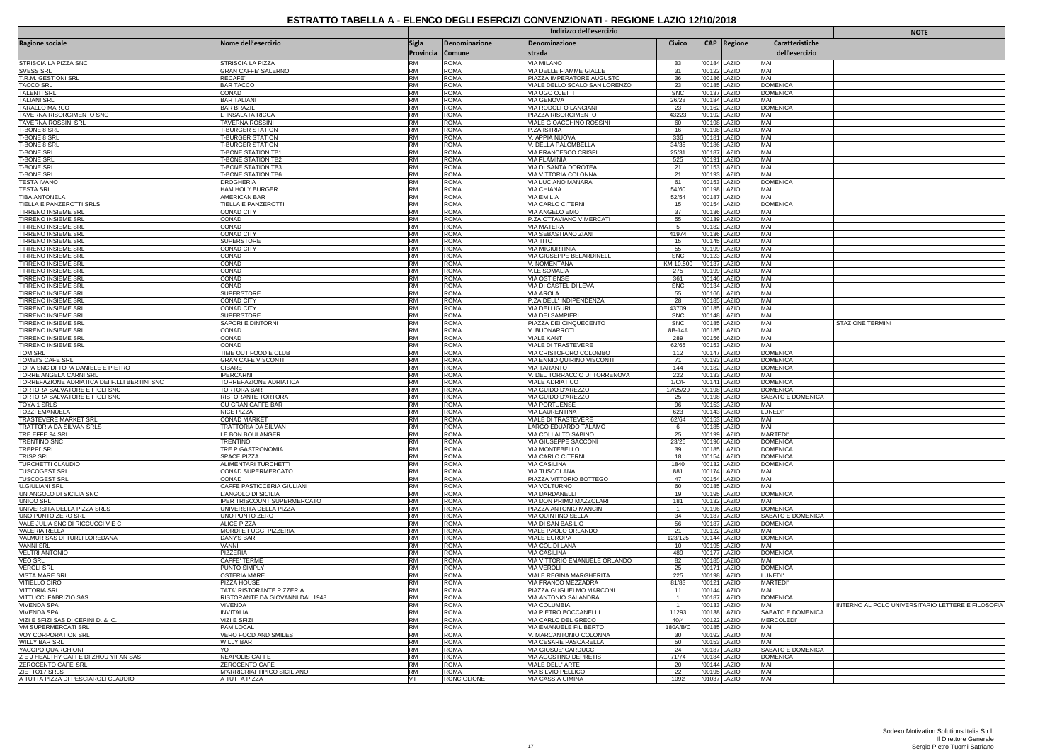# ESTRATTO TABELLA A - ELENCO DEGLI ESERCIZI CONVENZIONATI - REGIONE LAZIO 12/10/2018

| Ragione sociale | Nome dell'esercizio | Indirizzo dell'esercizio | | | | | | Caratteristiche dell'esercizio | NOTE |
|---|---|---|---|---|---|---|---|---|---|
| | | Sigla Provincia | Denominazione Comune | Denominazione strada | Civico | CAP | Regione | | |
| STRISCIA LA PIZZA SNC | STRISCIA LA PIZZA | RM | ROMA | VIA MILANO | 33 | '00184 | LAZIO | MAI | |
| SVESS SRL | GRAN CAFFE' SALERNO | RM | ROMA | VIA DELLE FIAMME GIALLE | 31 | '00122 | LAZIO | MAI | |
| T.R.M. GESTIONI SRL | RECAFE' | RM | ROMA | PIAZZA IMPERATORE AUGUSTO | 36 | '00186 | LAZIO | MAI | |
| TACCO SRL | BAR TACCO | RM | ROMA | VIALE DELLO SCALO SAN LORENZO | 23 | '00185 | LAZIO | DOMENICA | |
| TALENTI SRL | CONAD | RM | ROMA | VIA UGO OJETTI | SNC | '00137 | LAZIO | DOMENICA | |
| TALIANI SRL | BAR TALIANI | RM | ROMA | VIA GENOVA | 26/28 | '00184 | LAZIO | MAI | |
| TARALLO MARCO | BAR BRAZIL | RM | ROMA | VIA RODOLFO LANCIANI | 23 | '00162 | LAZIO | DOMENICA | |
| TAVERNA RISORGIMENTO SNC | L' INSALATA RICCA | RM | ROMA | PIAZZA RISORGIMENTO | 43223 | '00192 | LAZIO | MAI | |
| TAVERNA ROSSINI SRL | TAVERNA ROSSINI | RM | ROMA | VIALE GIOACCHINO ROSSINI | 60 | '00198 | LAZIO | MAI | |
| T-BONE 8 SRL | T-BURGER STATION | RM | ROMA | P.ZA ISTRIA | 16 | '00198 | LAZIO | MAI | |
| T-BONE 8 SRL | T-BURGER STATION | RM | ROMA | V. APPIA NUOVA | 336 | '00181 | LAZIO | MAI | |
| T-BONE 8 SRL | T-BURGER STATION | RM | ROMA | V. DELLA PALOMBELLA | 34/35 | '00186 | LAZIO | MAI | |
| T-BONE SRL | T-BONE STATION TB1 | RM | ROMA | VIA FRANCESCO CRISPI | 25/31 | '00187 | LAZIO | MAI | |
| T-BONE SRL | T-BONE STATION TB2 | RM | ROMA | VIA FLAMINIA | 525 | '00191 | LAZIO | MAI | |
| T-BONE SRL | T-BONE STATION TB3 | RM | ROMA | VIA DI SANTA DOROTEA | 21 | '00153 | LAZIO | MAI | |
| T-BONE SRL | T-BONE STATION TB6 | RM | ROMA | VIA VITTORIA COLONNA | 21 | '00193 | LAZIO | MAI | |
| TESTA IVANO | DROGHERIA | RM | ROMA | VIA LUCIANO MANARA | 61 | '00153 | LAZIO | DOMENICA | |
| TESTA SRL | HAM HOLY BURGER | RM | ROMA | VIA CHIANA | 54/60 | '00198 | LAZIO | MAI | |
| TIBA ANTONELA | AMERICAN BAR | RM | ROMA | VIA EMILIA | 52/54 | '00187 | LAZIO | MAI | |
| TIELLA E PANZEROTTI SRLS | TIELLA E PANZEROTTI | RM | ROMA | VIA CARLO CITERNI | 15 | '00154 | LAZIO | DOMENICA | |
| TIRRENO INSIEME SRL | CONAD CITY | RM | ROMA | VIA ANGELO EMO | 37 | '00136 | LAZIO | MAI | |
| TIRRENO INSIEME SRL | CONAD | RM | ROMA | P.ZA OTTAVIANO VIMERCATI | 55 | '00139 | LAZIO | MAI | |
| TIRRENO INSIEME SRL | CONAD | RM | ROMA | VIA MATERA | 5 | '00182 | LAZIO | MAI | |
| TIRRENO INSIEME SRL | CONAD CITY | RM | ROMA | VIA SEBASTIANO ZIANI | 41974 | '00136 | LAZIO | MAI | |
| TIRRENO INSIEME SRL | SUPERSTORE | RM | ROMA | VIA TITO | 15 | '00145 | LAZIO | MAI | |
| TIRRENO INSIEME SRL | CONAD CITY | RM | ROMA | VIA MIGIURTINIA | 55 | '00199 | LAZIO | MAI | |
| TIRRENO INSIEME SRL | CONAD | RM | ROMA | VIA GIUSEPPE BELARDINELLI | SNC | '00123 | LAZIO | MAI | |
| TIRRENO INSIEME SRL | CONAD | RM | ROMA | V. NOMENTANA | KM 10.500 | '00137 | LAZIO | MAI | |
| TIRRENO INSIEME SRL | CONAD | RM | ROMA | V.LE SOMALIA | 275 | '00199 | LAZIO | MAI | |
| TIRRENO INSIEME SRL | CONAD | RM | ROMA | VIA OSTIENSE | 361 | '00146 | LAZIO | MAI | |
| TIRRENO INSIEME SRL | CONAD | RM | ROMA | VIA DI CASTEL DI LEVA | SNC | '00134 | LAZIO | MAI | |
| TIRRENO INSIEME SRL | SUPERSTORE | RM | ROMA | VIA AROLA | 55 | '00166 | LAZIO | MAI | |
| TIRRENO INSIEME SRL | CONAD CITY | RM | ROMA | P.ZA DELL' INDIPENDENZA | 28 | '00185 | LAZIO | MAI | |
| TIRRENO INSIEME SRL | CONAD CITY | RM | ROMA | VIA DEI LIGURI | 43709 | '00185 | LAZIO | MAI | |
| TIRRENO INSIEME SRL | SUPERSTORE | RM | ROMA | VIA DEI SAMPIERI | SNC | '00148 | LAZIO | MAI | |
| TIRRENO INSIEME SRL | SAPORI E DINTORNI | RM | ROMA | PIAZZA DEI CINQUECENTO | SNC | '00185 | LAZIO | MAI | STAZIONE TERMINI |
| TIRRENO INSIEME SRL | CONAD | RM | ROMA | V. BUONARROTI | 8B-14A | '00185 | LAZIO | MAI | |
| TIRRENO INSIEME SRL | CONAD | RM | ROMA | VIALE KANT | 289 | '00156 | LAZIO | MAI | |
| TIRRENO INSIEME SRL | CONAD | RM | ROMA | VIALE DI TRASTEVERE | 62/65 | '00153 | LAZIO | MAI | |
| TOM SRL | TIME OUT FOOD E CLUB | RM | ROMA | VIA CRISTOFORO COLOMBO | 112 | '00147 | LAZIO | DOMENICA | |
| TOMEI'S CAFE SRL | GRAN CAFE VISCONTI | RM | ROMA | VIA ENNIO QUIRINO VISCONTI | 71 | '00193 | LAZIO | DOMENICA | |
| TOPA SNC DI TOPA DANIELE E PIETRO | CIBARE | RM | ROMA | VIA TARANTO | 144 | '00182 | LAZIO | DOMENICA | |
| TORRE ANGELA CARNI SRL | IPERCARNI | RM | ROMA | V. DEL TORRACCIO DI TORRENOVA | 222 | '00133 | LAZIO | MAI | |
| TORREFAZIONE ADRIATICA DEI F.LLI BERTINI SNC | TORREFAZIONE ADRIATICA | RM | ROMA | VIALE ADRIATICO | 1/C/F | '00141 | LAZIO | DOMENICA | |
| TORTORA SALVATORE E FIGLI SNC | TORTORA BAR | RM | ROMA | VIA GUIDO D'AREZZO | 17/25/29 | '00198 | LAZIO | DOMENICA | |
| TORTORA SALVATORE E FIGLI SNC | RISTORANTE TORTORA | RM | ROMA | VIA GUIDO D'AREZZO | 25 | '00198 | LAZIO | SABATO E DOMENICA | |
| TOYA 1 SRLS | GU GRAN CAFFE BAR | RM | ROMA | VIA PORTUENSE | 96 | '00153 | LAZIO | MAI | |
| TOZZI EMANUELA | NICE PIZZA | RM | ROMA | VIA LAURENTINA | 623 | '00143 | LAZIO | LUNEDI' | |
| TRASTEVERE MARKET SRL | CONAD MARKET | RM | ROMA | VIALE DI TRASTEVERE | 62/64 | '00153 | LAZIO | MAI | |
| TRATTORIA DA SILVAN SRLS | TRATTORIA DA SILVAN | RM | ROMA | LARGO EDUARDO TALAMO | 6 | '00185 | LAZIO | MAI | |
| TRE EFFE 94 SRL | LE BON BOULANGER | RM | ROMA | VIA COLLALTO SABINO | 25 | '00199 | LAZIO | MARTEDI' | |
| TRENTINO SNC | TRENTINO | RM | ROMA | VIA GIUSEPPE SACCONI | 23/25 | '00196 | LAZIO | DOMENICA | |
| TREPPI' SRL | TRE P GASTRONOMIA | RM | ROMA | VIA MONTEBELLO | 39 | '00185 | LAZIO | DOMENICA | |
| TRISP SRL | SPACE PIZZA | RM | ROMA | VIA CARLO CITERNI | 18 | '00154 | LAZIO | DOMENICA | |
| TURCHETTI CLAUDIO | ALIMENTARI TURCHETTI | RM | ROMA | VIA CASILINA | 1840 | '00132 | LAZIO | DOMENICA | |
| TUSCOGEST SRL | CONAD SUPERMERCATO | RM | ROMA | VIA TUSCOLANA | 881 | '00174 | LAZIO | MAI | |
| TUSCOGEST SRL | CONAD | RM | ROMA | PIAZZA VITTORIO BOTTEGO | 47 | '00154 | LAZIO | MAI | |
| U.GIULIANI SRL | CAFFE' PASTICCERIA GIULIANI | RM | ROMA | VIA VOLTURNO | 60 | '00185 | LAZIO | MAI | |
| UN ANGOLO DI SICILIA SNC | L'ANGOLO DI SICILIA | RM | ROMA | VIA DARDANELLI | 19 | '00195 | LAZIO | DOMENICA | |
| UNICO SRL | IPER TRISCOUNT SUPERMERCATO | RM | ROMA | VIA DON PRIMO MAZZOLARI | 181 | '00132 | LAZIO | MAI | |
| UNIVERSITA DELLA PIZZA SRLS | UNIVERSITA DELLA PIZZA | RM | ROMA | PIAZZA ANTONIO MANCINI | 1 | '00196 | LAZIO | DOMENICA | |
| UNO PUNTO ZERO SRL | UNO PUNTO ZERO | RM | ROMA | VIA QUINTINO SELLA | 34 | '00187 | LAZIO | SABATO E DOMENICA | |
| VALE JULIA SNC DI RICCUCCI V E C. | ALICE PIZZA | RM | ROMA | VIA DI SAN BASILIO | 56 | '00187 | LAZIO | DOMENICA | |
| VALERIA RELLA | MORDI E FUGGI PIZZERIA | RM | ROMA | VIALE PAOLO ORLANDO | 21 | '00122 | LAZIO | MAI | |
| VALMUR SAS DI TURLI LOREDANA | DANY'S BAR | RM | ROMA | VIALE EUROPA | 123/125 | '00144 | LAZIO | DOMENICA | |
| VANNI SRL | VANNI | RM | ROMA | VIA COL DI LANA | 10 | '00195 | LAZIO | MAI | |
| VELTRI ANTONIO | PIZZERIA | RM | ROMA | VIA CASILINA | 489 | '00177 | LAZIO | DOMENICA | |
| VEO SRL | CAFFE' TERME | RM | ROMA | VIA VITTORIO EMANUELE ORLANDO | 82 | '00185 | LAZIO | MAI | |
| VEROLI SRL | PUNTO SIMPLY | RM | ROMA | VIA VEROLI | 25 | '00171 | LAZIO | DOMENICA | |
| VISTA MARE SRL | OSTERIA MARE | RM | ROMA | VIALE REGINA MARGHERITA | 225 | '00198 | LAZIO | LUNEDI' | |
| VITIELLO CIRO | PIZZA HOUSE | RM | ROMA | VIA FRANCO MEZZADRA | 81/83 | '00121 | LAZIO | MARTEDI' | |
| VITTORIA SRL | TATA' RISTORANTE PIZZERIA | RM | ROMA | PIAZZA GUGLIELMO MARCONI | 11 | '00144 | LAZIO | MAI | |
| VITTUCCI FABRIZIO SAS | RISTORANTE DA GIOVANNI DAL 1948 | RM | ROMA | VIA ANTONIO SALANDRA | 1 | '00187 | LAZIO | DOMENICA | |
| VIVENDA SPA | VIVENDA | RM | ROMA | VIA COLUMBIA | 1 | '00133 | LAZIO | MAI | INTERNO AL POLO UNIVERSITARIO LETTERE E FILOSOFIA |
| VIVENDA SPA | INVITALIA | RM | ROMA | VIA PIETRO BOCCANELLI | 11293 | '00138 | LAZIO | SABATO E DOMENICA | |
| VIZI E SFIZI SAS DI CERINI D. & C. | VIZI E SFIZI | RM | ROMA | VIA CARLO DEL GRECO | 40/4 | '00122 | LAZIO | MERCOLEDI' | |
| VM SUPERMERCATI SRL | PAM LOCAL | RM | ROMA | VIA EMANUELE FILIBERTO | 180A/B/C | '00185 | LAZIO | MAI | |
| VOY CORPORATION SRL | VERO FOOD AND SMILES | RM | ROMA | V. MARCANTONIO COLONNA | 30 | '00192 | LAZIO | MAI | |
| WILLY BAR SRL | WILLY BAR | RM | ROMA | VIA CESARE PASCARELLA | 50 | '00153 | LAZIO | MAI | |
| YACOPO QUARCHIONI | YO | RM | ROMA | VIA GIOSUE' CARDUCCI | 24 | '00187 | LAZIO | SABATO E DOMENICA | |
| Z E J HEALTHY CAFFE DI ZHOU YIFAN SAS | NEAPOLIS CAFFE | RM | ROMA | VIA AGOSTINO DEPRETIS | 71/74 | '00184 | LAZIO | DOMENICA | |
| ZEROCENTO CAFE' SRL | ZEROCENTO CAFE | RM | ROMA | VIALE DELL' ARTE | 20 | '00144 | LAZIO | MAI | |
| ZIETTO17 SRLS | M'ARRICRIAI TIPICO SICILIANO | RM | ROMA | VIA SILVIO PELLICO | 22 | '00195 | LAZIO | MAI | |
| A TUTTA PIZZA DI PESCIAROLI CLAUDIO | A TUTTA PIZZA | VT | RONCIGLIONE | VIA CASSIA CIMINA | 1092 | '01037 | LAZIO | MAI | |

Sodexo Motivation Solutions Italia S.r.l.
Il Direttore Generale
Sergio Pietro Tuomi Satriano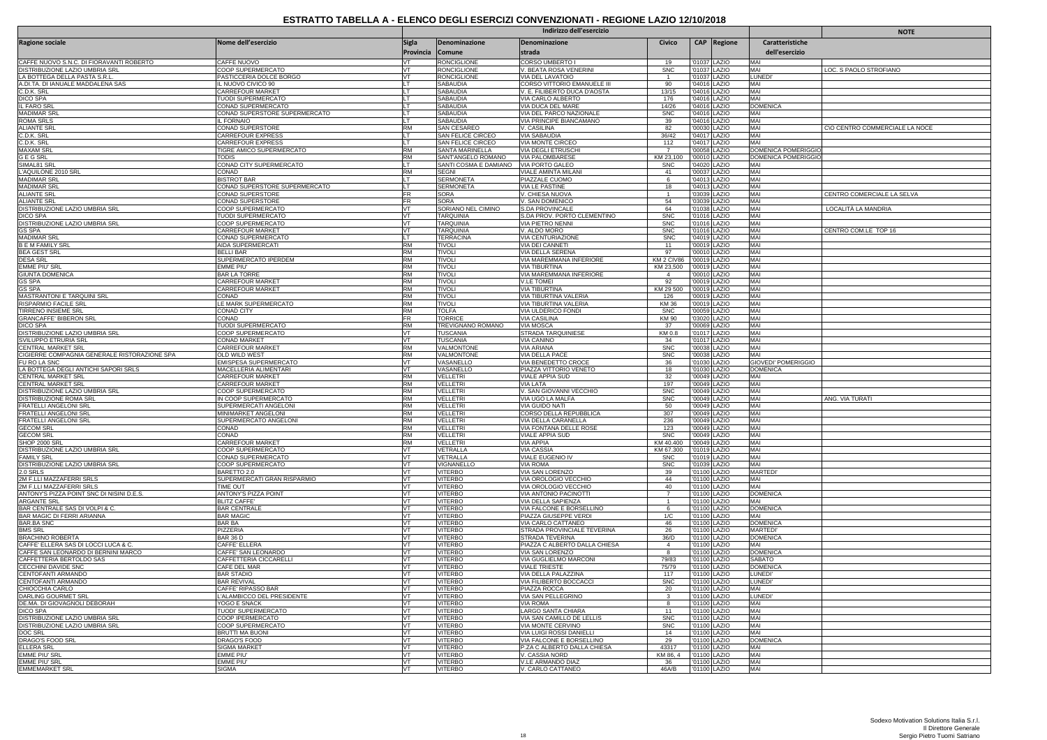# ESTRATTO TABELLA A - ELENCO DEGLI ESERCIZI CONVENZIONATI - REGIONE LAZIO 12/10/2018

| Ragione sociale | Nome dell'esercizio | Indirizzo dell'esercizio | | | | | | Caratteristiche dell'esercizio | NOTE |
|---|---|---|---|---|---|---|---|---|---|
| | | Sigla Provincia | Denominazione Comune | Denominazione strada | Civico | CAP | Regione | | |
| CAFFE NUOVO S.N.C. DI FIORAVANTI ROBERTO | CAFFE NUOVO | VT | RONCIGLIONE | CORSO UMBERTO I | 19 | '01037 | LAZIO | MAI | |
| DISTRIBUZIONE LAZIO UMBRIA SRL | COOP SUPERMERCATO | VT | RONCIGLIONE | V. BEATA ROSA VENERINI | SNC | '01037 | LAZIO | MAI | LOC. S PAOLO STROFIANO |
| LA BOTTEGA DELLA PASTA S.R.L. | PASTICCERIA DOLCE BORGO | VT | RONCIGLIONE | VIA DEL LAVATOIO | 1 | '01037 | LAZIO | LUNEDI' | |
| A.DI.TA. DI IANUALE MADDALENA SAS | IL NUOVO CIVICO 90 | LT | SABAUDIA | CORSO VITTORIO EMANUELE III | 90 | '04016 | LAZIO | MAI | |
| C.D.K. SRL | CARREFOUR MARKET | LT | SABAUDIA | V. E. FILIBERTO DUCA D'AOSTA | 13/15 | '04016 | LAZIO | MAI | |
| DICO SPA | TUODI SUPERMERCATO | LT | SABAUDIA | VIA CARLO ALBERTO | 176 | '04016 | LAZIO | MAI | |
| IL FARO SRL | CONAD SUPERMERCATO | LT | SABAUDIA | VIA DUCA DEL MARE | 14/26 | '04016 | LAZIO | DOMENICA | |
| MADIMAR SRL | CONAD SUPERSTORE SUPERMERCATO | LT | SABAUDIA | VIA DEL PARCO NAZIONALE | SNC | '04016 | LAZIO | MAI | |
| ROMA SRLS | IL FORNAIO | LT | SABAUDIA | VIA PRINCIPE BIANCAMANO | 39 | '04016 | LAZIO | MAI | |
| ALIANTE SRL | CONAD SUPERSTORE | RM | SAN CESAREO | V. CASILINA | 82 | '00030 | LAZIO | MAI | C\O CENTRO COMMERCIALE LA NOCE |
| C.D.K. SRL | CARREFOUR EXPRESS | LT | SAN FELICE CIRCEO | VIA SABAUDIA | 36/42 | '04017 | LAZIO | MAI | |
| C.D.K. SRL | CARREFOUR EXPRESS | LT | SAN FELICE CIRCEO | VIA MONTE CIRCEO | 112 | '04017 | LAZIO | MAI | |
| MAXAM SRL | TIGRE AMICO SUPERMERCATO | RM | SANTA MARINELLA | VIA DEGLI ETRUSCHI | 7 | '00058 | LAZIO | DOMENICA POMERIGGIO | |
| G E G SRL | TODIS | RM | SANT'ANGELO ROMANO | VIA PALOMBARESE | KM 23,100 | '00010 | LAZIO | DOMENICA POMERIGGIO | |
| SIMAL81 SRL | CONAD CITY SUPERMERCATO | LT | SANTI COSMA E DAMIANO | VIA PORTO GALEO | SNC | '04020 | LAZIO | MAI | |
| L'AQUILONE 2010 SRL | CONAD | RM | SEGNI | VIALE AMINTA MILANI | 41 | '00037 | LAZIO | MAI | |
| MADIMAR SRL | BISTROT BAR | LT | SERMONETA | PIAZZALE CUOMO | 6 | '04013 | LAZIO | MAI | |
| MADIMAR SRL | CONAD SUPERSTORE SUPERMERCATO | LT | SERMONETA | VIA LE PASTINE | 18 | '04013 | LAZIO | MAI | |
| ALIANTE SRL | CONAD SUPERSTORE | FR | SORA | V. CHIESA NUOVA | 1 | '03039 | LAZIO | MAI | CENTRO COMERCIALE LA SELVA |
| ALIANTE SRL | CONAD SUPERSTORE | FR | SORA | V. SAN DOMENICO | 54 | '03039 | LAZIO | MAI | |
| DISTRIBUZIONE LAZIO UMBRIA SRL | COOP SUPERMERCATO | VT | SORIANO NEL CIMINO | S.DA PROVINCALE | 64 | '01038 | LAZIO | MAI | LOCALITÀ LA MANDRIA |
| DICO SPA | TUODI SUPERMERCATO | VT | TARQUINIA | S.DA PROV. PORTO CLEMENTINO | SNC | '01016 | LAZIO | MAI | |
| DISTRIBUZIONE LAZIO UMBRIA SRL | COOP SUPERMERCATO | VT | TARQUINIA | VIA PIETRO NENNI | SNC | '01016 | LAZIO | MAI | |
| GS SPA | CARREFOUR MARKET | VT | TARQUINIA | V. ALDO MORO | SNC | '01016 | LAZIO | MAI | CENTRO COM.LE TOP 16 |
| MADIMAR SRL | CONAD SUPERMERCATO | LT | TERRACINA | VIA CENTURIAZIONE | SNC | '04019 | LAZIO | MAI | |
| B E M FAMILY SRL | AIDA SUPERMERCATI | RM | TIVOLI | VIA DEI CANNETI | 11 | '00019 | LAZIO | MAI | |
| BEA GEST SRL | BELLI BAR | RM | TIVOLI | VIA DELLA SERENA | 97 | '00010 | LAZIO | MAI | |
| DESA SRL | SUPERMERCATO IPERDEM | RM | TIVOLI | VIA MAREMMANA INFERIORE | KM 2 CIV86 | '00019 | LAZIO | MAI | |
| EMME PIU' SRL | EMME PIU' | RM | TIVOLI | VIA TIBURTINA | KM 23,500 | '00019 | LAZIO | MAI | |
| GIUNTA DOMENICA | BAR LA TORRE | RM | TIVOLI | VIA MAREMMANA INFERIORE | 4 | '00010 | LAZIO | MAI | |
| GS SPA | CARREFOUR MARKET | RM | TIVOLI | V.LE TOMEI | 92 | '00019 | LAZIO | MAI | |
| GS SPA | CARREFOUR MARKET | RM | TIVOLI | VIA TIBURTINA | KM 29 500 | '00019 | LAZIO | MAI | |
| MASTRANTONI E TARQUINI SRL | CONAD | RM | TIVOLI | VIA TIBURTINA VALERIA | 126 | '00019 | LAZIO | MAI | |
| RISPARMIO FACILE SRL | LE MARK SUPERMERCATO | RM | TIVOLI | VIA TIBURTINA VALERIA | KM 36 | '00019 | LAZIO | MAI | |
| TIRRENO INSIEME SRL | CONAD CITY | RM | TOLFA | VIA ULDERICO FONDI | SNC | '00059 | LAZIO | MAI | |
| GRANCAFFE' BIBERON SRL | CONAD | FR | TORRICE | VIA CASILINA | KM 90 | '03020 | LAZIO | MAI | |
| DICO SPA | TUODI SUPERMERCATO | RM | TREVIGNANO ROMANO | VIA MOSCA | 37 | '00069 | LAZIO | MAI | |
| DISTRIBUZIONE LAZIO UMBRIA SRL | COOP SUPERMERCATO | VT | TUSCANIA | STRADA TARQUINIESE | KM 0.8 | '01017 | LAZIO | MAI | |
| SVILUPPO ETRURIA SRL | CONAD MARKET | VT | TUSCANIA | VIA CANINO | 34 | '01017 | LAZIO | MAI | |
| CENTRAL MARKET SRL | CARREFOUR MARKET | RM | VALMONTONE | VIA ARIANA | SNC | '00038 | LAZIO | MAI | |
| CIGIERRE COMPAGNIA GENERALE RISTORAZIONE SPA | OLD WILD WEST | RM | VALMONTONE | VIA DELLA PACE | SNC | '00038 | LAZIO | MAI | |
| FU RO LA SNC | EMISPESA SUPERMERCATO | VT | VASANELLO | VIA BENEDETTO CROCE | 36 | '01030 | LAZIO | GIOVEDI' POMERIGGIO | |
| LA BOTTEGA DEGLI ANTICHI SAPORI SRLS | MACELLERIA ALIMENTARI | VT | VASANELLO | PIAZZA VITTORIO VENETO | 18 | '01030 | LAZIO | DOMENICA | |
| CENTRAL MARKET SRL | CARREFOUR MARKET | RM | VELLETRI | VIALE APPIA SUD | 32 | '00049 | LAZIO | MAI | |
| CENTRAL MARKET SRL | CARREFOUR MARKET | RM | VELLETRI | VIA LATA | 197 | '00049 | LAZIO | MAI | |
| DISTRIBUZIONE LAZIO UMBRIA SRL | COOP SUPERMERCATO | RM | VELLETRI | V. SAN GIOVANNI VECCHIO | SNC | '00049 | LAZIO | MAI | |
| DISTRIBUZIONE ROMA SRL | IN COOP SUPERMERCATO | RM | VELLETRI | VIA UGO LA MALFA | SNC | '00049 | LAZIO | MAI | ANG. VIA TURATI |
| FRATELLI ANGELONI SRL | SUPERMERCATI ANGELONI | RM | VELLETRI | VIA GUIDO NATI | 50 | '00049 | LAZIO | MAI | |
| FRATELLI ANGELONI SRL | MINIMARKET ANGELONI | RM | VELLETRI | CORSO DELLA REPUBBLICA | 307 | '00049 | LAZIO | MAI | |
| FRATELLI ANGELONI SRL | SUPERMERCATO ANGELONI | RM | VELLETRI | VIA DELLA CARANELLA | 236 | '00049 | LAZIO | MAI | |
| GECOM SRL | CONAD | RM | VELLETRI | VIA FONTANA DELLE ROSE | 123 | '00049 | LAZIO | MAI | |
| GECOM SRL | CONAD | RM | VELLETRI | VIALE APPIA SUD | SNC | '00049 | LAZIO | MAI | |
| SHOP 2000 SRL | CARREFOUR MARKET | RM | VELLETRI | VIA APPIA | KM 40.400 | '00049 | LAZIO | MAI | |
| DISTRIBUZIONE LAZIO UMBRIA SRL | COOP SUPERMERCATO | VT | VETRALLA | VIA CASSIA | KM 67.300 | '01019 | LAZIO | MAI | |
| FAMILY SRL | CONAD SUPERMERCATO | VT | VETRALLA | VIALE EUGENIO IV | SNC | '01019 | LAZIO | MAI | |
| DISTRIBUZIONE LAZIO UMBRIA SRL | COOP SUPERMERCATO | VT | VIGNANELLO | VIA ROMA | SNC | '01039 | LAZIO | MAI | |
| 2.0 SRLS | BARETTO 2.0 | VT | VITERBO | VIA SAN LORENZO | 39 | '01100 | LAZIO | MARTEDI' | |
| 2M F.LLI MAZZAFERRI SRLS | SUPERMERCATI GRAN RISPARMIO | VT | VITERBO | VIA OROLOGIO VECCHIO | 44 | '01100 | LAZIO | MAI | |
| 2M F.LLI MAZZAFERRI SRLS | TIME OUT | VT | VITERBO | VIA OROLOGIO VECCHIO | 40 | '01100 | LAZIO | MAI | |
| ANTONY'S PIZZA POINT SNC DI NISINI D.E.S. | ANTONY'S PIZZA POINT | VT | VITERBO | VIA ANTONIO PACINOTTI | 7 | '01100 | LAZIO | DOMENICA | |
| ARGANTE SRL | BLITZ CAFFE' | VT | VITERBO | VIA DELLA SAPIENZA | 1 | '01100 | LAZIO | MAI | |
| BAR CENTRALE SAS DI VOLPI & C. | BAR CENTRALE | VT | VITERBO | VIA FALCONE E BORSELLINO | 6 | '01100 | LAZIO | DOMENICA | |
| BAR MAGIC DI FERRI ARIANNA | BAR MAGIC | VT | VITERBO | PIAZZA GIUSEPPE VERDI | 1/C | '01100 | LAZIO | MAI | |
| BAR.BA SNC | BAR BA | VT | VITERBO | VIA CARLO CATTANEO | 46 | '01100 | LAZIO | DOMENICA | |
| BMS SRL | PIZZERIA | VT | VITERBO | STRADA PROVINCIALE TEVERINA | 26 | '01100 | LAZIO | MARTEDI' | |
| BRACHINO ROBERTA | BAR 36 D | VT | VITERBO | STRADA TEVERINA | 36/D | '01100 | LAZIO | DOMENICA | |
| CAFFE' ELLERA SAS DI LOCCI LUCA & C. | CAFFE' ELLERA | VT | VITERBO | PIAZZA C.ALBERTO DALLA CHIESA | 4 | '01100 | LAZIO | MAI | |
| CAFFE SAN LEONARDO DI BERNINI MARCO | CAFFE' SAN LEONARDO | VT | VITERBO | VIA SAN LORENZO | 8 | '01100 | LAZIO | DOMENICA | |
| CAFFETTERIA BERTOLDO SAS | CAFFETTERIA CICCARELLI | VT | VITERBO | VIA GUGLIELMO MARCONI | 79/83 | '01100 | LAZIO | SABATO | |
| CECCHINI DAVIDE SNC | CAFE DEL MAR | VT | VITERBO | VIALE TRIESTE | 75/79 | '01100 | LAZIO | DOMENICA | |
| CENTOFANTI ARMANDO | BAR STADIO | VT | VITERBO | VIA DELLA PALAZZINA | 117 | '01100 | LAZIO | LUNEDI' | |
| CENTOFANTI ARMANDO | BAR REVIVAL | VT | VITERBO | VIA FILIBERTO BOCCACCI | SNC | '01100 | LAZIO | LUNEDI' | |
| CHIOCCHIA CARLO | CAFFE' RIPASSO BAR | VT | VITERBO | PIAZZA ROCCA | 20 | '01100 | LAZIO | MAI | |
| DARLING GOURMET SRL | L'ALAMBICCO DEL PRESIDENTE | VT | VITERBO | VIA SAN PELLEGRINO | 3 | '01100 | LAZIO | LUNEDI' | |
| DE.MA. DI GIOVAGNOLI DEBORAH | YOGO E SNACK | VT | VITERBO | VIA ROMA | 8 | '01100 | LAZIO | MAI | |
| DICO SPA | TUODI' SUPERMERCATO | VT | VITERBO | LARGO SANTA CHIARA | 11 | '01100 | LAZIO | MAI | |
| DISTRIBUZIONE LAZIO UMBRIA SRL | COOP IPERMERCATO | VT | VITERBO | VIA SAN CAMILLO DE LELLIS | SNC | '01100 | LAZIO | MAI | |
| DISTRIBUZIONE LAZIO UMBRIA SRL | COOP SUPERMERCATO | VT | VITERBO | VIA MONTE CERVINO | SNC | '01100 | LAZIO | MAI | |
| DOC SRL | BRUTTI MA BUONI | VT | VITERBO | VIA LUIGI ROSSI DANIELLI | 14 | '01100 | LAZIO | MAI | |
| DRAGO'S FOOD SRL | DRAGO'S FOOD | VT | VITERBO | VIA FALCONE E BORSELLINO | 29 | '01100 | LAZIO | DOMENICA | |
| ELLERA SRL | SIGMA MARKET | VT | VITERBO | P.ZA C ALBERTO DALLA CHIESA | 43317 | '01100 | LAZIO | MAI | |
| EMME PIU' SRL | EMME PIU' | VT | VITERBO | V. CASSIA NORD | KM 86, 4 | '01100 | LAZIO | MAI | |
| EMME PIU' SRL | EMME PIU' | VT | VITERBO | V.LE ARMANDO DIAZ | 36 | '01100 | LAZIO | MAI | |
| EMMEMARKET SRL | SIGMA | VT | VITERBO | V. CARLO CATTANEO | 46A/B | '01100 | LAZIO | MAI | |

Sodexo Motivation Solutions Italia S.r.l.
Il Direttore Generale
Sergio Pietro Tuomi Satriano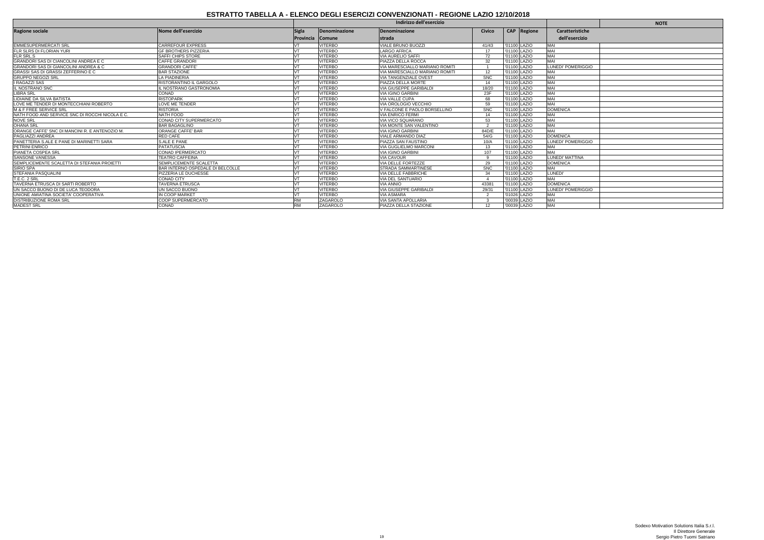# ESTRATTO TABELLA A - ELENCO DEGLI ESERCIZI CONVENZIONATI - REGIONE LAZIO 12/10/2018

| | | Indirizzo dell'esercizio | | | | | | | NOTE |
|---|---|---|---|---|---|---|---|---|---|
| Ragione sociale | Nome dell'esercizio | Sigla Provincia | Denominazione Comune | Denominazione strada | Civico | CAP | Regione | Caratteristiche dell'esercizio | |
| EMMESUPERMERCATI SRL | CARREFOUR EXPRESS | VT | VITERBO | VIALE BRUNO BUOZZI | 41/43 | '01100 | LAZIO | MAI | |
| FLR SLRS DI FLORIAN YURI | GF BROTHERS PIZZERIA | VT | VITERBO | LARGO AFRICA | 17 | '01100 | LAZIO | MAI | |
| FLR SRL.S | SAFFI CHIPS STORE | VT | VITERBO | VIA AURELIO SAFFI | 72 | '01100 | LAZIO | MAI | |
| GRANDORI SAS DI GIANCOLINI ANDREA E C | CAFFE GRANDORI | VT | VITERBO | PIAZZA DELLA ROCCA | 32 | '01100 | LAZIO | MAI | |
| GRANDORI SAS DI GIANCOLINI ANDREA & C | GRANDORI CAFFE' | VT | VITERBO | VIA MARESCIALLO MARIANO ROMITI | 1 | '01100 | LAZIO | LUNEDI' POMERIGGIO | |
| GRASSI SAS DI GRASSI ZEFFERINO E C | BAR STAZIONE | VT | VITERBO | VIA MARESCIALLO MARIANO ROMITI | 12 | '01100 | LAZIO | MAI | |
| GRUPPO NEGOZI SRL | LA PIADINERIA | VT | VITERBO | VIA TANGENZIALE OVEST | SNC | '01100 | LAZIO | MAI | |
| I RAGAZZI SAS | RISTORANTINO IL GARGOLO | VT | VITERBO | PIAZZA DELLA MORTE | 14 | '01100 | LAZIO | MAI | |
| IL NOSTRANO SNC | IL NOSTRANO GASTRONOMIA | VT | VITERBO | VIA GIUSEPPE GARIBALDI | 18/20 | '01100 | LAZIO | MAI | |
| LIBRA SRL | CONAD | VT | VITERBO | VIA IGINO GARBINI | 23F | '01100 | LAZIO | MAI | |
| LIDIAINE DA SILVA BATISTA | RISTOPARK | VT | VITERBO | VIA VALLE CUPA | 68 | '01100 | LAZIO | MAI | |
| LOVE ME TENDER DI MONTECCHIANI ROBERTO | LOVE ME TENDER | VT | VITERBO | VIA OROLOGIO VECCHIO | 59 | '01100 | LAZIO | MAI | |
| M & F FREE SERVICE SRL | RISTORIA | VT | VITERBO | V FALCONE E PAOLO BORSELLINO | SNC | '01100 | LAZIO | DOMENICA | |
| NATH FOOD AND SERVICE SNC DI ROCCHI NICOLA E C. | NATH FOOD | VT | VITERBO | VIA ENRICO FERMI | 14 | '01100 | LAZIO | MAI | |
| NOVE SRL | CONAD CITY SUPERMERCATO | VT | VITERBO | VIA VICO SQUARANO | 53 | '01100 | LAZIO | MAI | |
| OHANA SRL | BAR BAGAGLINO | VT | VITERBO | VIA MONTE SAN VALENTINO | 2 | '01100 | LAZIO | MAI | |
| ORANGE CAFFE' SNC DI MANCINI R. E ANTENOZIO M. | ORANGE CAFFE' BAR | VT | VITERBO | VIA IGINO GARBINI | 84D/E | '01100 | LAZIO | MAI | |
| PAGLIAZZI ANDREA | RED CAFE | VT | VITERBO | VIALE ARMANDO DIAZ | 54/G | '01100 | LAZIO | DOMENICA | |
| PANETTERIA S.ALE E PANE DI MARINETTI SARA | S.ALE E PANE | VT | VITERBO | PIAZZA SAN FAUSTINO | 10/A | '01100 | LAZIO | LUNEDI' POMERIGGIO | |
| PETRINI ENRICO | PATATUSCIA | VT | VITERBO | VIA GUGLIELMO MARCONI | 13 | '01100 | LAZIO | MAI | |
| PIANETA COSPEA SRL | CONAD IPERMERCATO | VT | VITERBO | VIA IGINO GARBINI | 107 | '01100 | LAZIO | MAI | |
| SANSONE VANESSA | TEATRO CAFFEINA | VT | VITERBO | VIA CAVOUR | 9 | '01100 | LAZIO | LUNEDI' MATTINA | |
| SEMPLICEMENTE SCALETTA DI STEFANIA PROIETTI | SEMPLICEMENTE SCALETTA | VT | VITERBO | VIA DELLE FORTEZZE | 29 | '01100 | LAZIO | DOMENICA | |
| SIRIO SPA | BAR INTERNO OSPEDALE DI BELCOLLE | VT | VITERBO | STRADA SAMMARTINESE | SNC | '01100 | LAZIO | MAI | |
| STEFANIA PASQUALINI | PIZZERIA LE DUCHESSE | VT | VITERBO | VIA DELLE FABBRICHE | 34 | '01100 | LAZIO | LUNEDI' | |
| T.E.C. 2 SRL | CONAD CITY | VT | VITERBO | VIA DEL SANTUARIO | 4 | '01100 | LAZIO | MAI | |
| TAVERNA ETRUSCA DI SARTI ROBERTO | TAVERNA ETRUSCA | VT | VITERBO | VIA ANNIO | 43381 | '01100 | LAZIO | DOMENICA | |
| UN SACCO BUONO DI DE LUCA TEODORA | UN SACCO BUONO | VT | VITERBO | VIA GIUSEPPE GARIBALDI | 29/31 | '01100 | LAZIO | LUNEDI' POMERIGGIO | |
| UNIONE AMIATINA SOCIETA' COOPERATIVA | IN COOP MARKET | VT | VITERBO | VIA ASMARA | 2 | '01026 | LAZIO | MAI | |
| DISTRIBUZIONE ROMA SRL | COOP SUPERMERCATO | RM | ZAGAROLO | VIA SANTA APOLLARIA | 3 | '00039 | LAZIO | MAI | |
| MADEST SRL | CONAD | RM | ZAGAROLO | PIAZZA DELLA STAZIONE | 12 | '00039 | LAZIO | MAI | |

Sodexo Motivation Solutions Italia S.r.l.
Il Direttore Generale
Sergio Pietro Tuomi Satriano